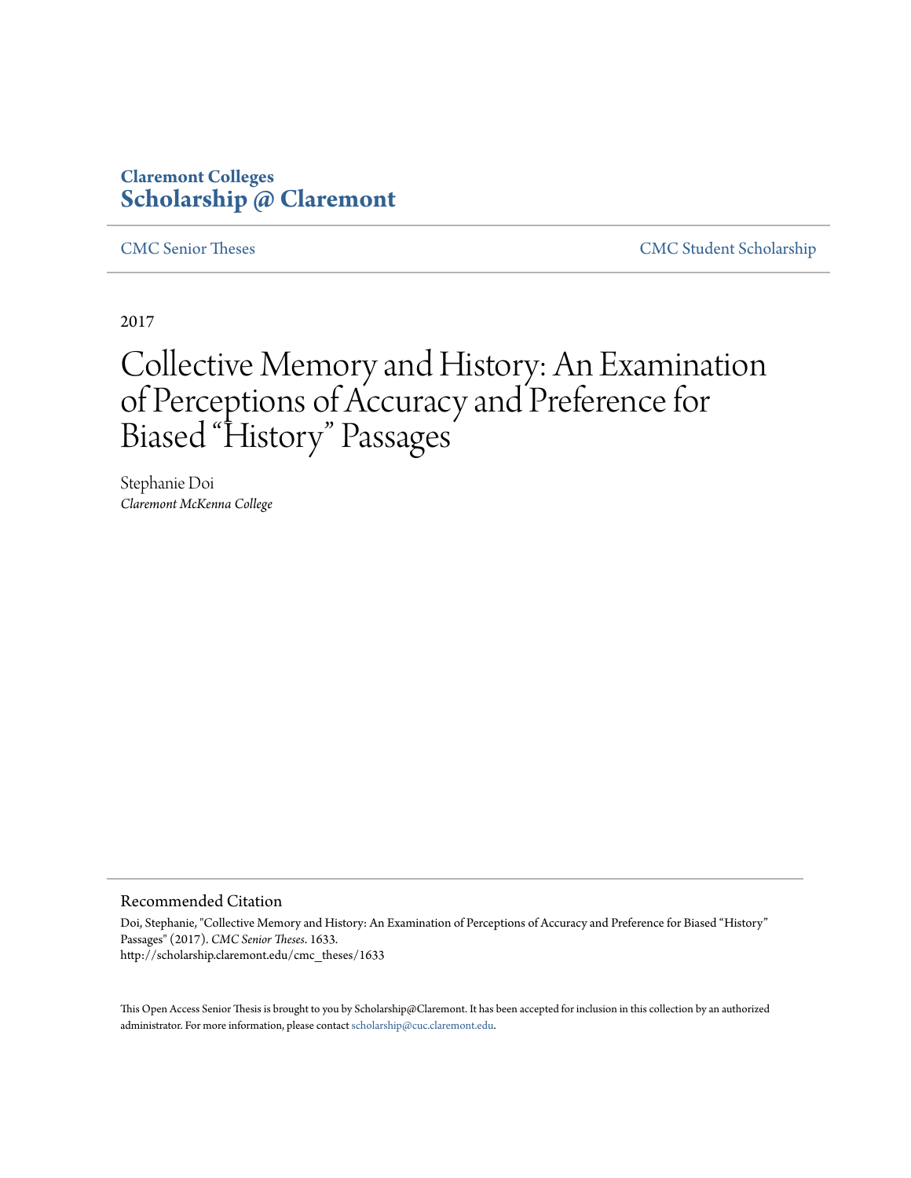Claremont Colleges
**Scholarship @ Claremont**

CMC Senior Theses | CMC Student Scholarship

2017

# Collective Memory and History: An Examination of Perceptions of Accuracy and Preference for Biased “History” Passages

Stephanie Doi
*Claremont McKenna College*

## Recommended Citation

Doi, Stephanie, "Collective Memory and History: An Examination of Perceptions of Accuracy and Preference for Biased “History” Passages" (2017). *CMC Senior Theses*. 1633.
http://scholarship.claremont.edu/cmc_theses/1633

This Open Access Senior Thesis is brought to you by Scholarship@Claremont. It has been accepted for inclusion in this collection by an authorized administrator. For more information, please contact scholarship@cuc.claremont.edu.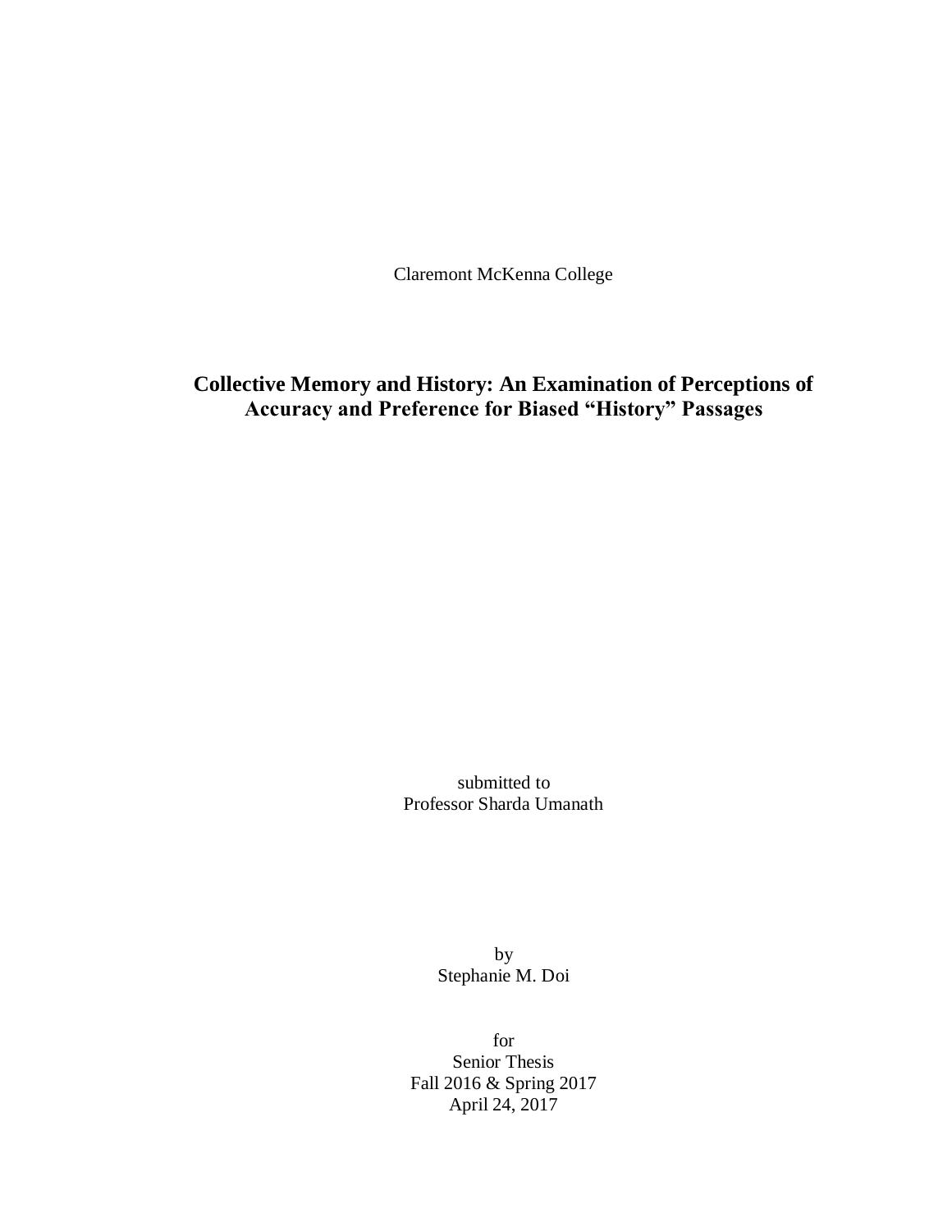Claremont McKenna College

# Collective Memory and History: An Examination of Perceptions of Accuracy and Preference for Biased "History" Passages

submitted to
Professor Sharda Umanath

by
Stephanie M. Doi

for
Senior Thesis
Fall 2016 & Spring 2017
April 24, 2017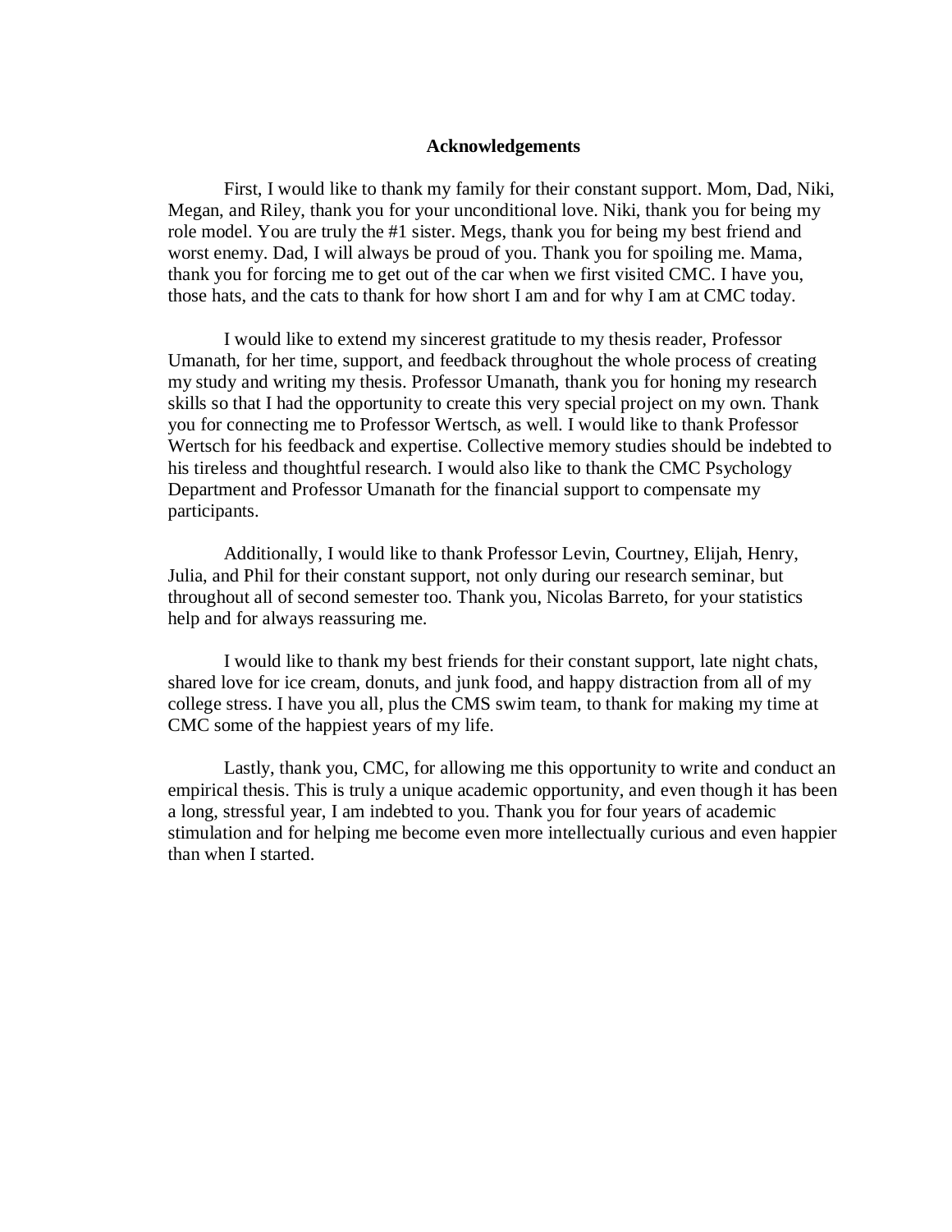## Acknowledgements

First, I would like to thank my family for their constant support. Mom, Dad, Niki, Megan, and Riley, thank you for your unconditional love. Niki, thank you for being my role model. You are truly the #1 sister. Megs, thank you for being my best friend and worst enemy. Dad, I will always be proud of you. Thank you for spoiling me. Mama, thank you for forcing me to get out of the car when we first visited CMC. I have you, those hats, and the cats to thank for how short I am and for why I am at CMC today.

I would like to extend my sincerest gratitude to my thesis reader, Professor Umanath, for her time, support, and feedback throughout the whole process of creating my study and writing my thesis. Professor Umanath, thank you for honing my research skills so that I had the opportunity to create this very special project on my own. Thank you for connecting me to Professor Wertsch, as well. I would like to thank Professor Wertsch for his feedback and expertise. Collective memory studies should be indebted to his tireless and thoughtful research. I would also like to thank the CMC Psychology Department and Professor Umanath for the financial support to compensate my participants.

Additionally, I would like to thank Professor Levin, Courtney, Elijah, Henry, Julia, and Phil for their constant support, not only during our research seminar, but throughout all of second semester too. Thank you, Nicolas Barreto, for your statistics help and for always reassuring me.

I would like to thank my best friends for their constant support, late night chats, shared love for ice cream, donuts, and junk food, and happy distraction from all of my college stress. I have you all, plus the CMS swim team, to thank for making my time at CMC some of the happiest years of my life.

Lastly, thank you, CMC, for allowing me this opportunity to write and conduct an empirical thesis. This is truly a unique academic opportunity, and even though it has been a long, stressful year, I am indebted to you. Thank you for four years of academic stimulation and for helping me become even more intellectually curious and even happier than when I started.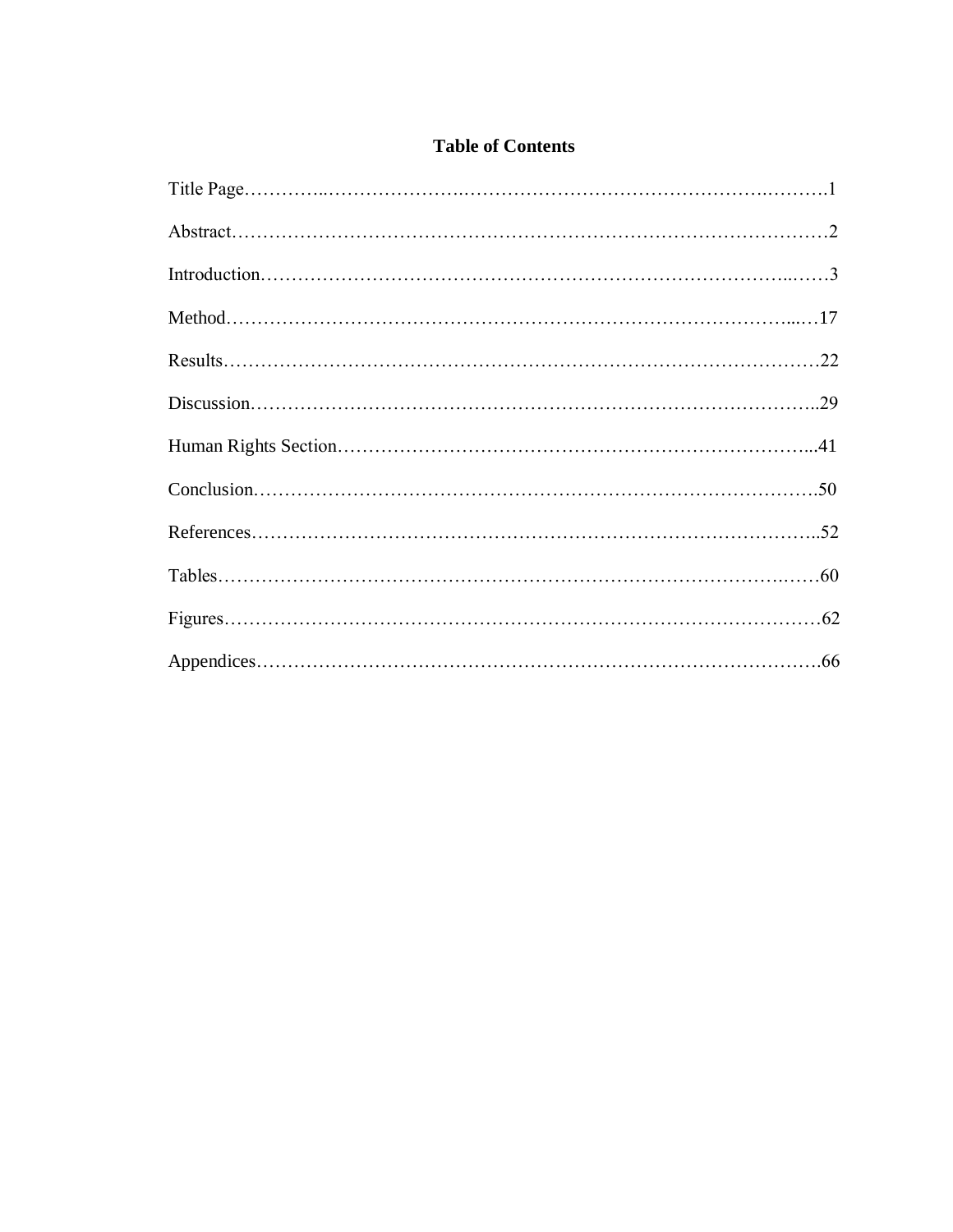# Table of Contents

Title Page…………..…………………..…………………………………………..……….1

Abstract…………………………………………………………………………………2

Introduction………………………………………………………………………..……3

Method……………………………………………………………………………...…17

Results…………………………………………………………………………………22

Discussion……………………………………………………………………………..29

Human Rights Section……………………………………………………………….....41

Conclusion…………………………………………………………………………….50

References……………………………………………………………………………..52

Tables…………………………………………………………………………….……60

Figures…………………………………………………………………………………62

Appendices……………………………………………………………………………66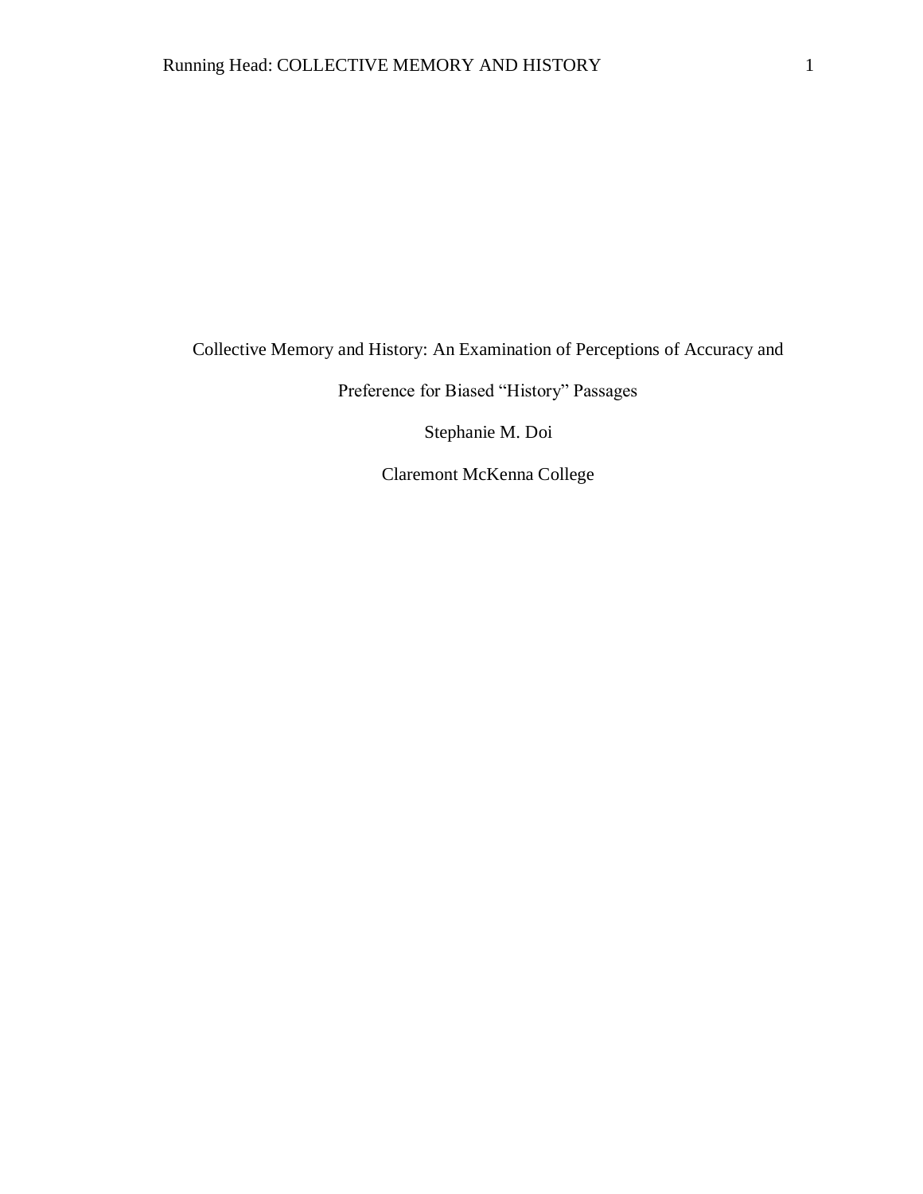Collective Memory and History: An Examination of Perceptions of Accuracy and Preference for Biased "History" Passages

Stephanie M. Doi

Claremont McKenna College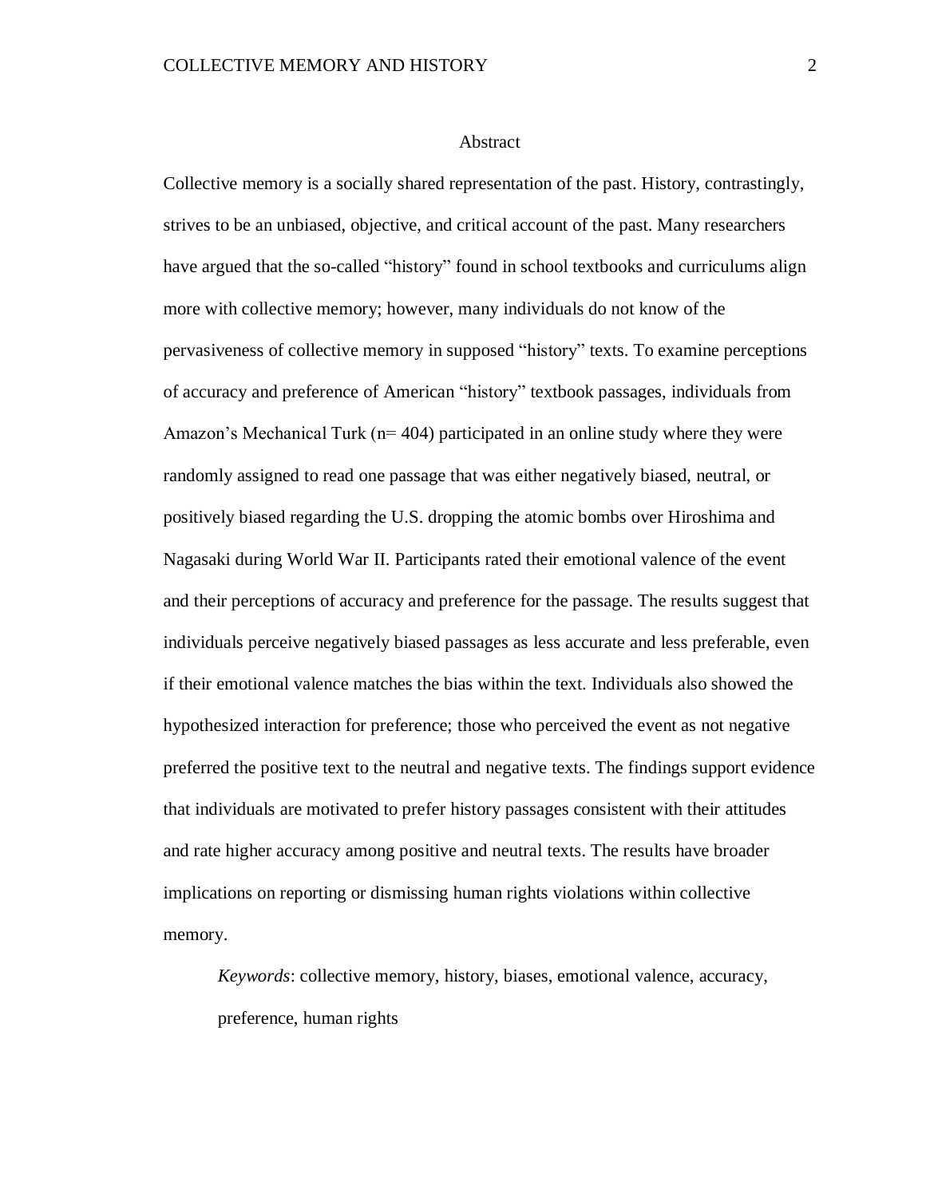# Abstract

Collective memory is a socially shared representation of the past. History, contrastingly, strives to be an unbiased, objective, and critical account of the past. Many researchers have argued that the so-called "history" found in school textbooks and curriculums align more with collective memory; however, many individuals do not know of the pervasiveness of collective memory in supposed "history" texts. To examine perceptions of accuracy and preference of American "history" textbook passages, individuals from Amazon's Mechanical Turk (n= 404) participated in an online study where they were randomly assigned to read one passage that was either negatively biased, neutral, or positively biased regarding the U.S. dropping the atomic bombs over Hiroshima and Nagasaki during World War II. Participants rated their emotional valence of the event and their perceptions of accuracy and preference for the passage. The results suggest that individuals perceive negatively biased passages as less accurate and less preferable, even if their emotional valence matches the bias within the text. Individuals also showed the hypothesized interaction for preference; those who perceived the event as not negative preferred the positive text to the neutral and negative texts. The findings support evidence that individuals are motivated to prefer history passages consistent with their attitudes and rate higher accuracy among positive and neutral texts. The results have broader implications on reporting or dismissing human rights violations within collective memory.

*Keywords*: collective memory, history, biases, emotional valence, accuracy, preference, human rights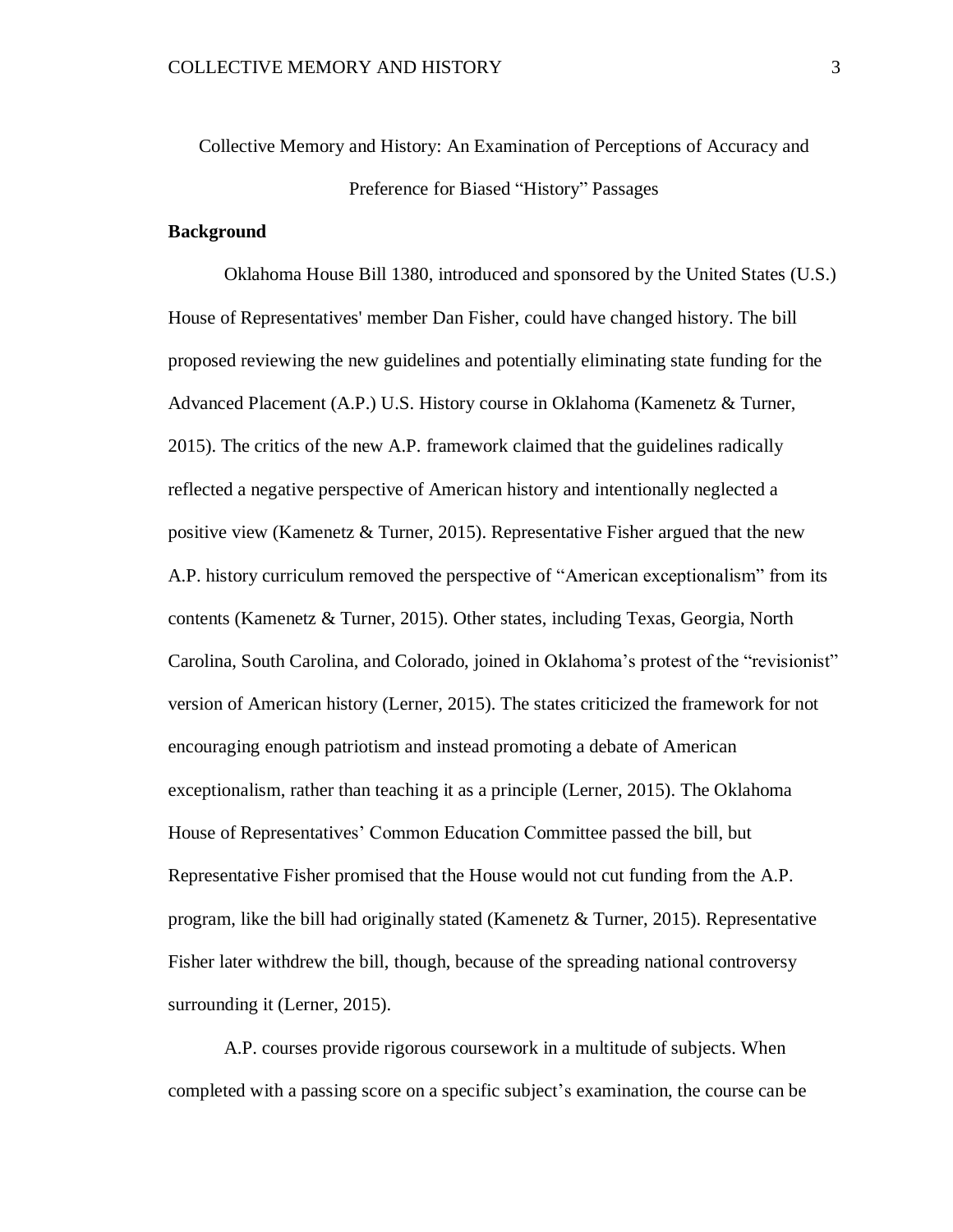Collective Memory and History: An Examination of Perceptions of Accuracy and Preference for Biased "History" Passages

## Background

Oklahoma House Bill 1380, introduced and sponsored by the United States (U.S.) House of Representatives' member Dan Fisher, could have changed history. The bill proposed reviewing the new guidelines and potentially eliminating state funding for the Advanced Placement (A.P.) U.S. History course in Oklahoma (Kamenetz & Turner, 2015). The critics of the new A.P. framework claimed that the guidelines radically reflected a negative perspective of American history and intentionally neglected a positive view (Kamenetz & Turner, 2015). Representative Fisher argued that the new A.P. history curriculum removed the perspective of "American exceptionalism" from its contents (Kamenetz & Turner, 2015). Other states, including Texas, Georgia, North Carolina, South Carolina, and Colorado, joined in Oklahoma's protest of the "revisionist" version of American history (Lerner, 2015). The states criticized the framework for not encouraging enough patriotism and instead promoting a debate of American exceptionalism, rather than teaching it as a principle (Lerner, 2015). The Oklahoma House of Representatives' Common Education Committee passed the bill, but Representative Fisher promised that the House would not cut funding from the A.P. program, like the bill had originally stated (Kamenetz & Turner, 2015). Representative Fisher later withdrew the bill, though, because of the spreading national controversy surrounding it (Lerner, 2015).

A.P. courses provide rigorous coursework in a multitude of subjects. When completed with a passing score on a specific subject's examination, the course can be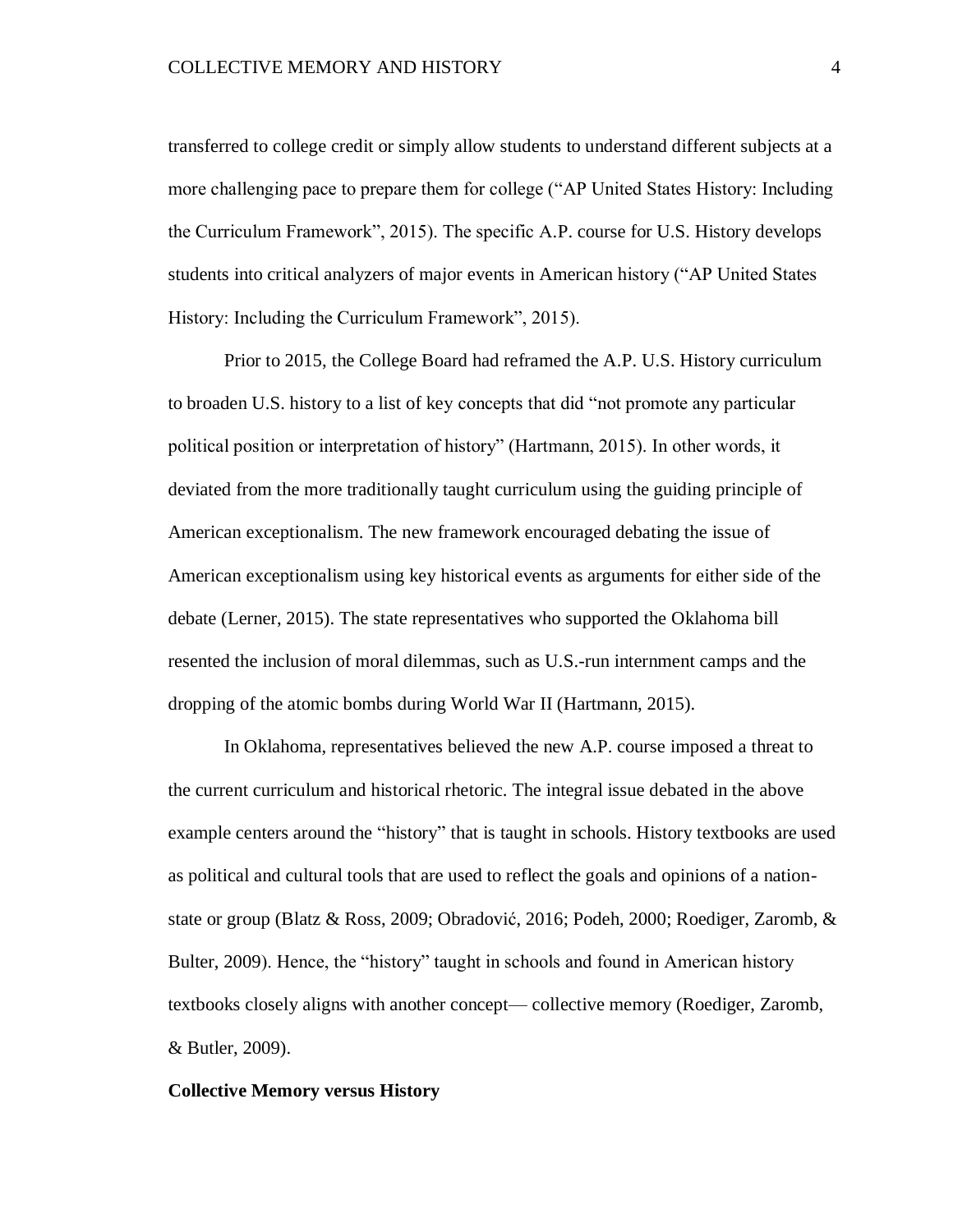transferred to college credit or simply allow students to understand different subjects at a more challenging pace to prepare them for college ("AP United States History: Including the Curriculum Framework", 2015). The specific A.P. course for U.S. History develops students into critical analyzers of major events in American history ("AP United States History: Including the Curriculum Framework", 2015).

Prior to 2015, the College Board had reframed the A.P. U.S. History curriculum to broaden U.S. history to a list of key concepts that did "not promote any particular political position or interpretation of history" (Hartmann, 2015). In other words, it deviated from the more traditionally taught curriculum using the guiding principle of American exceptionalism. The new framework encouraged debating the issue of American exceptionalism using key historical events as arguments for either side of the debate (Lerner, 2015). The state representatives who supported the Oklahoma bill resented the inclusion of moral dilemmas, such as U.S.-run internment camps and the dropping of the atomic bombs during World War II (Hartmann, 2015).

In Oklahoma, representatives believed the new A.P. course imposed a threat to the current curriculum and historical rhetoric. The integral issue debated in the above example centers around the "history" that is taught in schools. History textbooks are used as political and cultural tools that are used to reflect the goals and opinions of a nation-state or group (Blatz & Ross, 2009; Obradović, 2016; Podeh, 2000; Roediger, Zaromb, & Bulter, 2009). Hence, the "history" taught in schools and found in American history textbooks closely aligns with another concept— collective memory (Roediger, Zaromb, & Butler, 2009).

**Collective Memory versus History**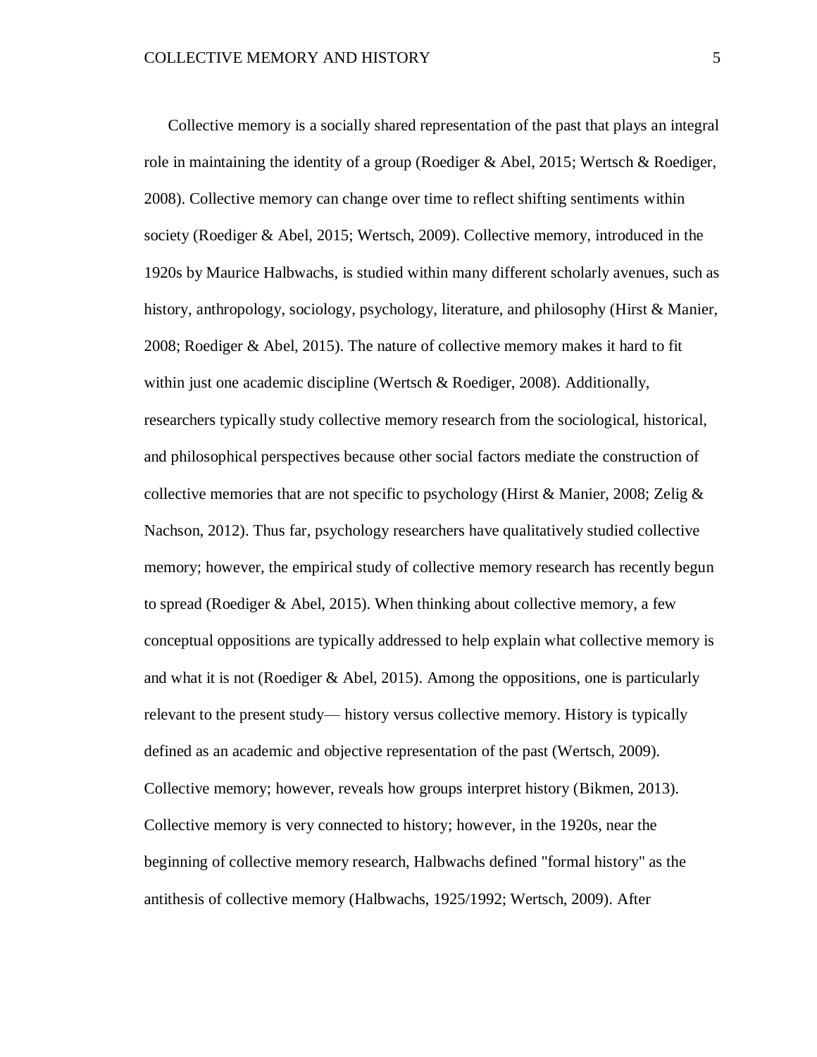Collective memory is a socially shared representation of the past that plays an integral role in maintaining the identity of a group (Roediger & Abel, 2015; Wertsch & Roediger, 2008). Collective memory can change over time to reflect shifting sentiments within society (Roediger & Abel, 2015; Wertsch, 2009). Collective memory, introduced in the 1920s by Maurice Halbwachs, is studied within many different scholarly avenues, such as history, anthropology, sociology, psychology, literature, and philosophy (Hirst & Manier, 2008; Roediger & Abel, 2015). The nature of collective memory makes it hard to fit within just one academic discipline (Wertsch & Roediger, 2008). Additionally, researchers typically study collective memory research from the sociological, historical, and philosophical perspectives because other social factors mediate the construction of collective memories that are not specific to psychology (Hirst & Manier, 2008; Zelig & Nachson, 2012). Thus far, psychology researchers have qualitatively studied collective memory; however, the empirical study of collective memory research has recently begun to spread (Roediger & Abel, 2015). When thinking about collective memory, a few conceptual oppositions are typically addressed to help explain what collective memory is and what it is not (Roediger & Abel, 2015). Among the oppositions, one is particularly relevant to the present study— history versus collective memory. History is typically defined as an academic and objective representation of the past (Wertsch, 2009). Collective memory; however, reveals how groups interpret history (Bikmen, 2013). Collective memory is very connected to history; however, in the 1920s, near the beginning of collective memory research, Halbwachs defined "formal history" as the antithesis of collective memory (Halbwachs, 1925/1992; Wertsch, 2009). After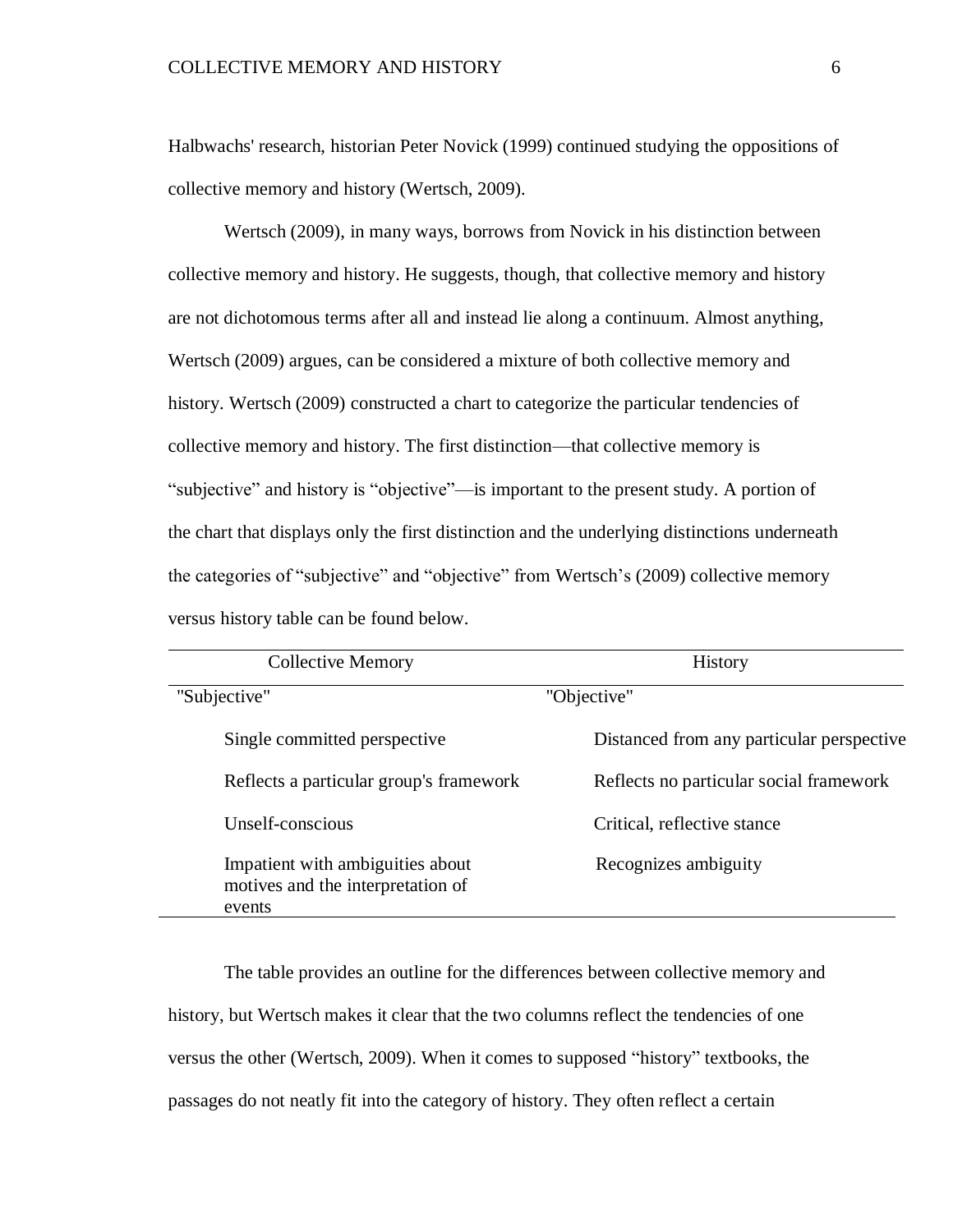Halbwachs' research, historian Peter Novick (1999) continued studying the oppositions of collective memory and history (Wertsch, 2009).

Wertsch (2009), in many ways, borrows from Novick in his distinction between collective memory and history. He suggests, though, that collective memory and history are not dichotomous terms after all and instead lie along a continuum. Almost anything, Wertsch (2009) argues, can be considered a mixture of both collective memory and history. Wertsch (2009) constructed a chart to categorize the particular tendencies of collective memory and history. The first distinction—that collective memory is "subjective" and history is "objective"—is important to the present study. A portion of the chart that displays only the first distinction and the underlying distinctions underneath the categories of "subjective" and "objective" from Wertsch's (2009) collective memory versus history table can be found below.

| Collective Memory | History |
|---|---|
| "Subjective" | "Objective" |
| Single committed perspective | Distanced from any particular perspective |
| Reflects a particular group's framework | Reflects no particular social framework |
| Unself-conscious | Critical, reflective stance |
| Impatient with ambiguities about motives and the interpretation of events | Recognizes ambiguity |

The table provides an outline for the differences between collective memory and history, but Wertsch makes it clear that the two columns reflect the tendencies of one versus the other (Wertsch, 2009). When it comes to supposed "history" textbooks, the passages do not neatly fit into the category of history. They often reflect a certain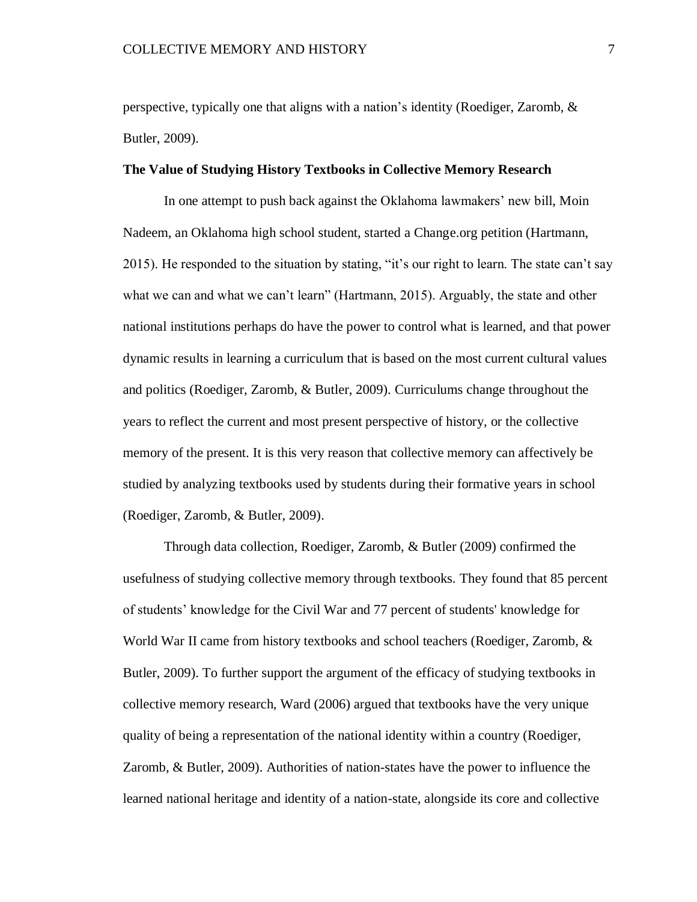perspective, typically one that aligns with a nation's identity (Roediger, Zaromb, & Butler, 2009).

**The Value of Studying History Textbooks in Collective Memory Research**

In one attempt to push back against the Oklahoma lawmakers' new bill, Moin Nadeem, an Oklahoma high school student, started a Change.org petition (Hartmann, 2015). He responded to the situation by stating, "it's our right to learn. The state can't say what we can and what we can't learn" (Hartmann, 2015). Arguably, the state and other national institutions perhaps do have the power to control what is learned, and that power dynamic results in learning a curriculum that is based on the most current cultural values and politics (Roediger, Zaromb, & Butler, 2009). Curriculums change throughout the years to reflect the current and most present perspective of history, or the collective memory of the present. It is this very reason that collective memory can affectively be studied by analyzing textbooks used by students during their formative years in school (Roediger, Zaromb, & Butler, 2009).

Through data collection, Roediger, Zaromb, & Butler (2009) confirmed the usefulness of studying collective memory through textbooks. They found that 85 percent of students' knowledge for the Civil War and 77 percent of students' knowledge for World War II came from history textbooks and school teachers (Roediger, Zaromb, & Butler, 2009). To further support the argument of the efficacy of studying textbooks in collective memory research, Ward (2006) argued that textbooks have the very unique quality of being a representation of the national identity within a country (Roediger, Zaromb, & Butler, 2009). Authorities of nation-states have the power to influence the learned national heritage and identity of a nation-state, alongside its core and collective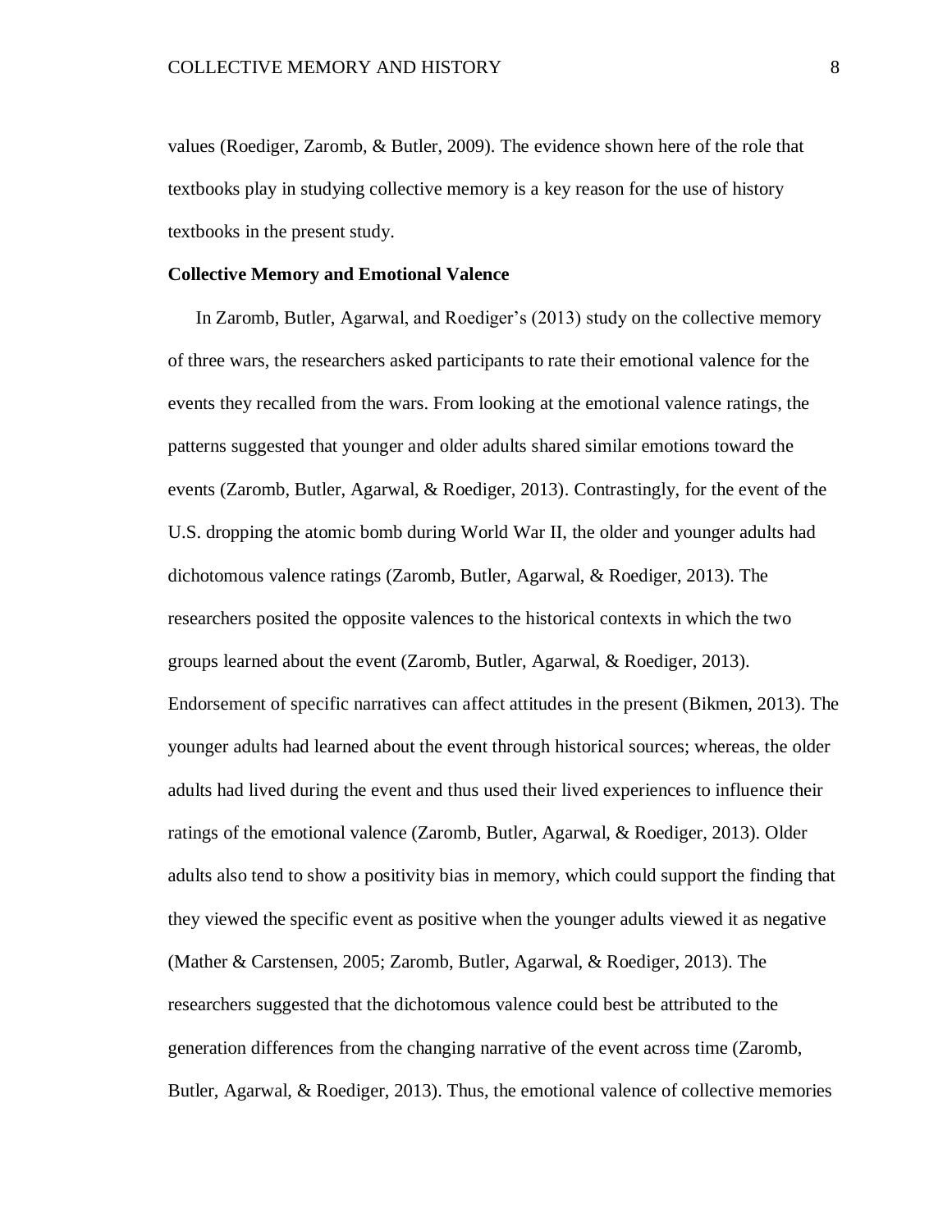values (Roediger, Zaromb, & Butler, 2009). The evidence shown here of the role that textbooks play in studying collective memory is a key reason for the use of history textbooks in the present study.

**Collective Memory and Emotional Valence**

In Zaromb, Butler, Agarwal, and Roediger's (2013) study on the collective memory of three wars, the researchers asked participants to rate their emotional valence for the events they recalled from the wars. From looking at the emotional valence ratings, the patterns suggested that younger and older adults shared similar emotions toward the events (Zaromb, Butler, Agarwal, & Roediger, 2013). Contrastingly, for the event of the U.S. dropping the atomic bomb during World War II, the older and younger adults had dichotomous valence ratings (Zaromb, Butler, Agarwal, & Roediger, 2013). The researchers posited the opposite valences to the historical contexts in which the two groups learned about the event (Zaromb, Butler, Agarwal, & Roediger, 2013). Endorsement of specific narratives can affect attitudes in the present (Bikmen, 2013). The younger adults had learned about the event through historical sources; whereas, the older adults had lived during the event and thus used their lived experiences to influence their ratings of the emotional valence (Zaromb, Butler, Agarwal, & Roediger, 2013). Older adults also tend to show a positivity bias in memory, which could support the finding that they viewed the specific event as positive when the younger adults viewed it as negative (Mather & Carstensen, 2005; Zaromb, Butler, Agarwal, & Roediger, 2013). The researchers suggested that the dichotomous valence could best be attributed to the generation differences from the changing narrative of the event across time (Zaromb, Butler, Agarwal, & Roediger, 2013). Thus, the emotional valence of collective memories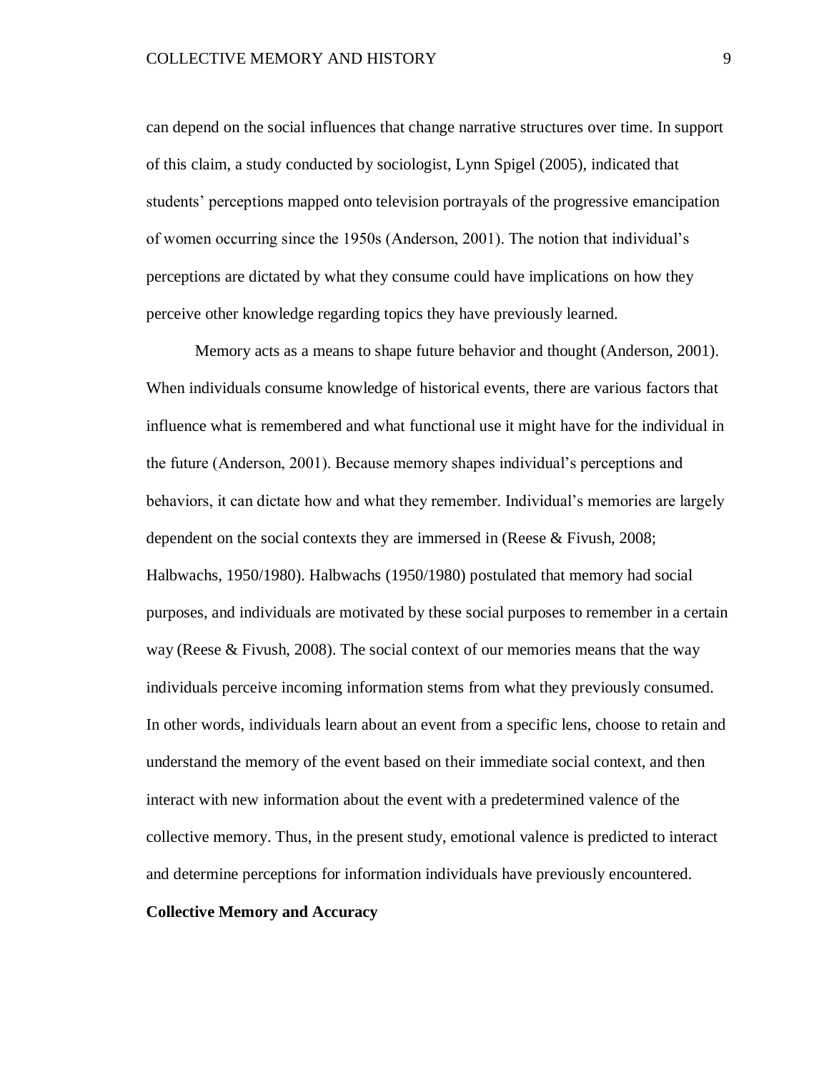can depend on the social influences that change narrative structures over time. In support of this claim, a study conducted by sociologist, Lynn Spigel (2005), indicated that students' perceptions mapped onto television portrayals of the progressive emancipation of women occurring since the 1950s (Anderson, 2001). The notion that individual's perceptions are dictated by what they consume could have implications on how they perceive other knowledge regarding topics they have previously learned.

Memory acts as a means to shape future behavior and thought (Anderson, 2001). When individuals consume knowledge of historical events, there are various factors that influence what is remembered and what functional use it might have for the individual in the future (Anderson, 2001). Because memory shapes individual's perceptions and behaviors, it can dictate how and what they remember. Individual's memories are largely dependent on the social contexts they are immersed in (Reese & Fivush, 2008; Halbwachs, 1950/1980). Halbwachs (1950/1980) postulated that memory had social purposes, and individuals are motivated by these social purposes to remember in a certain way (Reese & Fivush, 2008). The social context of our memories means that the way individuals perceive incoming information stems from what they previously consumed. In other words, individuals learn about an event from a specific lens, choose to retain and understand the memory of the event based on their immediate social context, and then interact with new information about the event with a predetermined valence of the collective memory. Thus, in the present study, emotional valence is predicted to interact and determine perceptions for information individuals have previously encountered.

## Collective Memory and Accuracy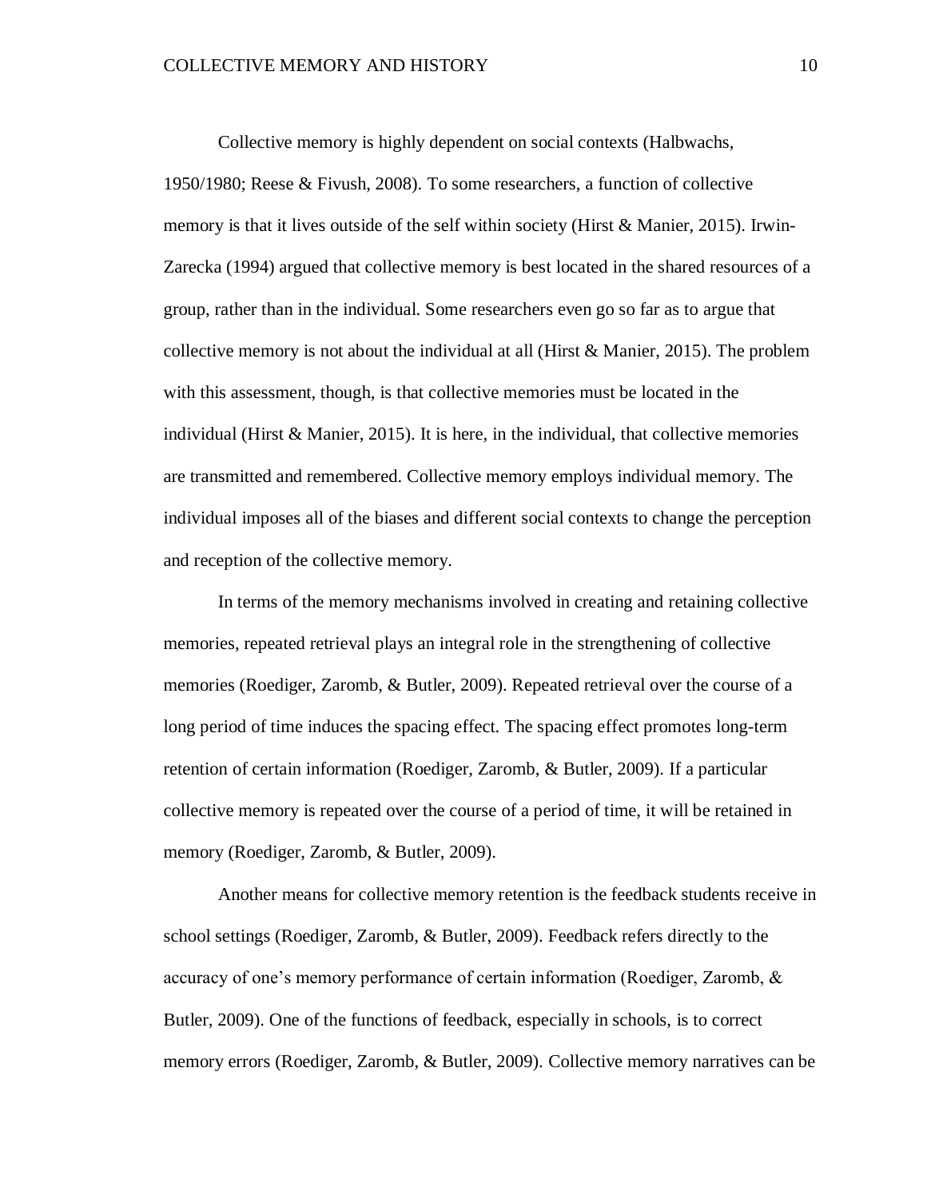Collective memory is highly dependent on social contexts (Halbwachs, 1950/1980; Reese & Fivush, 2008). To some researchers, a function of collective memory is that it lives outside of the self within society (Hirst & Manier, 2015). Irwin-Zarecka (1994) argued that collective memory is best located in the shared resources of a group, rather than in the individual. Some researchers even go so far as to argue that collective memory is not about the individual at all (Hirst & Manier, 2015). The problem with this assessment, though, is that collective memories must be located in the individual (Hirst & Manier, 2015). It is here, in the individual, that collective memories are transmitted and remembered. Collective memory employs individual memory. The individual imposes all of the biases and different social contexts to change the perception and reception of the collective memory.

In terms of the memory mechanisms involved in creating and retaining collective memories, repeated retrieval plays an integral role in the strengthening of collective memories (Roediger, Zaromb, & Butler, 2009). Repeated retrieval over the course of a long period of time induces the spacing effect. The spacing effect promotes long-term retention of certain information (Roediger, Zaromb, & Butler, 2009). If a particular collective memory is repeated over the course of a period of time, it will be retained in memory (Roediger, Zaromb, & Butler, 2009).

Another means for collective memory retention is the feedback students receive in school settings (Roediger, Zaromb, & Butler, 2009). Feedback refers directly to the accuracy of one's memory performance of certain information (Roediger, Zaromb, & Butler, 2009). One of the functions of feedback, especially in schools, is to correct memory errors (Roediger, Zaromb, & Butler, 2009). Collective memory narratives can be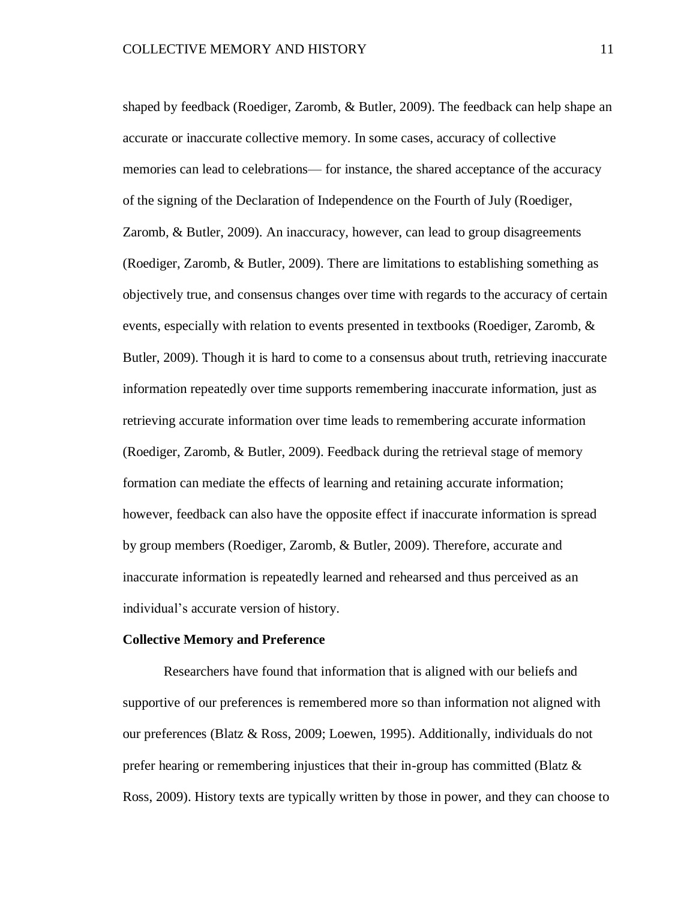shaped by feedback (Roediger, Zaromb, & Butler, 2009). The feedback can help shape an accurate or inaccurate collective memory. In some cases, accuracy of collective memories can lead to celebrations— for instance, the shared acceptance of the accuracy of the signing of the Declaration of Independence on the Fourth of July (Roediger, Zaromb, & Butler, 2009). An inaccuracy, however, can lead to group disagreements (Roediger, Zaromb, & Butler, 2009). There are limitations to establishing something as objectively true, and consensus changes over time with regards to the accuracy of certain events, especially with relation to events presented in textbooks (Roediger, Zaromb, & Butler, 2009). Though it is hard to come to a consensus about truth, retrieving inaccurate information repeatedly over time supports remembering inaccurate information, just as retrieving accurate information over time leads to remembering accurate information (Roediger, Zaromb, & Butler, 2009). Feedback during the retrieval stage of memory formation can mediate the effects of learning and retaining accurate information; however, feedback can also have the opposite effect if inaccurate information is spread by group members (Roediger, Zaromb, & Butler, 2009). Therefore, accurate and inaccurate information is repeatedly learned and rehearsed and thus perceived as an individual's accurate version of history.

**Collective Memory and Preference**

Researchers have found that information that is aligned with our beliefs and supportive of our preferences is remembered more so than information not aligned with our preferences (Blatz & Ross, 2009; Loewen, 1995). Additionally, individuals do not prefer hearing or remembering injustices that their in-group has committed (Blatz & Ross, 2009). History texts are typically written by those in power, and they can choose to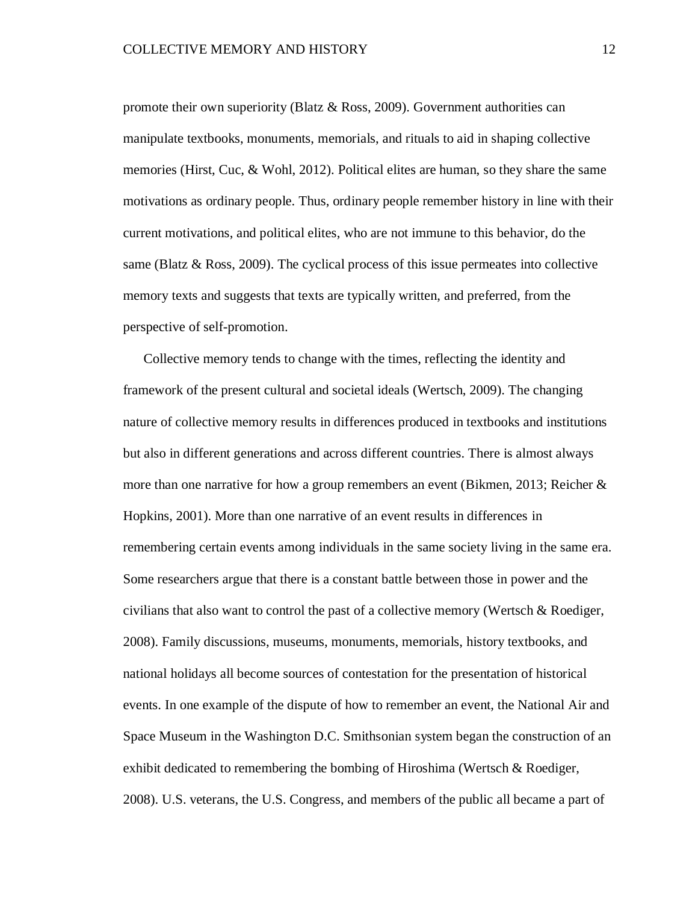promote their own superiority (Blatz & Ross, 2009). Government authorities can manipulate textbooks, monuments, memorials, and rituals to aid in shaping collective memories (Hirst, Cuc, & Wohl, 2012). Political elites are human, so they share the same motivations as ordinary people. Thus, ordinary people remember history in line with their current motivations, and political elites, who are not immune to this behavior, do the same (Blatz & Ross, 2009). The cyclical process of this issue permeates into collective memory texts and suggests that texts are typically written, and preferred, from the perspective of self-promotion.

Collective memory tends to change with the times, reflecting the identity and framework of the present cultural and societal ideals (Wertsch, 2009). The changing nature of collective memory results in differences produced in textbooks and institutions but also in different generations and across different countries. There is almost always more than one narrative for how a group remembers an event (Bikmen, 2013; Reicher & Hopkins, 2001). More than one narrative of an event results in differences in remembering certain events among individuals in the same society living in the same era. Some researchers argue that there is a constant battle between those in power and the civilians that also want to control the past of a collective memory (Wertsch & Roediger, 2008). Family discussions, museums, monuments, memorials, history textbooks, and national holidays all become sources of contestation for the presentation of historical events. In one example of the dispute of how to remember an event, the National Air and Space Museum in the Washington D.C. Smithsonian system began the construction of an exhibit dedicated to remembering the bombing of Hiroshima (Wertsch & Roediger, 2008). U.S. veterans, the U.S. Congress, and members of the public all became a part of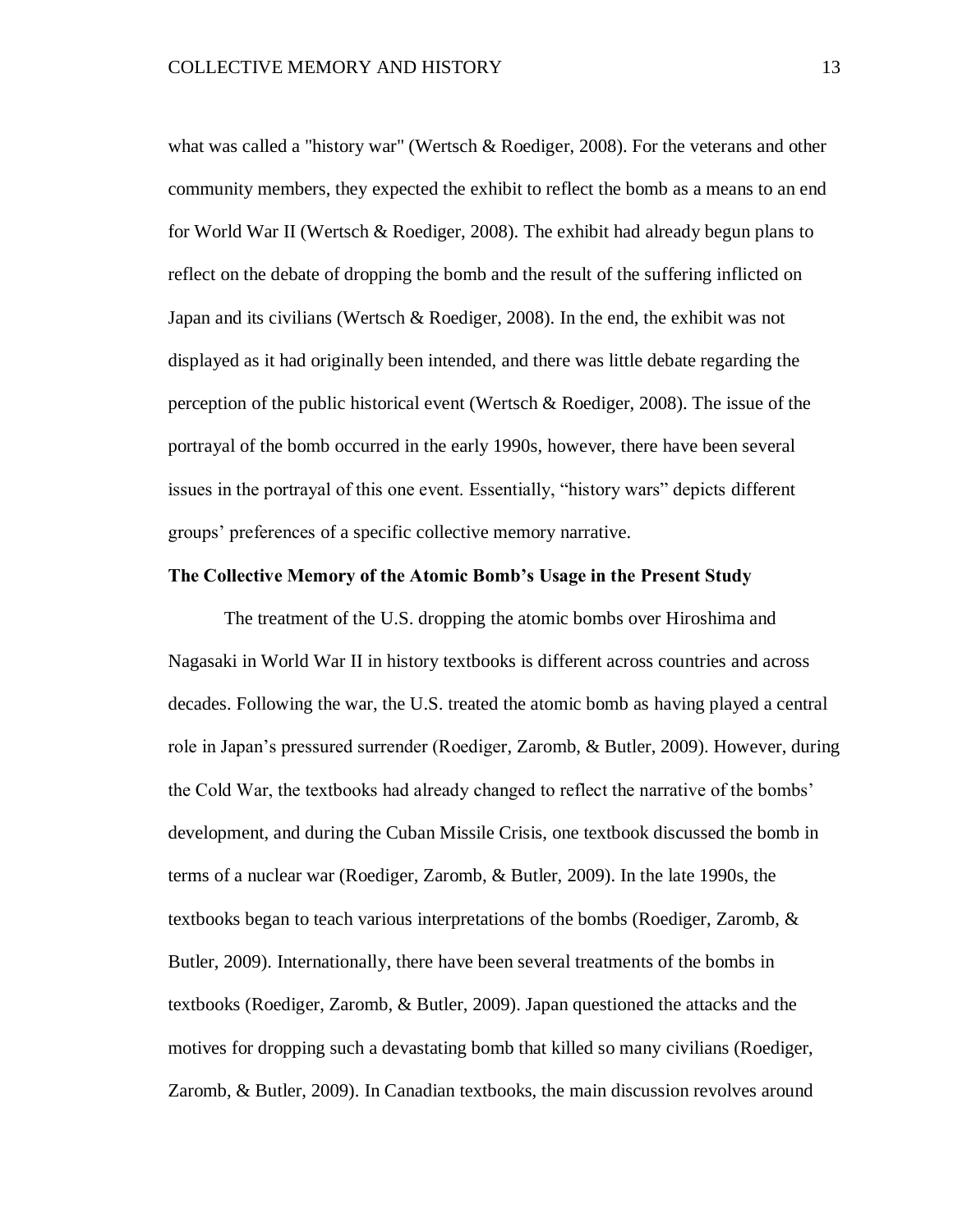what was called a "history war" (Wertsch & Roediger, 2008). For the veterans and other community members, they expected the exhibit to reflect the bomb as a means to an end for World War II (Wertsch & Roediger, 2008). The exhibit had already begun plans to reflect on the debate of dropping the bomb and the result of the suffering inflicted on Japan and its civilians (Wertsch & Roediger, 2008). In the end, the exhibit was not displayed as it had originally been intended, and there was little debate regarding the perception of the public historical event (Wertsch & Roediger, 2008). The issue of the portrayal of the bomb occurred in the early 1990s, however, there have been several issues in the portrayal of this one event. Essentially, "history wars" depicts different groups' preferences of a specific collective memory narrative.

**The Collective Memory of the Atomic Bomb's Usage in the Present Study**

The treatment of the U.S. dropping the atomic bombs over Hiroshima and Nagasaki in World War II in history textbooks is different across countries and across decades. Following the war, the U.S. treated the atomic bomb as having played a central role in Japan's pressured surrender (Roediger, Zaromb, & Butler, 2009). However, during the Cold War, the textbooks had already changed to reflect the narrative of the bombs' development, and during the Cuban Missile Crisis, one textbook discussed the bomb in terms of a nuclear war (Roediger, Zaromb, & Butler, 2009). In the late 1990s, the textbooks began to teach various interpretations of the bombs (Roediger, Zaromb, & Butler, 2009). Internationally, there have been several treatments of the bombs in textbooks (Roediger, Zaromb, & Butler, 2009). Japan questioned the attacks and the motives for dropping such a devastating bomb that killed so many civilians (Roediger, Zaromb, & Butler, 2009). In Canadian textbooks, the main discussion revolves around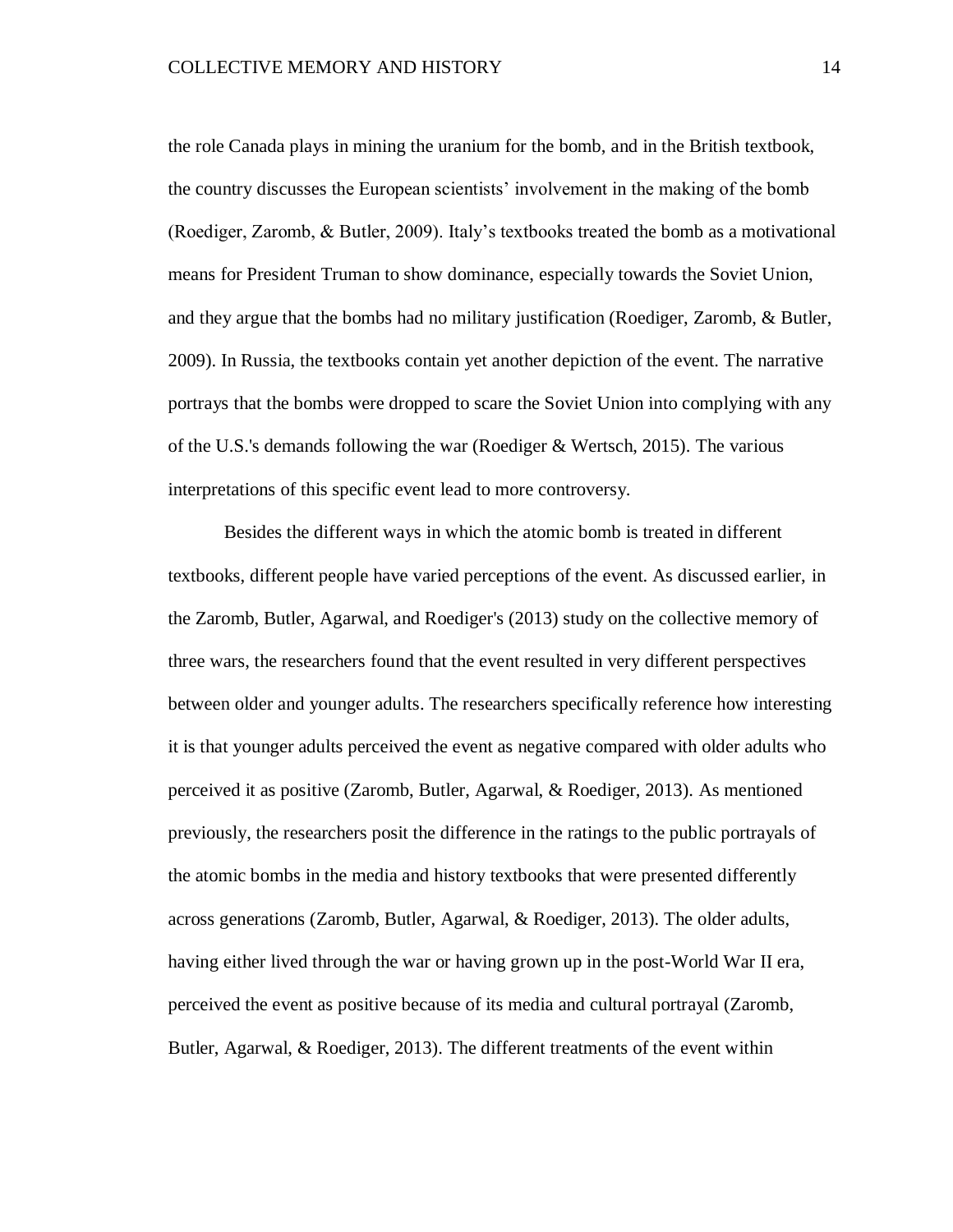the role Canada plays in mining the uranium for the bomb, and in the British textbook, the country discusses the European scientists' involvement in the making of the bomb (Roediger, Zaromb, & Butler, 2009). Italy's textbooks treated the bomb as a motivational means for President Truman to show dominance, especially towards the Soviet Union, and they argue that the bombs had no military justification (Roediger, Zaromb, & Butler, 2009). In Russia, the textbooks contain yet another depiction of the event. The narrative portrays that the bombs were dropped to scare the Soviet Union into complying with any of the U.S.'s demands following the war (Roediger & Wertsch, 2015). The various interpretations of this specific event lead to more controversy.

Besides the different ways in which the atomic bomb is treated in different textbooks, different people have varied perceptions of the event. As discussed earlier, in the Zaromb, Butler, Agarwal, and Roediger's (2013) study on the collective memory of three wars, the researchers found that the event resulted in very different perspectives between older and younger adults. The researchers specifically reference how interesting it is that younger adults perceived the event as negative compared with older adults who perceived it as positive (Zaromb, Butler, Agarwal, & Roediger, 2013). As mentioned previously, the researchers posit the difference in the ratings to the public portrayals of the atomic bombs in the media and history textbooks that were presented differently across generations (Zaromb, Butler, Agarwal, & Roediger, 2013). The older adults, having either lived through the war or having grown up in the post-World War II era, perceived the event as positive because of its media and cultural portrayal (Zaromb, Butler, Agarwal, & Roediger, 2013). The different treatments of the event within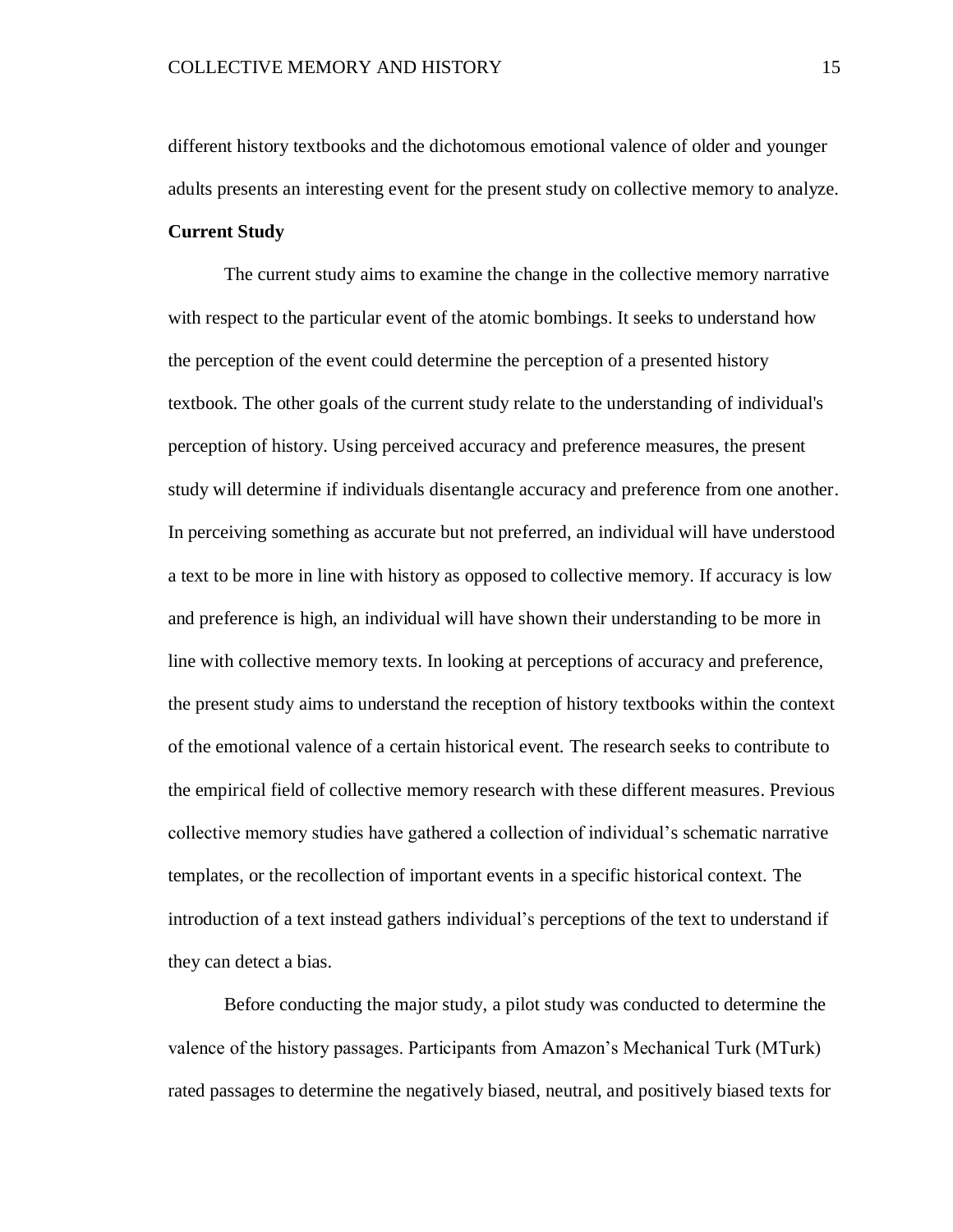different history textbooks and the dichotomous emotional valence of older and younger adults presents an interesting event for the present study on collective memory to analyze.

**Current Study**

The current study aims to examine the change in the collective memory narrative with respect to the particular event of the atomic bombings. It seeks to understand how the perception of the event could determine the perception of a presented history textbook. The other goals of the current study relate to the understanding of individual's perception of history. Using perceived accuracy and preference measures, the present study will determine if individuals disentangle accuracy and preference from one another. In perceiving something as accurate but not preferred, an individual will have understood a text to be more in line with history as opposed to collective memory. If accuracy is low and preference is high, an individual will have shown their understanding to be more in line with collective memory texts. In looking at perceptions of accuracy and preference, the present study aims to understand the reception of history textbooks within the context of the emotional valence of a certain historical event. The research seeks to contribute to the empirical field of collective memory research with these different measures. Previous collective memory studies have gathered a collection of individual's schematic narrative templates, or the recollection of important events in a specific historical context. The introduction of a text instead gathers individual's perceptions of the text to understand if they can detect a bias.

Before conducting the major study, a pilot study was conducted to determine the valence of the history passages. Participants from Amazon's Mechanical Turk (MTurk) rated passages to determine the negatively biased, neutral, and positively biased texts for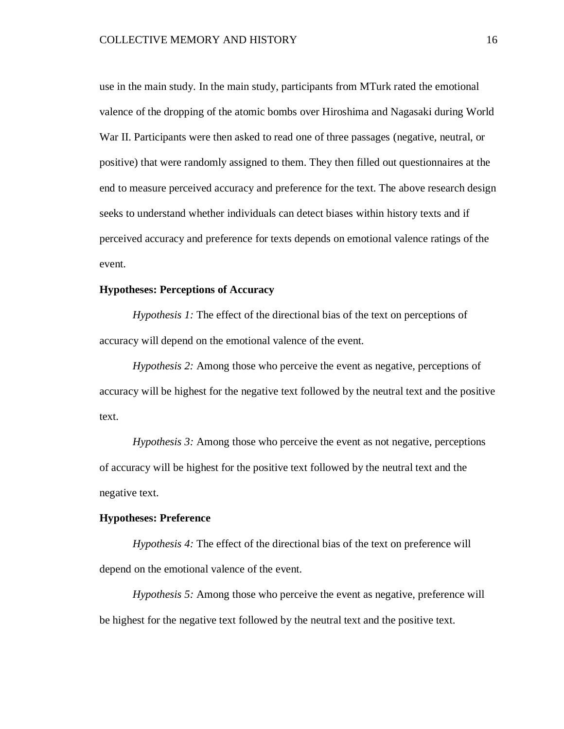use in the main study. In the main study, participants from MTurk rated the emotional valence of the dropping of the atomic bombs over Hiroshima and Nagasaki during World War II. Participants were then asked to read one of three passages (negative, neutral, or positive) that were randomly assigned to them. They then filled out questionnaires at the end to measure perceived accuracy and preference for the text. The above research design seeks to understand whether individuals can detect biases within history texts and if perceived accuracy and preference for texts depends on emotional valence ratings of the event.

**Hypotheses: Perceptions of Accuracy**

*Hypothesis 1:* The effect of the directional bias of the text on perceptions of accuracy will depend on the emotional valence of the event.

*Hypothesis 2:* Among those who perceive the event as negative, perceptions of accuracy will be highest for the negative text followed by the neutral text and the positive text.

*Hypothesis 3:* Among those who perceive the event as not negative, perceptions of accuracy will be highest for the positive text followed by the neutral text and the negative text.

**Hypotheses: Preference**

*Hypothesis 4:* The effect of the directional bias of the text on preference will depend on the emotional valence of the event.

*Hypothesis 5:* Among those who perceive the event as negative, preference will be highest for the negative text followed by the neutral text and the positive text.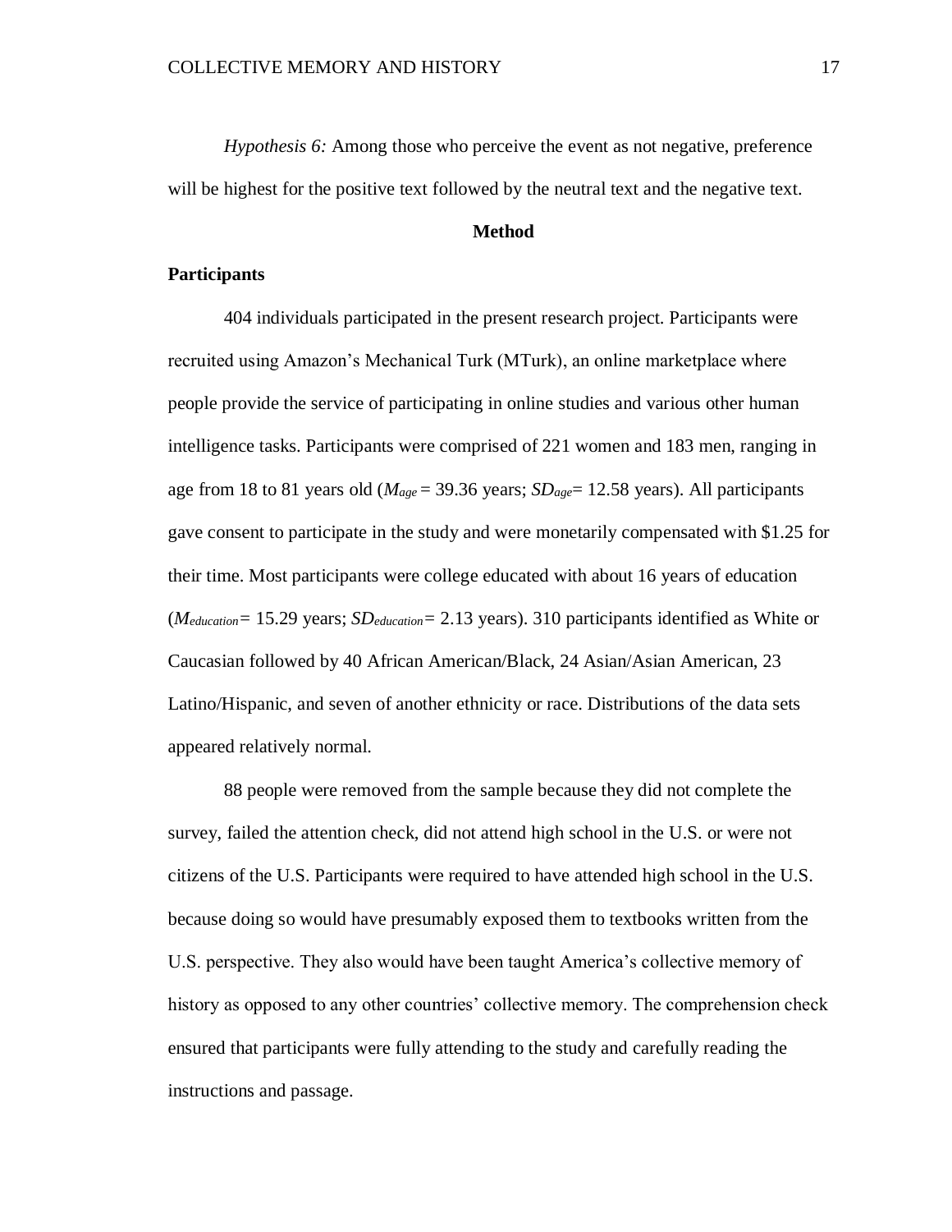*Hypothesis 6:* Among those who perceive the event as not negative, preference will be highest for the positive text followed by the neutral text and the negative text.

## Method

### Participants

404 individuals participated in the present research project. Participants were recruited using Amazon's Mechanical Turk (MTurk), an online marketplace where people provide the service of participating in online studies and various other human intelligence tasks. Participants were comprised of 221 women and 183 men, ranging in age from 18 to 81 years old ($M_{age}$ = 39.36 years; $SD_{age}$= 12.58 years). All participants gave consent to participate in the study and were monetarily compensated with $1.25 for their time. Most participants were college educated with about 16 years of education ($M_{education}$= 15.29 years; $SD_{education}$= 2.13 years). 310 participants identified as White or Caucasian followed by 40 African American/Black, 24 Asian/Asian American, 23 Latino/Hispanic, and seven of another ethnicity or race. Distributions of the data sets appeared relatively normal.

88 people were removed from the sample because they did not complete the survey, failed the attention check, did not attend high school in the U.S. or were not citizens of the U.S. Participants were required to have attended high school in the U.S. because doing so would have presumably exposed them to textbooks written from the U.S. perspective. They also would have been taught America's collective memory of history as opposed to any other countries' collective memory. The comprehension check ensured that participants were fully attending to the study and carefully reading the instructions and passage.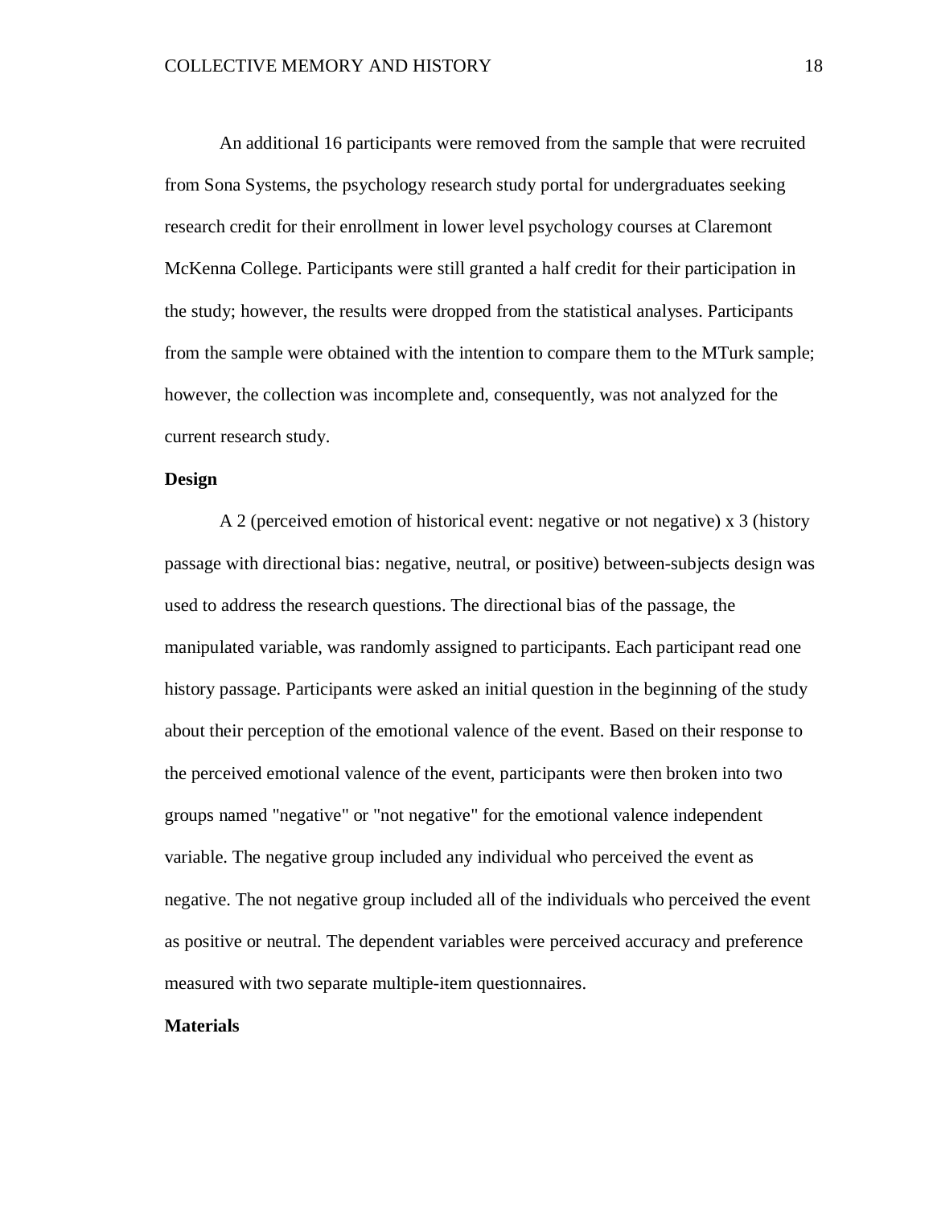An additional 16 participants were removed from the sample that were recruited from Sona Systems, the psychology research study portal for undergraduates seeking research credit for their enrollment in lower level psychology courses at Claremont McKenna College. Participants were still granted a half credit for their participation in the study; however, the results were dropped from the statistical analyses. Participants from the sample were obtained with the intention to compare them to the MTurk sample; however, the collection was incomplete and, consequently, was not analyzed for the current research study.

**Design**

A 2 (perceived emotion of historical event: negative or not negative) x 3 (history passage with directional bias: negative, neutral, or positive) between-subjects design was used to address the research questions. The directional bias of the passage, the manipulated variable, was randomly assigned to participants. Each participant read one history passage. Participants were asked an initial question in the beginning of the study about their perception of the emotional valence of the event. Based on their response to the perceived emotional valence of the event, participants were then broken into two groups named "negative" or "not negative" for the emotional valence independent variable. The negative group included any individual who perceived the event as negative. The not negative group included all of the individuals who perceived the event as positive or neutral. The dependent variables were perceived accuracy and preference measured with two separate multiple-item questionnaires.

**Materials**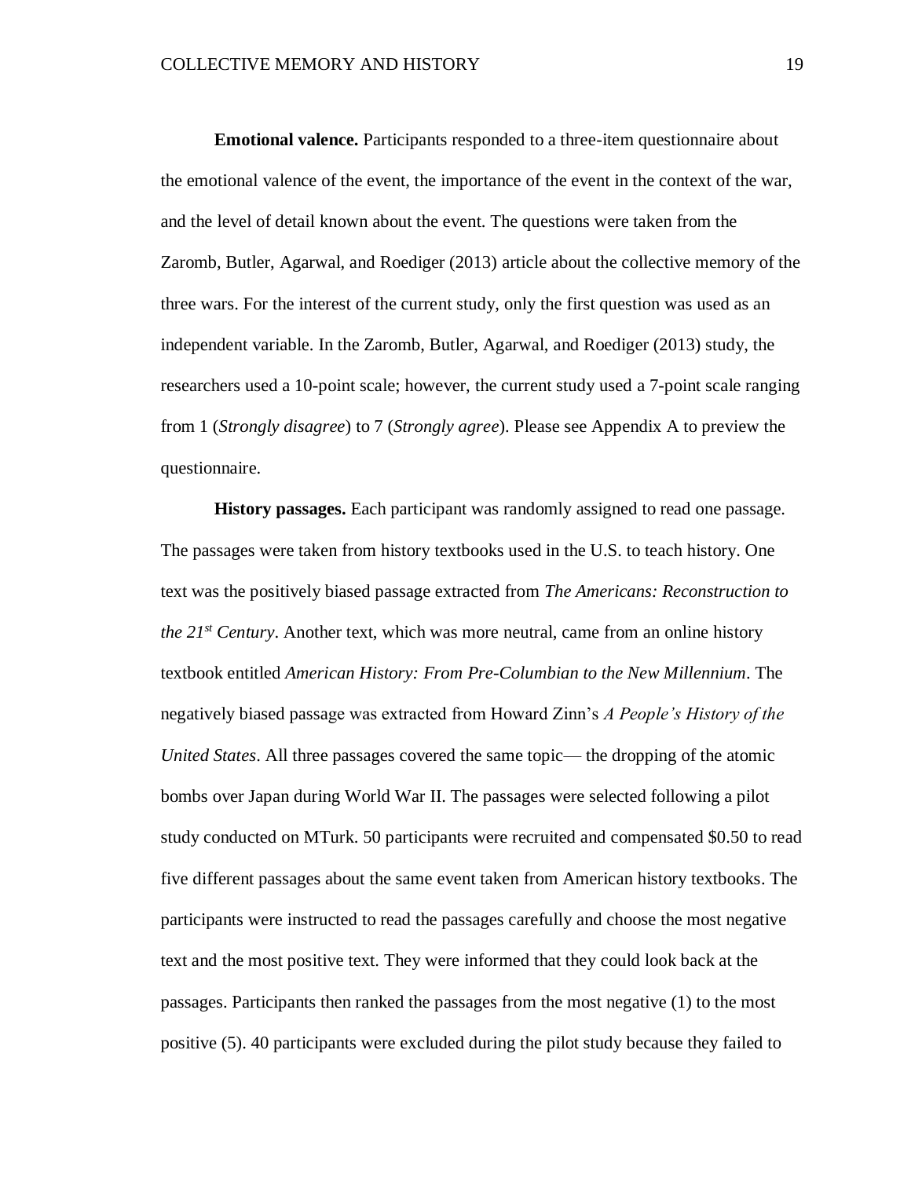**Emotional valence.** Participants responded to a three-item questionnaire about the emotional valence of the event, the importance of the event in the context of the war, and the level of detail known about the event. The questions were taken from the Zaromb, Butler, Agarwal, and Roediger (2013) article about the collective memory of the three wars. For the interest of the current study, only the first question was used as an independent variable. In the Zaromb, Butler, Agarwal, and Roediger (2013) study, the researchers used a 10-point scale; however, the current study used a 7-point scale ranging from 1 (*Strongly disagree*) to 7 (*Strongly agree*). Please see Appendix A to preview the questionnaire.

**History passages.** Each participant was randomly assigned to read one passage. The passages were taken from history textbooks used in the U.S. to teach history. One text was the positively biased passage extracted from *The Americans: Reconstruction to the 21st Century*. Another text, which was more neutral, came from an online history textbook entitled *American History: From Pre-Columbian to the New Millennium*. The negatively biased passage was extracted from Howard Zinn's *A People's History of the United States*. All three passages covered the same topic— the dropping of the atomic bombs over Japan during World War II. The passages were selected following a pilot study conducted on MTurk. 50 participants were recruited and compensated $0.50 to read five different passages about the same event taken from American history textbooks. The participants were instructed to read the passages carefully and choose the most negative text and the most positive text. They were informed that they could look back at the passages. Participants then ranked the passages from the most negative (1) to the most positive (5). 40 participants were excluded during the pilot study because they failed to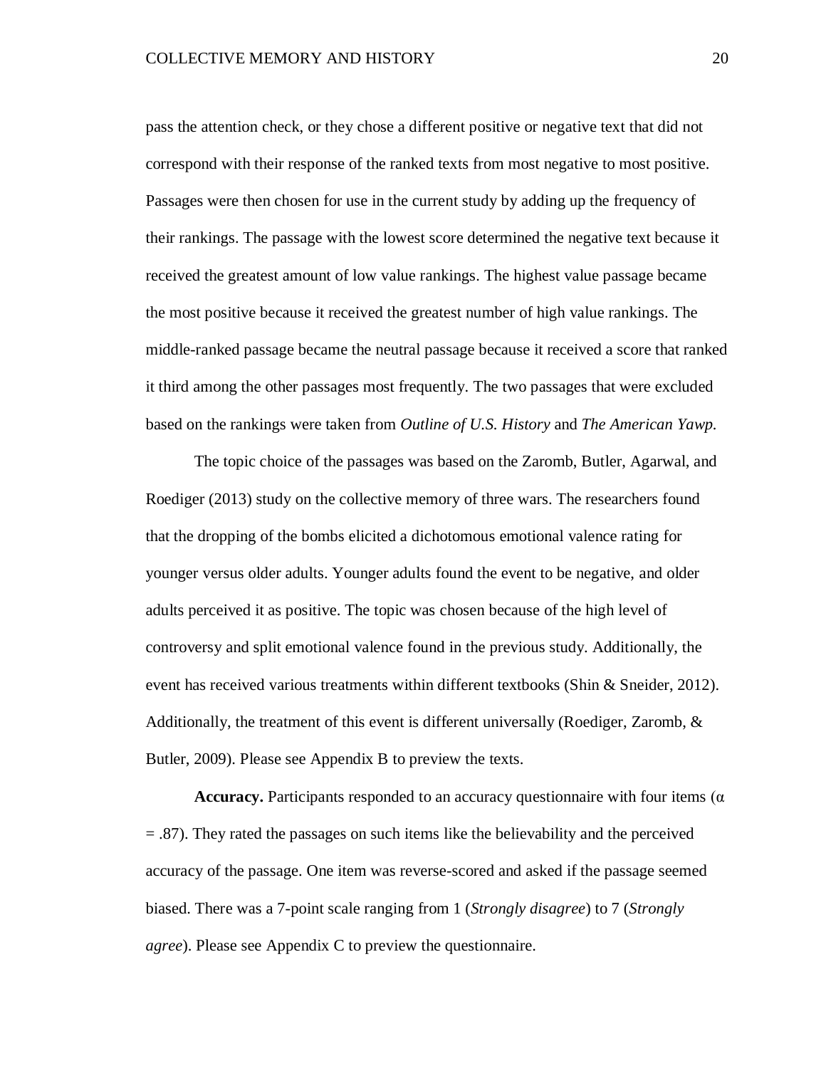pass the attention check, or they chose a different positive or negative text that did not correspond with their response of the ranked texts from most negative to most positive. Passages were then chosen for use in the current study by adding up the frequency of their rankings. The passage with the lowest score determined the negative text because it received the greatest amount of low value rankings. The highest value passage became the most positive because it received the greatest number of high value rankings. The middle-ranked passage became the neutral passage because it received a score that ranked it third among the other passages most frequently. The two passages that were excluded based on the rankings were taken from *Outline of U.S. History* and *The American Yawp.*

The topic choice of the passages was based on the Zaromb, Butler, Agarwal, and Roediger (2013) study on the collective memory of three wars. The researchers found that the dropping of the bombs elicited a dichotomous emotional valence rating for younger versus older adults. Younger adults found the event to be negative, and older adults perceived it as positive. The topic was chosen because of the high level of controversy and split emotional valence found in the previous study. Additionally, the event has received various treatments within different textbooks (Shin & Sneider, 2012). Additionally, the treatment of this event is different universally (Roediger, Zaromb, & Butler, 2009). Please see Appendix B to preview the texts.

**Accuracy.** Participants responded to an accuracy questionnaire with four items ($\alpha = .87$). They rated the passages on such items like the believability and the perceived accuracy of the passage. One item was reverse-scored and asked if the passage seemed biased. There was a 7-point scale ranging from 1 (*Strongly disagree*) to 7 (*Strongly agree*). Please see Appendix C to preview the questionnaire.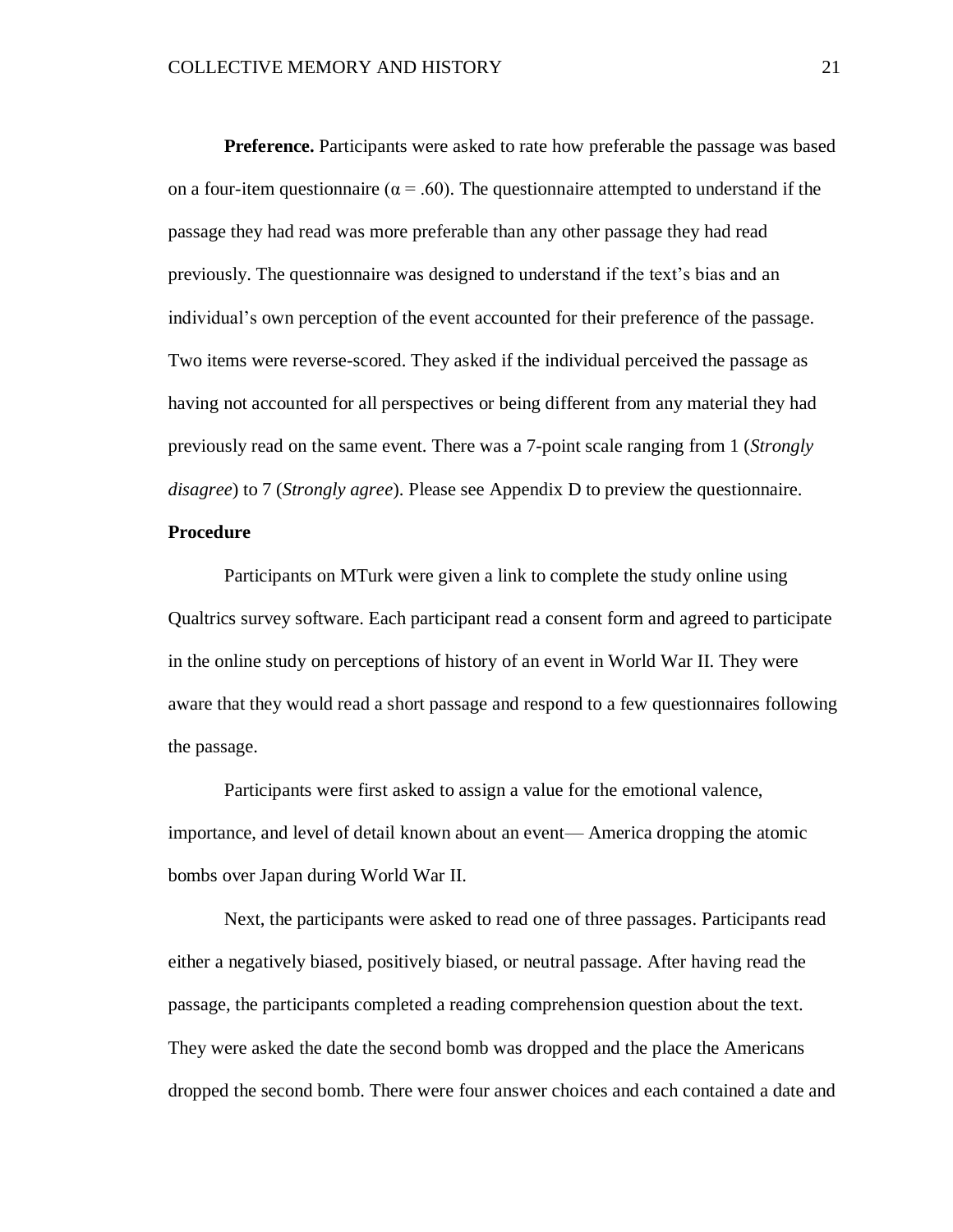**Preference.** Participants were asked to rate how preferable the passage was based on a four-item questionnaire ($\alpha = .60$). The questionnaire attempted to understand if the passage they had read was more preferable than any other passage they had read previously. The questionnaire was designed to understand if the text's bias and an individual's own perception of the event accounted for their preference of the passage. Two items were reverse-scored. They asked if the individual perceived the passage as having not accounted for all perspectives or being different from any material they had previously read on the same event. There was a 7-point scale ranging from 1 (*Strongly disagree*) to 7 (*Strongly agree*). Please see Appendix D to preview the questionnaire.

## Procedure

Participants on MTurk were given a link to complete the study online using Qualtrics survey software. Each participant read a consent form and agreed to participate in the online study on perceptions of history of an event in World War II. They were aware that they would read a short passage and respond to a few questionnaires following the passage.

Participants were first asked to assign a value for the emotional valence, importance, and level of detail known about an event— America dropping the atomic bombs over Japan during World War II.

Next, the participants were asked to read one of three passages. Participants read either a negatively biased, positively biased, or neutral passage. After having read the passage, the participants completed a reading comprehension question about the text. They were asked the date the second bomb was dropped and the place the Americans dropped the second bomb. There were four answer choices and each contained a date and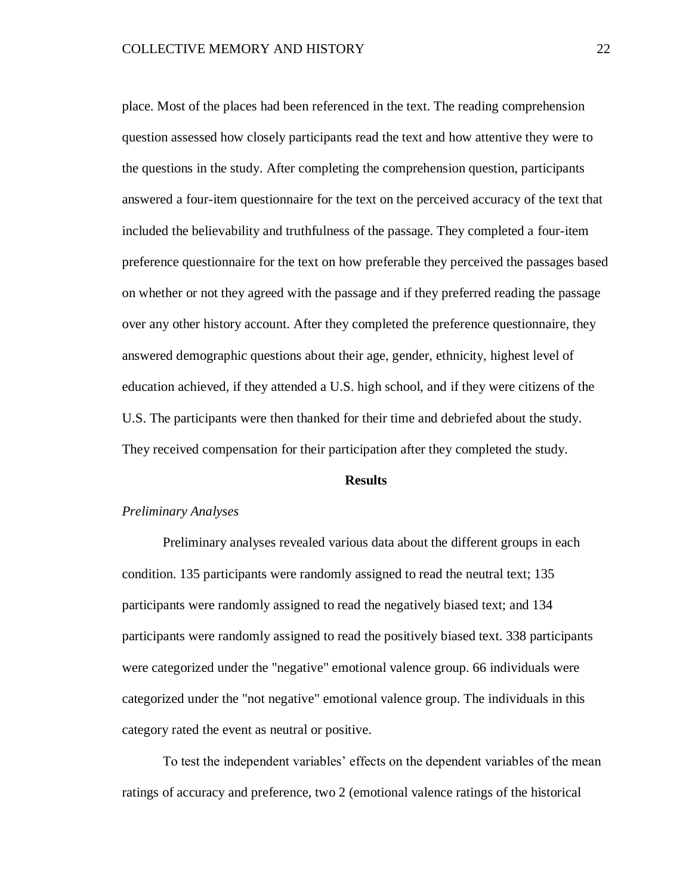place. Most of the places had been referenced in the text. The reading comprehension question assessed how closely participants read the text and how attentive they were to the questions in the study. After completing the comprehension question, participants answered a four-item questionnaire for the text on the perceived accuracy of the text that included the believability and truthfulness of the passage. They completed a four-item preference questionnaire for the text on how preferable they perceived the passages based on whether or not they agreed with the passage and if they preferred reading the passage over any other history account. After they completed the preference questionnaire, they answered demographic questions about their age, gender, ethnicity, highest level of education achieved, if they attended a U.S. high school, and if they were citizens of the U.S. The participants were then thanked for their time and debriefed about the study. They received compensation for their participation after they completed the study.

## Results

### *Preliminary Analyses*

Preliminary analyses revealed various data about the different groups in each condition. 135 participants were randomly assigned to read the neutral text; 135 participants were randomly assigned to read the negatively biased text; and 134 participants were randomly assigned to read the positively biased text. 338 participants were categorized under the "negative" emotional valence group. 66 individuals were categorized under the "not negative" emotional valence group. The individuals in this category rated the event as neutral or positive.

To test the independent variables' effects on the dependent variables of the mean ratings of accuracy and preference, two 2 (emotional valence ratings of the historical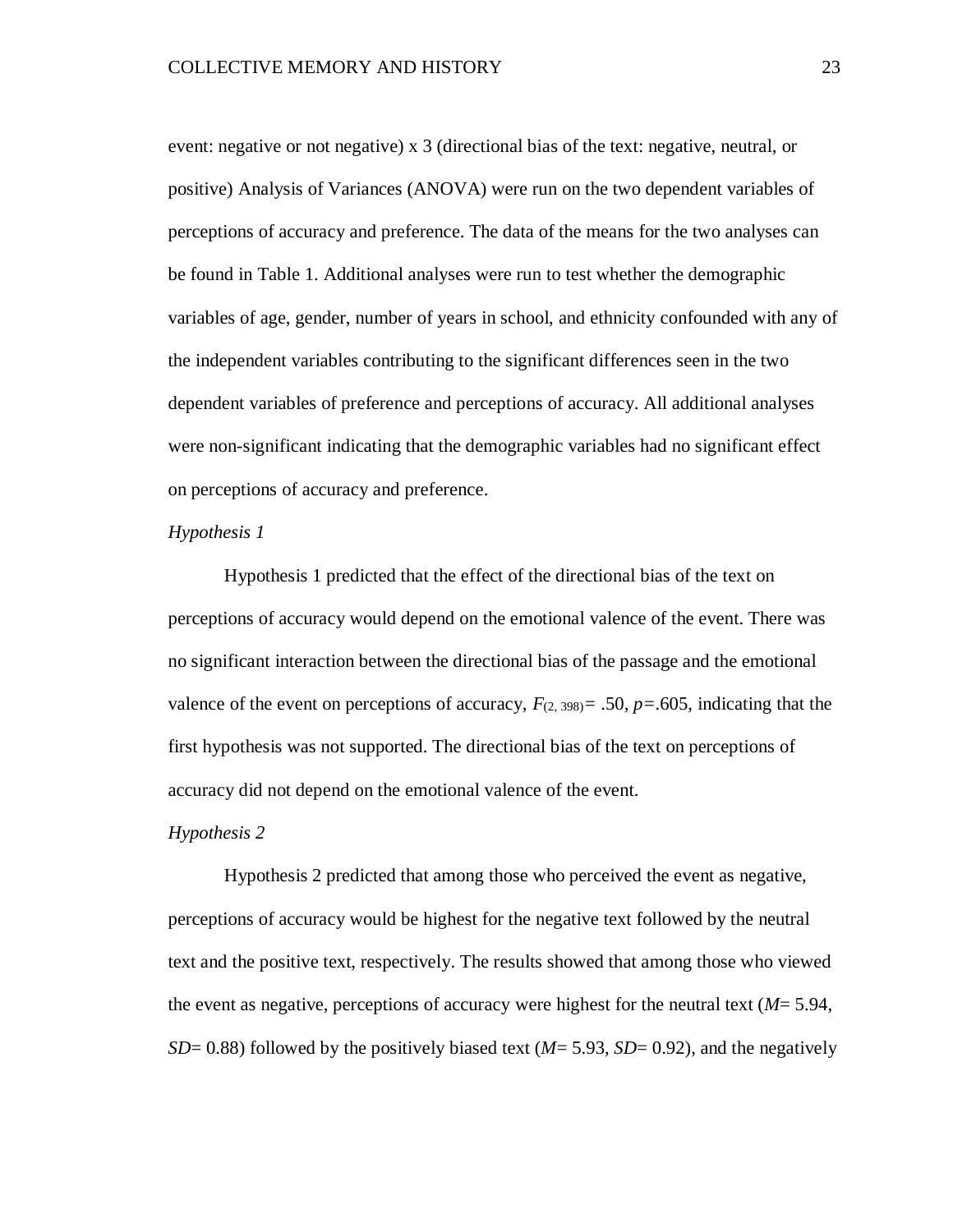event: negative or not negative) x 3 (directional bias of the text: negative, neutral, or positive) Analysis of Variances (ANOVA) were run on the two dependent variables of perceptions of accuracy and preference. The data of the means for the two analyses can be found in Table 1. Additional analyses were run to test whether the demographic variables of age, gender, number of years in school, and ethnicity confounded with any of the independent variables contributing to the significant differences seen in the two dependent variables of preference and perceptions of accuracy. All additional analyses were non-significant indicating that the demographic variables had no significant effect on perceptions of accuracy and preference.

*Hypothesis 1*

Hypothesis 1 predicted that the effect of the directional bias of the text on perceptions of accuracy would depend on the emotional valence of the event. There was no significant interaction between the directional bias of the passage and the emotional valence of the event on perceptions of accuracy, $F_{(2, 398)} = .50$, $p = .605$, indicating that the first hypothesis was not supported. The directional bias of the text on perceptions of accuracy did not depend on the emotional valence of the event.

*Hypothesis 2*

Hypothesis 2 predicted that among those who perceived the event as negative, perceptions of accuracy would be highest for the negative text followed by the neutral text and the positive text, respectively. The results showed that among those who viewed the event as negative, perceptions of accuracy were highest for the neutral text ($M$= 5.94, $SD$= 0.88) followed by the positively biased text ($M$= 5.93, $SD$= 0.92), and the negatively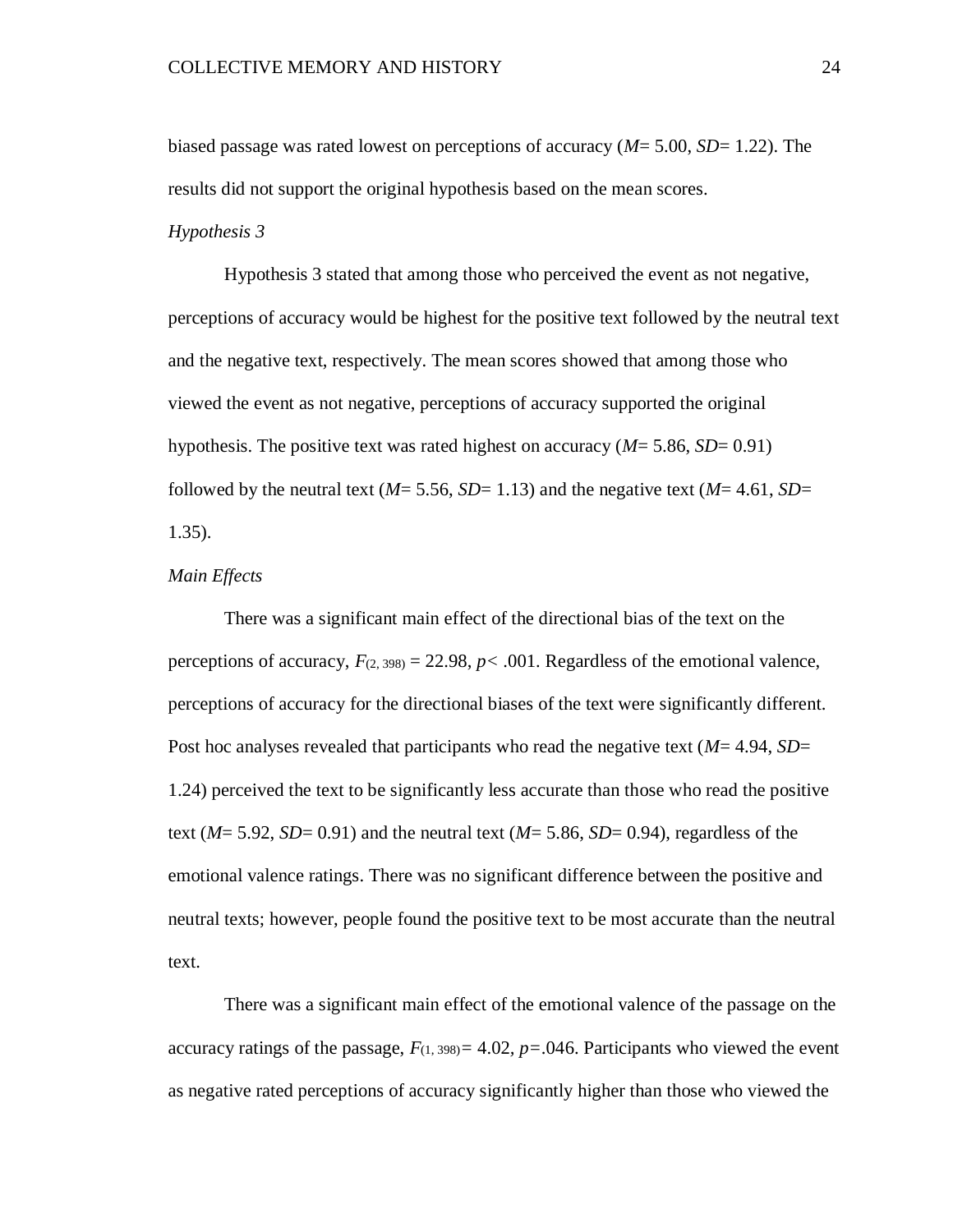biased passage was rated lowest on perceptions of accuracy (*M*= 5.00, *SD*= 1.22). The results did not support the original hypothesis based on the mean scores.

*Hypothesis 3*

Hypothesis 3 stated that among those who perceived the event as not negative, perceptions of accuracy would be highest for the positive text followed by the neutral text and the negative text, respectively. The mean scores showed that among those who viewed the event as not negative, perceptions of accuracy supported the original hypothesis. The positive text was rated highest on accuracy (*M*= 5.86, *SD*= 0.91) followed by the neutral text (*M*= 5.56, *SD*= 1.13) and the negative text (*M*= 4.61, *SD*= 1.35).

*Main Effects*

There was a significant main effect of the directional bias of the text on the perceptions of accuracy, $F_{(2, 398)} = 22.98$, $p < .001$. Regardless of the emotional valence, perceptions of accuracy for the directional biases of the text were significantly different. Post hoc analyses revealed that participants who read the negative text (*M*= 4.94, *SD*= 1.24) perceived the text to be significantly less accurate than those who read the positive text (*M*= 5.92, *SD*= 0.91) and the neutral text (*M*= 5.86, *SD*= 0.94), regardless of the emotional valence ratings. There was no significant difference between the positive and neutral texts; however, people found the positive text to be most accurate than the neutral text.

There was a significant main effect of the emotional valence of the passage on the accuracy ratings of the passage, $F_{(1, 398)} = 4.02$, $p = .046$. Participants who viewed the event as negative rated perceptions of accuracy significantly higher than those who viewed the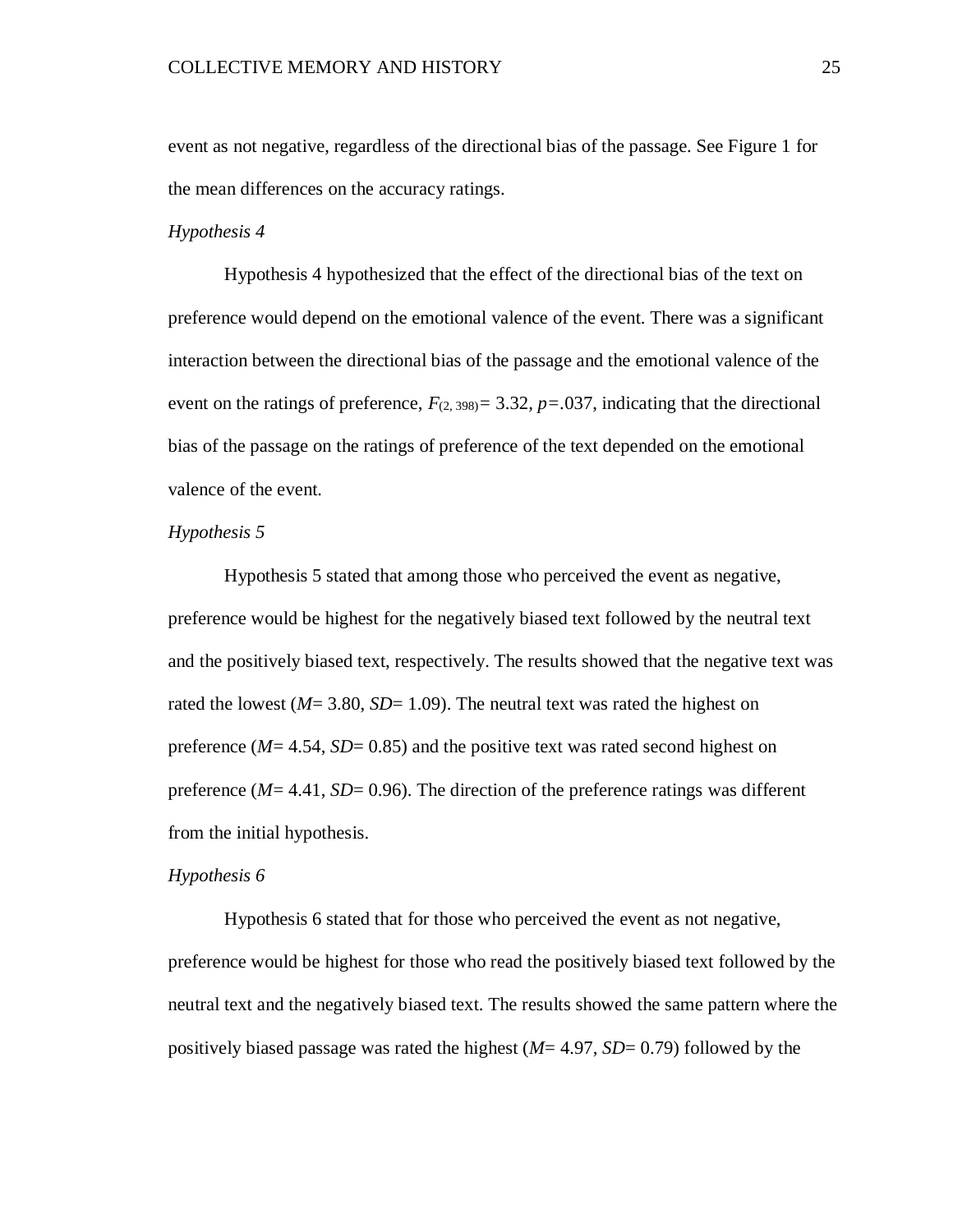event as not negative, regardless of the directional bias of the passage. See Figure 1 for the mean differences on the accuracy ratings.

*Hypothesis 4*

Hypothesis 4 hypothesized that the effect of the directional bias of the text on preference would depend on the emotional valence of the event. There was a significant interaction between the directional bias of the passage and the emotional valence of the event on the ratings of preference, $F_{(2, 398)} = 3.32$, $p = .037$, indicating that the directional bias of the passage on the ratings of preference of the text depended on the emotional valence of the event.

*Hypothesis 5*

Hypothesis 5 stated that among those who perceived the event as negative, preference would be highest for the negatively biased text followed by the neutral text and the positively biased text, respectively. The results showed that the negative text was rated the lowest ($M = 3.80$, $SD = 1.09$). The neutral text was rated the highest on preference ($M = 4.54$, $SD = 0.85$) and the positive text was rated second highest on preference ($M = 4.41$, $SD = 0.96$). The direction of the preference ratings was different from the initial hypothesis.

*Hypothesis 6*

Hypothesis 6 stated that for those who perceived the event as not negative, preference would be highest for those who read the positively biased text followed by the neutral text and the negatively biased text. The results showed the same pattern where the positively biased passage was rated the highest ($M = 4.97$, $SD = 0.79$) followed by the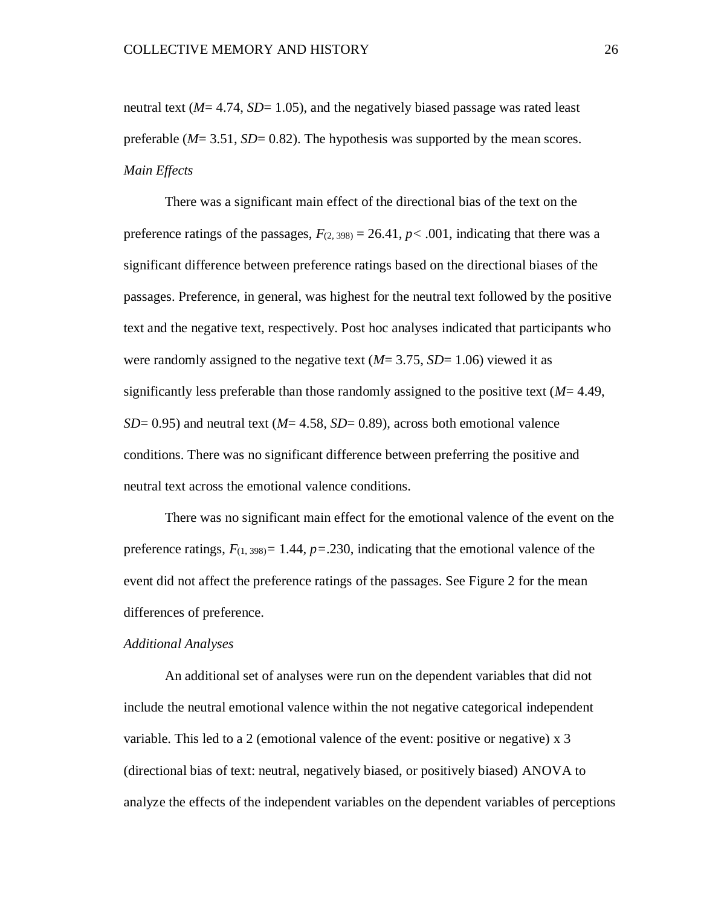neutral text ($M$= 4.74, $SD$= 1.05), and the negatively biased passage was rated least preferable ($M$= 3.51, $SD$= 0.82). The hypothesis was supported by the mean scores.

*Main Effects*

There was a significant main effect of the directional bias of the text on the preference ratings of the passages, $F_{(2, 398)} = 26.41$, $p < .001$, indicating that there was a significant difference between preference ratings based on the directional biases of the passages. Preference, in general, was highest for the neutral text followed by the positive text and the negative text, respectively. Post hoc analyses indicated that participants who were randomly assigned to the negative text ($M$= 3.75, $SD$= 1.06) viewed it as significantly less preferable than those randomly assigned to the positive text ($M$= 4.49, $SD$= 0.95) and neutral text ($M$= 4.58, $SD$= 0.89), across both emotional valence conditions. There was no significant difference between preferring the positive and neutral text across the emotional valence conditions.

There was no significant main effect for the emotional valence of the event on the preference ratings, $F_{(1, 398)} = 1.44$, $p = .230$, indicating that the emotional valence of the event did not affect the preference ratings of the passages. See Figure 2 for the mean differences of preference.

*Additional Analyses*

An additional set of analyses were run on the dependent variables that did not include the neutral emotional valence within the not negative categorical independent variable. This led to a 2 (emotional valence of the event: positive or negative) x 3 (directional bias of text: neutral, negatively biased, or positively biased) ANOVA to analyze the effects of the independent variables on the dependent variables of perceptions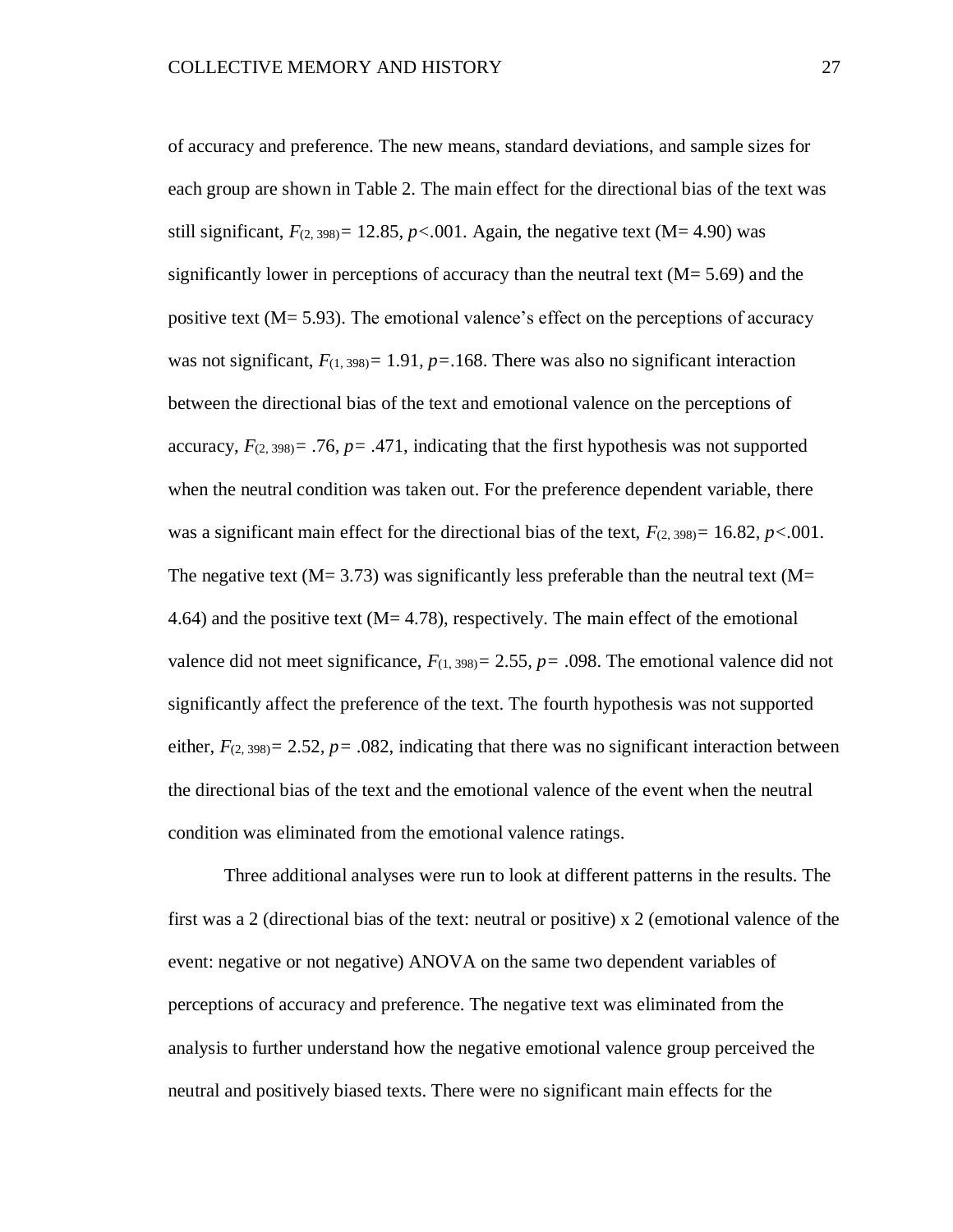of accuracy and preference. The new means, standard deviations, and sample sizes for each group are shown in Table 2. The main effect for the directional bias of the text was still significant, $F_{(2, 398)} = 12.85$, $p < .001$. Again, the negative text (M= 4.90) was significantly lower in perceptions of accuracy than the neutral text (M= 5.69) and the positive text (M= 5.93). The emotional valence's effect on the perceptions of accuracy was not significant, $F_{(1, 398)} = 1.91$, $p = .168$. There was also no significant interaction between the directional bias of the text and emotional valence on the perceptions of accuracy, $F_{(2, 398)} = .76$, $p = .471$, indicating that the first hypothesis was not supported when the neutral condition was taken out. For the preference dependent variable, there was a significant main effect for the directional bias of the text, $F_{(2, 398)} = 16.82$, $p < .001$. The negative text (M= 3.73) was significantly less preferable than the neutral text (M= 4.64) and the positive text (M= 4.78), respectively. The main effect of the emotional valence did not meet significance, $F_{(1, 398)} = 2.55$, $p = .098$. The emotional valence did not significantly affect the preference of the text. The fourth hypothesis was not supported either, $F_{(2, 398)} = 2.52$, $p = .082$, indicating that there was no significant interaction between the directional bias of the text and the emotional valence of the event when the neutral condition was eliminated from the emotional valence ratings.

Three additional analyses were run to look at different patterns in the results. The first was a 2 (directional bias of the text: neutral or positive) x 2 (emotional valence of the event: negative or not negative) ANOVA on the same two dependent variables of perceptions of accuracy and preference. The negative text was eliminated from the analysis to further understand how the negative emotional valence group perceived the neutral and positively biased texts. There were no significant main effects for the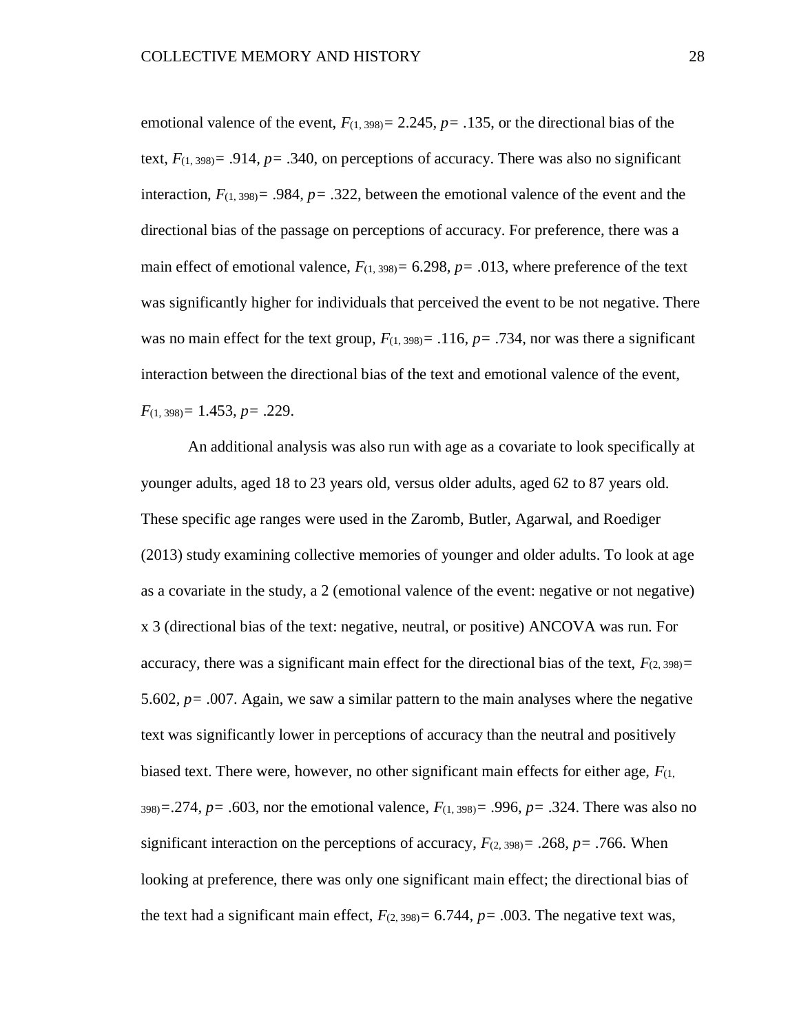emotional valence of the event, $F_{(1, 398)} = 2.245$, $p = .135$, or the directional bias of the text, $F_{(1, 398)} = .914$, $p = .340$, on perceptions of accuracy. There was also no significant interaction, $F_{(1, 398)} = .984$, $p = .322$, between the emotional valence of the event and the directional bias of the passage on perceptions of accuracy. For preference, there was a main effect of emotional valence, $F_{(1, 398)} = 6.298$, $p = .013$, where preference of the text was significantly higher for individuals that perceived the event to be not negative. There was no main effect for the text group, $F_{(1, 398)} = .116$, $p = .734$, nor was there a significant interaction between the directional bias of the text and emotional valence of the event, $F_{(1, 398)} = 1.453$, $p = .229$.

An additional analysis was also run with age as a covariate to look specifically at younger adults, aged 18 to 23 years old, versus older adults, aged 62 to 87 years old. These specific age ranges were used in the Zaromb, Butler, Agarwal, and Roediger (2013) study examining collective memories of younger and older adults. To look at age as a covariate in the study, a 2 (emotional valence of the event: negative or not negative) x 3 (directional bias of the text: negative, neutral, or positive) ANCOVA was run. For accuracy, there was a significant main effect for the directional bias of the text, $F_{(2, 398)} = 5.602$, $p = .007$. Again, we saw a similar pattern to the main analyses where the negative text was significantly lower in perceptions of accuracy than the neutral and positively biased text. There were, however, no other significant main effects for either age, $F_{(1, 398)} = .274$, $p = .603$, nor the emotional valence, $F_{(1, 398)} = .996$, $p = .324$. There was also no significant interaction on the perceptions of accuracy, $F_{(2, 398)} = .268$, $p = .766$. When looking at preference, there was only one significant main effect; the directional bias of the text had a significant main effect, $F_{(2, 398)} = 6.744$, $p = .003$. The negative text was,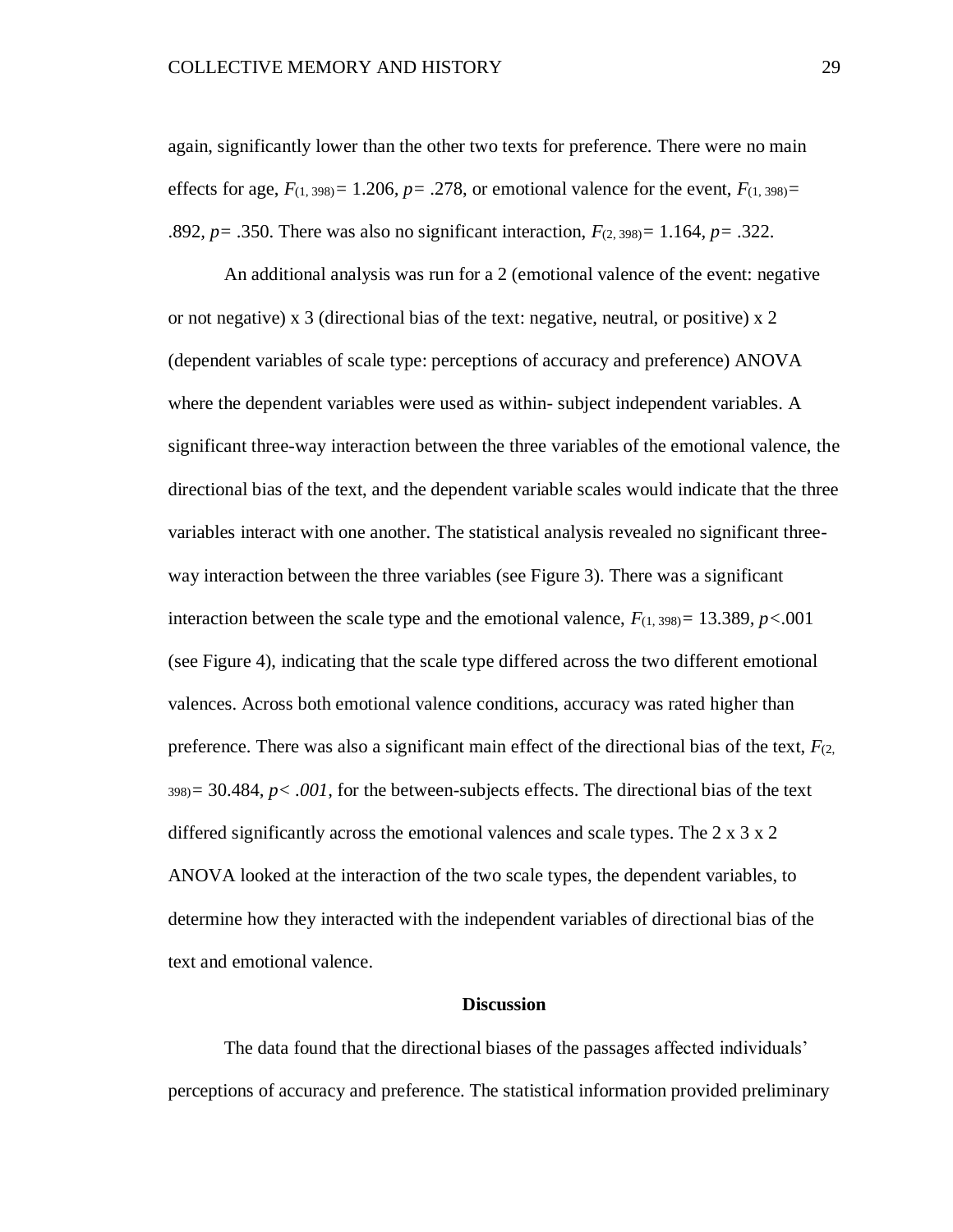again, significantly lower than the other two texts for preference. There were no main effects for age, $F_{(1, 398)} = 1.206$, $p = .278$, or emotional valence for the event, $F_{(1, 398)} = .892$, $p = .350$. There was also no significant interaction, $F_{(2, 398)} = 1.164$, $p = .322$.

An additional analysis was run for a 2 (emotional valence of the event: negative or not negative) x 3 (directional bias of the text: negative, neutral, or positive) x 2 (dependent variables of scale type: perceptions of accuracy and preference) ANOVA where the dependent variables were used as within- subject independent variables. A significant three-way interaction between the three variables of the emotional valence, the directional bias of the text, and the dependent variable scales would indicate that the three variables interact with one another. The statistical analysis revealed no significant three-way interaction between the three variables (see Figure 3). There was a significant interaction between the scale type and the emotional valence, $F_{(1, 398)} = 13.389$, $p < .001$ (see Figure 4), indicating that the scale type differed across the two different emotional valences. Across both emotional valence conditions, accuracy was rated higher than preference. There was also a significant main effect of the directional bias of the text, $F_{(2, 398)} = 30.484$, $p < .001$, for the between-subjects effects. The directional bias of the text differed significantly across the emotional valences and scale types. The 2 x 3 x 2 ANOVA looked at the interaction of the two scale types, the dependent variables, to determine how they interacted with the independent variables of directional bias of the text and emotional valence.

## Discussion

The data found that the directional biases of the passages affected individuals' perceptions of accuracy and preference. The statistical information provided preliminary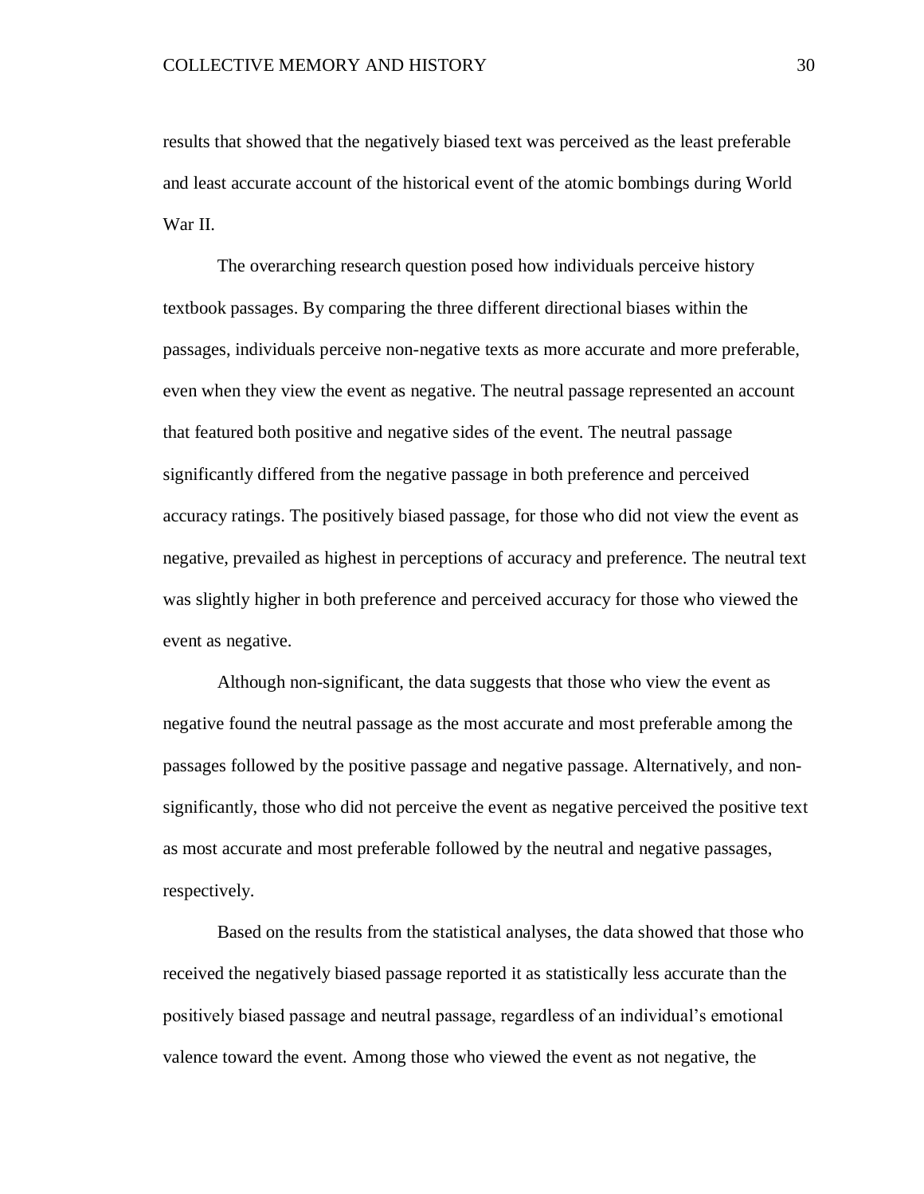results that showed that the negatively biased text was perceived as the least preferable and least accurate account of the historical event of the atomic bombings during World War II.

The overarching research question posed how individuals perceive history textbook passages. By comparing the three different directional biases within the passages, individuals perceive non-negative texts as more accurate and more preferable, even when they view the event as negative. The neutral passage represented an account that featured both positive and negative sides of the event. The neutral passage significantly differed from the negative passage in both preference and perceived accuracy ratings. The positively biased passage, for those who did not view the event as negative, prevailed as highest in perceptions of accuracy and preference. The neutral text was slightly higher in both preference and perceived accuracy for those who viewed the event as negative.

Although non-significant, the data suggests that those who view the event as negative found the neutral passage as the most accurate and most preferable among the passages followed by the positive passage and negative passage. Alternatively, and non-significantly, those who did not perceive the event as negative perceived the positive text as most accurate and most preferable followed by the neutral and negative passages, respectively.

Based on the results from the statistical analyses, the data showed that those who received the negatively biased passage reported it as statistically less accurate than the positively biased passage and neutral passage, regardless of an individual's emotional valence toward the event. Among those who viewed the event as not negative, the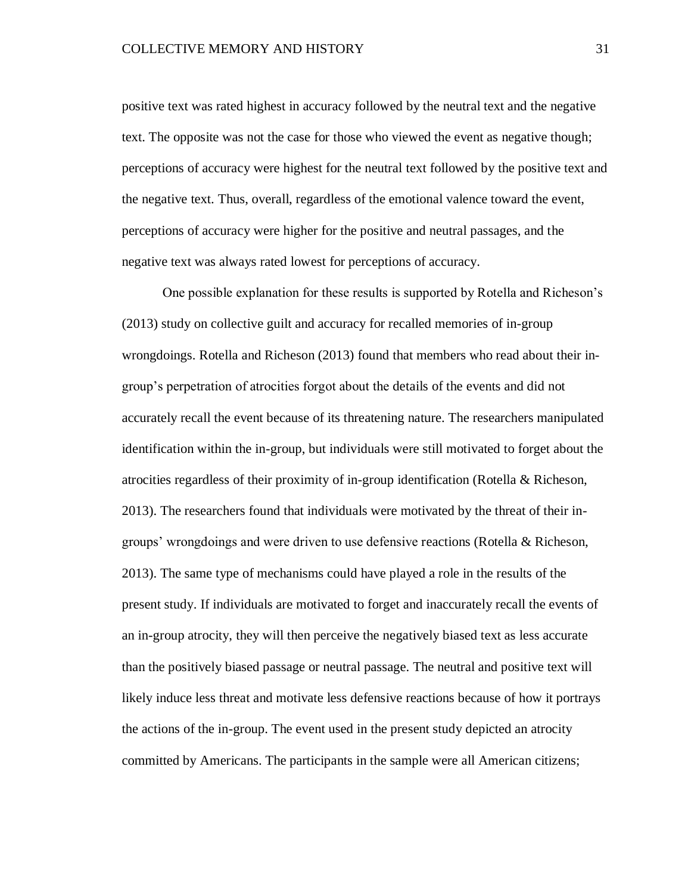positive text was rated highest in accuracy followed by the neutral text and the negative text. The opposite was not the case for those who viewed the event as negative though; perceptions of accuracy were highest for the neutral text followed by the positive text and the negative text. Thus, overall, regardless of the emotional valence toward the event, perceptions of accuracy were higher for the positive and neutral passages, and the negative text was always rated lowest for perceptions of accuracy.

One possible explanation for these results is supported by Rotella and Richeson's (2013) study on collective guilt and accuracy for recalled memories of in-group wrongdoings. Rotella and Richeson (2013) found that members who read about their in-group's perpetration of atrocities forgot about the details of the events and did not accurately recall the event because of its threatening nature. The researchers manipulated identification within the in-group, but individuals were still motivated to forget about the atrocities regardless of their proximity of in-group identification (Rotella & Richeson, 2013). The researchers found that individuals were motivated by the threat of their in-groups' wrongdoings and were driven to use defensive reactions (Rotella & Richeson, 2013). The same type of mechanisms could have played a role in the results of the present study. If individuals are motivated to forget and inaccurately recall the events of an in-group atrocity, they will then perceive the negatively biased text as less accurate than the positively biased passage or neutral passage. The neutral and positive text will likely induce less threat and motivate less defensive reactions because of how it portrays the actions of the in-group. The event used in the present study depicted an atrocity committed by Americans. The participants in the sample were all American citizens;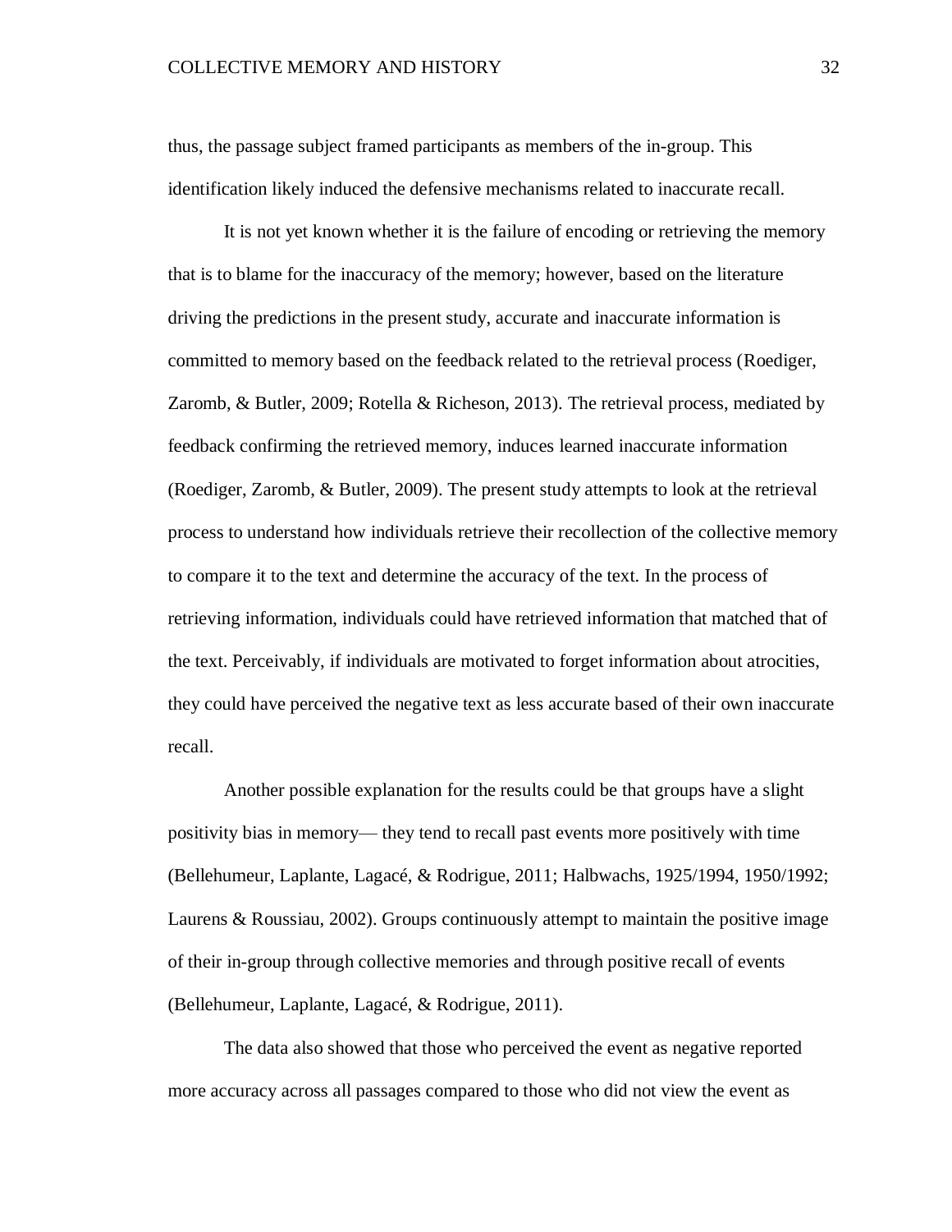thus, the passage subject framed participants as members of the in-group. This identification likely induced the defensive mechanisms related to inaccurate recall.

It is not yet known whether it is the failure of encoding or retrieving the memory that is to blame for the inaccuracy of the memory; however, based on the literature driving the predictions in the present study, accurate and inaccurate information is committed to memory based on the feedback related to the retrieval process (Roediger, Zaromb, & Butler, 2009; Rotella & Richeson, 2013). The retrieval process, mediated by feedback confirming the retrieved memory, induces learned inaccurate information (Roediger, Zaromb, & Butler, 2009). The present study attempts to look at the retrieval process to understand how individuals retrieve their recollection of the collective memory to compare it to the text and determine the accuracy of the text. In the process of retrieving information, individuals could have retrieved information that matched that of the text. Perceivably, if individuals are motivated to forget information about atrocities, they could have perceived the negative text as less accurate based of their own inaccurate recall.

Another possible explanation for the results could be that groups have a slight positivity bias in memory— they tend to recall past events more positively with time (Bellehumeur, Laplante, Lagacé, & Rodrigue, 2011; Halbwachs, 1925/1994, 1950/1992; Laurens & Roussiau, 2002). Groups continuously attempt to maintain the positive image of their in-group through collective memories and through positive recall of events (Bellehumeur, Laplante, Lagacé, & Rodrigue, 2011).

The data also showed that those who perceived the event as negative reported more accuracy across all passages compared to those who did not view the event as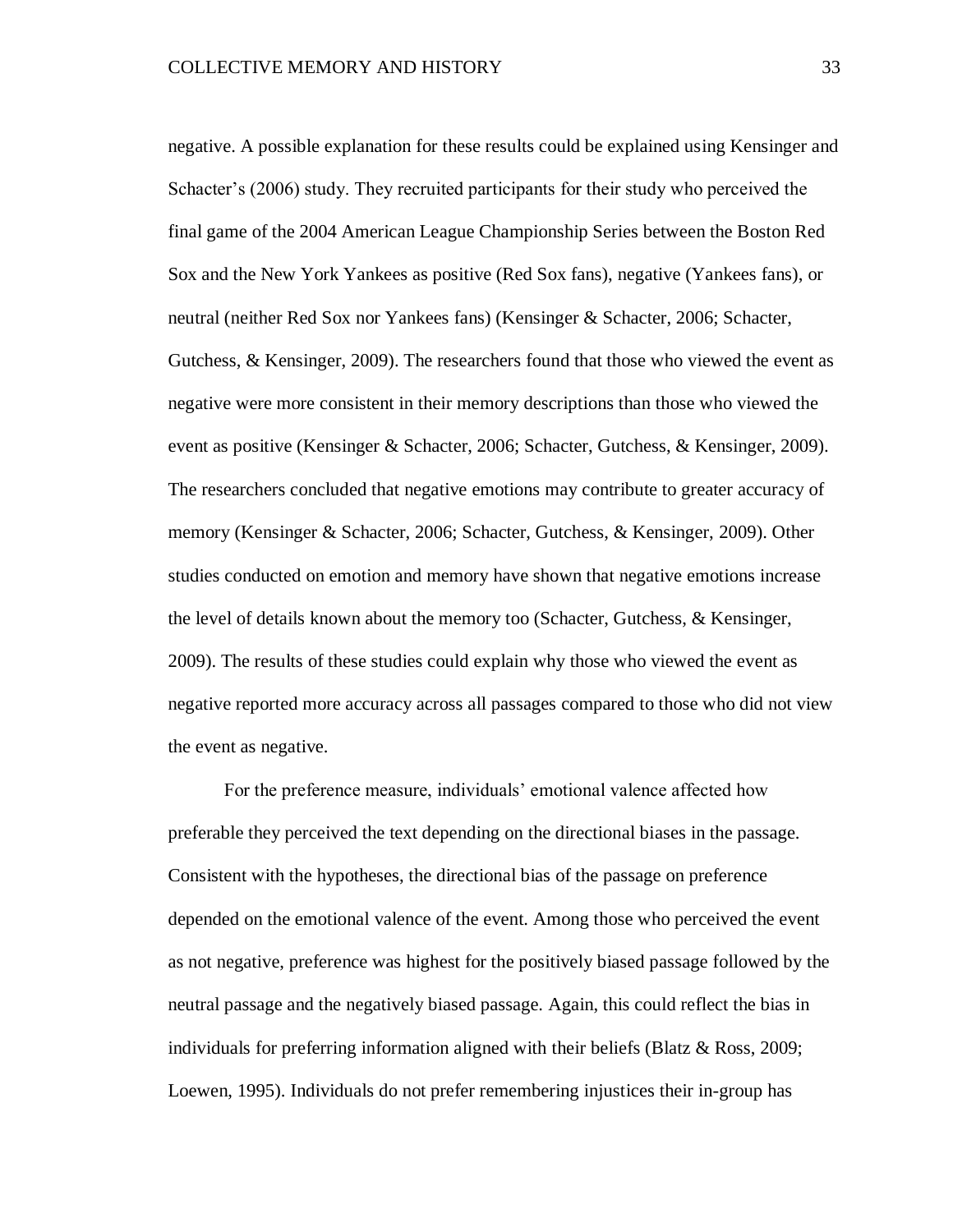negative. A possible explanation for these results could be explained using Kensinger and Schacter's (2006) study. They recruited participants for their study who perceived the final game of the 2004 American League Championship Series between the Boston Red Sox and the New York Yankees as positive (Red Sox fans), negative (Yankees fans), or neutral (neither Red Sox nor Yankees fans) (Kensinger & Schacter, 2006; Schacter, Gutchess, & Kensinger, 2009). The researchers found that those who viewed the event as negative were more consistent in their memory descriptions than those who viewed the event as positive (Kensinger & Schacter, 2006; Schacter, Gutchess, & Kensinger, 2009). The researchers concluded that negative emotions may contribute to greater accuracy of memory (Kensinger & Schacter, 2006; Schacter, Gutchess, & Kensinger, 2009). Other studies conducted on emotion and memory have shown that negative emotions increase the level of details known about the memory too (Schacter, Gutchess, & Kensinger, 2009). The results of these studies could explain why those who viewed the event as negative reported more accuracy across all passages compared to those who did not view the event as negative.

For the preference measure, individuals' emotional valence affected how preferable they perceived the text depending on the directional biases in the passage. Consistent with the hypotheses, the directional bias of the passage on preference depended on the emotional valence of the event. Among those who perceived the event as not negative, preference was highest for the positively biased passage followed by the neutral passage and the negatively biased passage. Again, this could reflect the bias in individuals for preferring information aligned with their beliefs (Blatz & Ross, 2009; Loewen, 1995). Individuals do not prefer remembering injustices their in-group has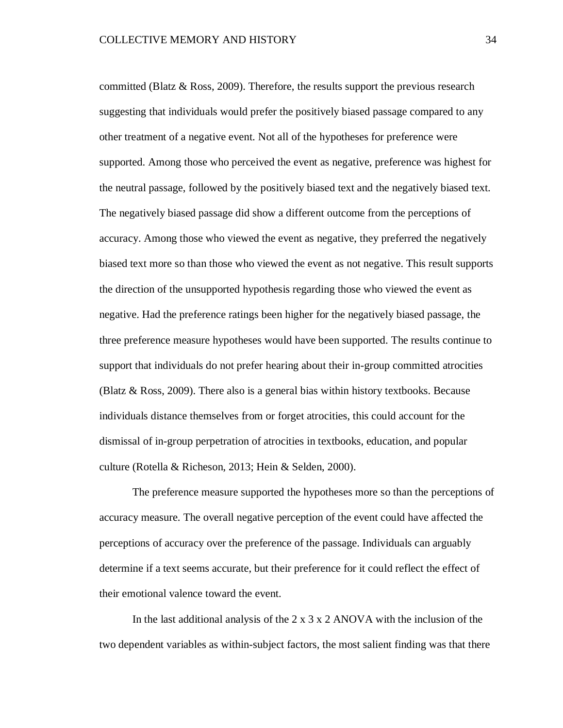committed (Blatz & Ross, 2009). Therefore, the results support the previous research suggesting that individuals would prefer the positively biased passage compared to any other treatment of a negative event. Not all of the hypotheses for preference were supported. Among those who perceived the event as negative, preference was highest for the neutral passage, followed by the positively biased text and the negatively biased text. The negatively biased passage did show a different outcome from the perceptions of accuracy. Among those who viewed the event as negative, they preferred the negatively biased text more so than those who viewed the event as not negative. This result supports the direction of the unsupported hypothesis regarding those who viewed the event as negative. Had the preference ratings been higher for the negatively biased passage, the three preference measure hypotheses would have been supported. The results continue to support that individuals do not prefer hearing about their in-group committed atrocities (Blatz & Ross, 2009). There also is a general bias within history textbooks. Because individuals distance themselves from or forget atrocities, this could account for the dismissal of in-group perpetration of atrocities in textbooks, education, and popular culture (Rotella & Richeson, 2013; Hein & Selden, 2000).

The preference measure supported the hypotheses more so than the perceptions of accuracy measure. The overall negative perception of the event could have affected the perceptions of accuracy over the preference of the passage. Individuals can arguably determine if a text seems accurate, but their preference for it could reflect the effect of their emotional valence toward the event.

In the last additional analysis of the 2 x 3 x 2 ANOVA with the inclusion of the two dependent variables as within-subject factors, the most salient finding was that there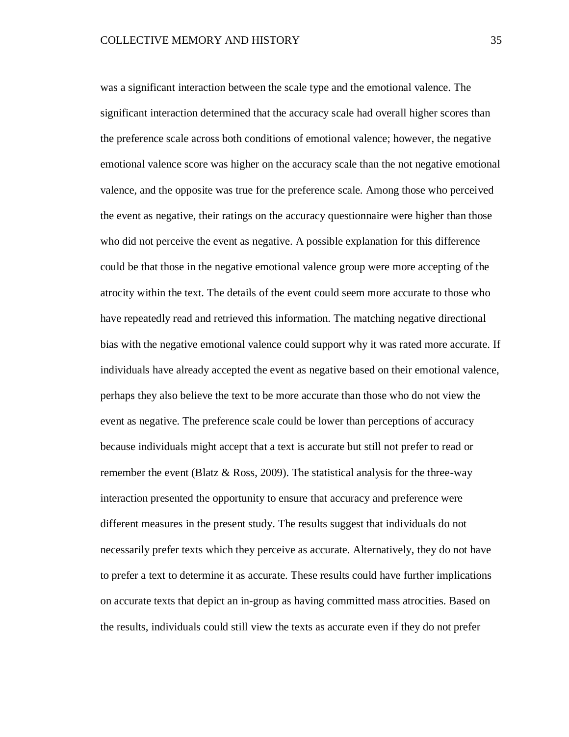was a significant interaction between the scale type and the emotional valence. The significant interaction determined that the accuracy scale had overall higher scores than the preference scale across both conditions of emotional valence; however, the negative emotional valence score was higher on the accuracy scale than the not negative emotional valence, and the opposite was true for the preference scale. Among those who perceived the event as negative, their ratings on the accuracy questionnaire were higher than those who did not perceive the event as negative. A possible explanation for this difference could be that those in the negative emotional valence group were more accepting of the atrocity within the text. The details of the event could seem more accurate to those who have repeatedly read and retrieved this information. The matching negative directional bias with the negative emotional valence could support why it was rated more accurate. If individuals have already accepted the event as negative based on their emotional valence, perhaps they also believe the text to be more accurate than those who do not view the event as negative. The preference scale could be lower than perceptions of accuracy because individuals might accept that a text is accurate but still not prefer to read or remember the event (Blatz & Ross, 2009). The statistical analysis for the three-way interaction presented the opportunity to ensure that accuracy and preference were different measures in the present study. The results suggest that individuals do not necessarily prefer texts which they perceive as accurate. Alternatively, they do not have to prefer a text to determine it as accurate. These results could have further implications on accurate texts that depict an in-group as having committed mass atrocities. Based on the results, individuals could still view the texts as accurate even if they do not prefer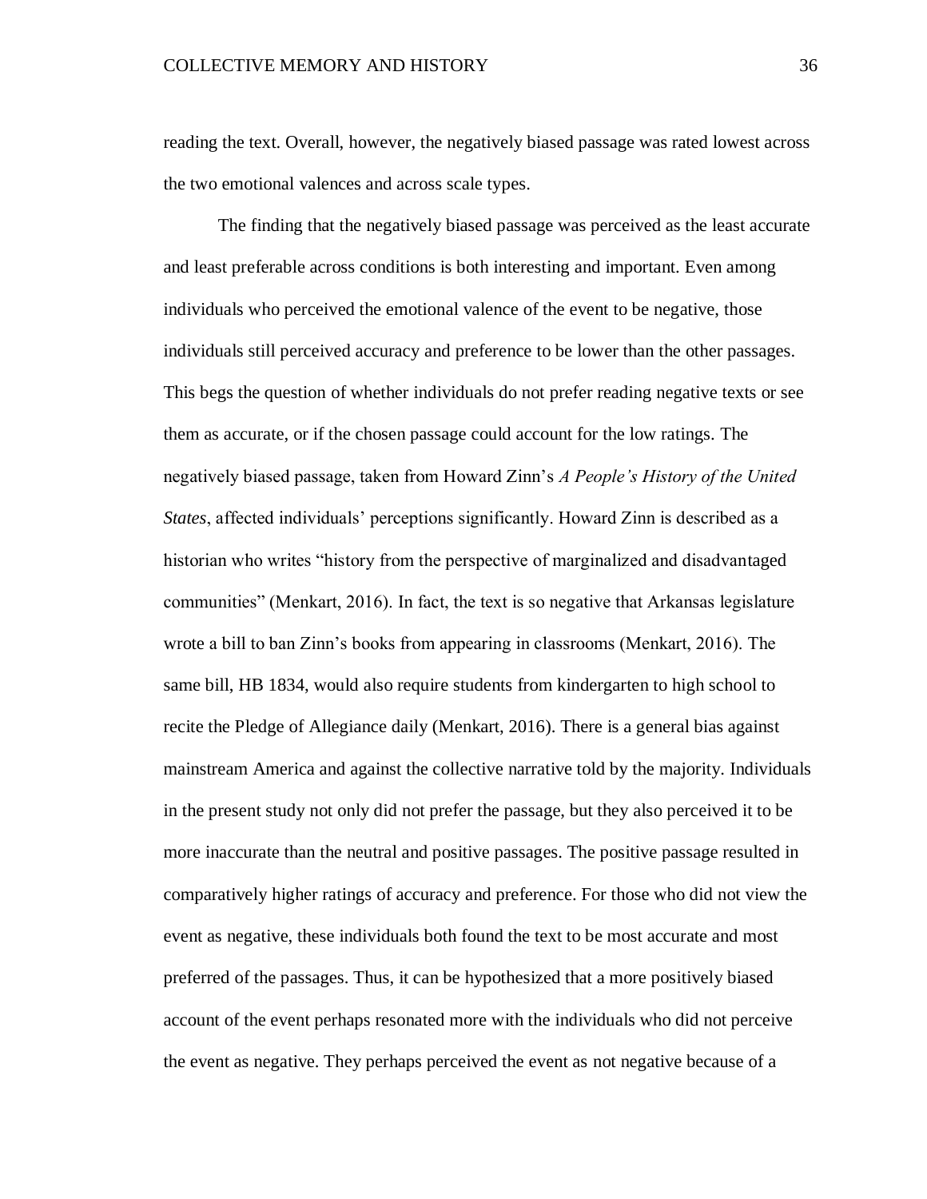reading the text. Overall, however, the negatively biased passage was rated lowest across the two emotional valences and across scale types.

The finding that the negatively biased passage was perceived as the least accurate and least preferable across conditions is both interesting and important. Even among individuals who perceived the emotional valence of the event to be negative, those individuals still perceived accuracy and preference to be lower than the other passages. This begs the question of whether individuals do not prefer reading negative texts or see them as accurate, or if the chosen passage could account for the low ratings. The negatively biased passage, taken from Howard Zinn's *A People's History of the United States*, affected individuals' perceptions significantly. Howard Zinn is described as a historian who writes "history from the perspective of marginalized and disadvantaged communities" (Menkart, 2016). In fact, the text is so negative that Arkansas legislature wrote a bill to ban Zinn's books from appearing in classrooms (Menkart, 2016). The same bill, HB 1834, would also require students from kindergarten to high school to recite the Pledge of Allegiance daily (Menkart, 2016). There is a general bias against mainstream America and against the collective narrative told by the majority. Individuals in the present study not only did not prefer the passage, but they also perceived it to be more inaccurate than the neutral and positive passages. The positive passage resulted in comparatively higher ratings of accuracy and preference. For those who did not view the event as negative, these individuals both found the text to be most accurate and most preferred of the passages. Thus, it can be hypothesized that a more positively biased account of the event perhaps resonated more with the individuals who did not perceive the event as negative. They perhaps perceived the event as not negative because of a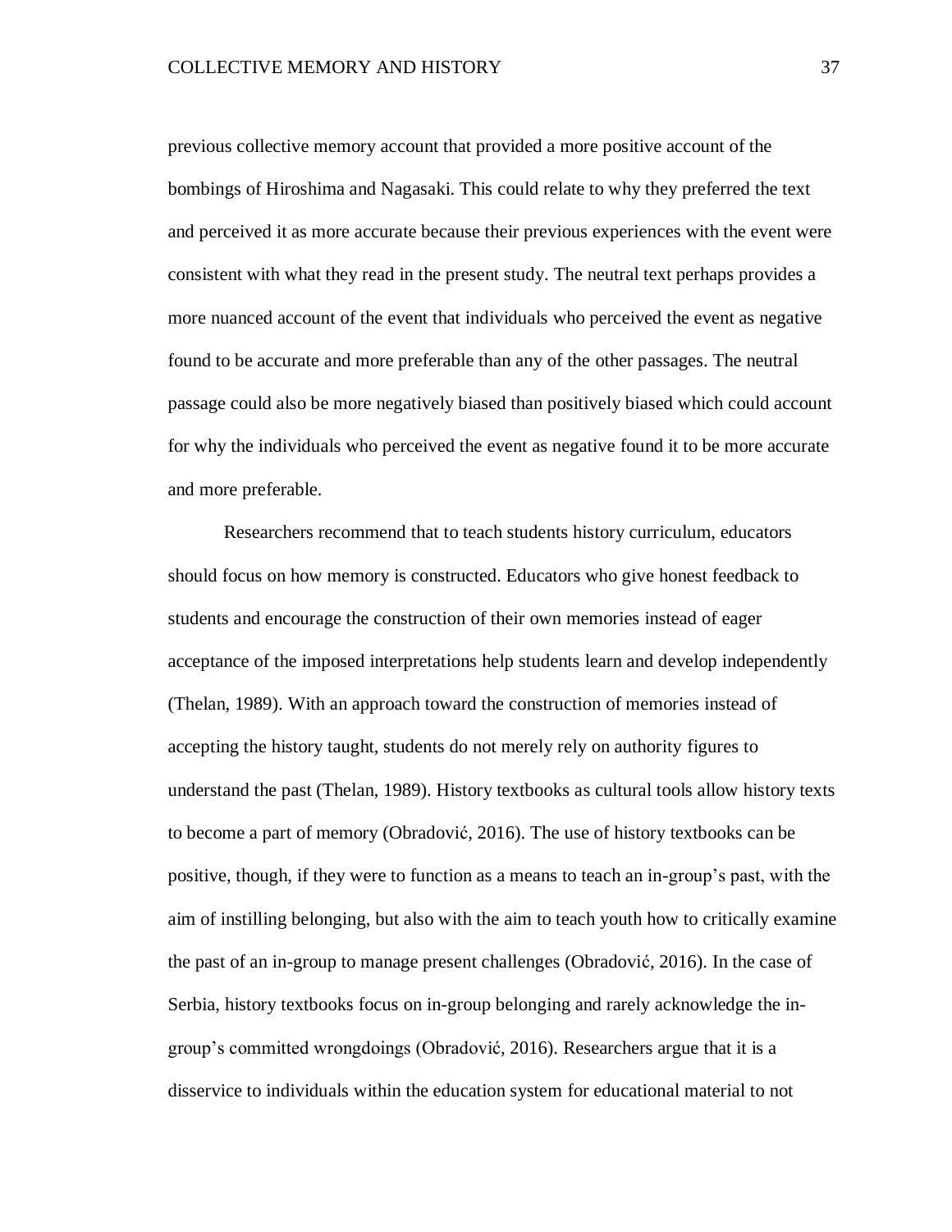previous collective memory account that provided a more positive account of the bombings of Hiroshima and Nagasaki. This could relate to why they preferred the text and perceived it as more accurate because their previous experiences with the event were consistent with what they read in the present study. The neutral text perhaps provides a more nuanced account of the event that individuals who perceived the event as negative found to be accurate and more preferable than any of the other passages. The neutral passage could also be more negatively biased than positively biased which could account for why the individuals who perceived the event as negative found it to be more accurate and more preferable.

Researchers recommend that to teach students history curriculum, educators should focus on how memory is constructed. Educators who give honest feedback to students and encourage the construction of their own memories instead of eager acceptance of the imposed interpretations help students learn and develop independently (Thelan, 1989). With an approach toward the construction of memories instead of accepting the history taught, students do not merely rely on authority figures to understand the past (Thelan, 1989). History textbooks as cultural tools allow history texts to become a part of memory (Obradović, 2016). The use of history textbooks can be positive, though, if they were to function as a means to teach an in-group's past, with the aim of instilling belonging, but also with the aim to teach youth how to critically examine the past of an in-group to manage present challenges (Obradović, 2016). In the case of Serbia, history textbooks focus on in-group belonging and rarely acknowledge the in-group's committed wrongdoings (Obradović, 2016). Researchers argue that it is a disservice to individuals within the education system for educational material to not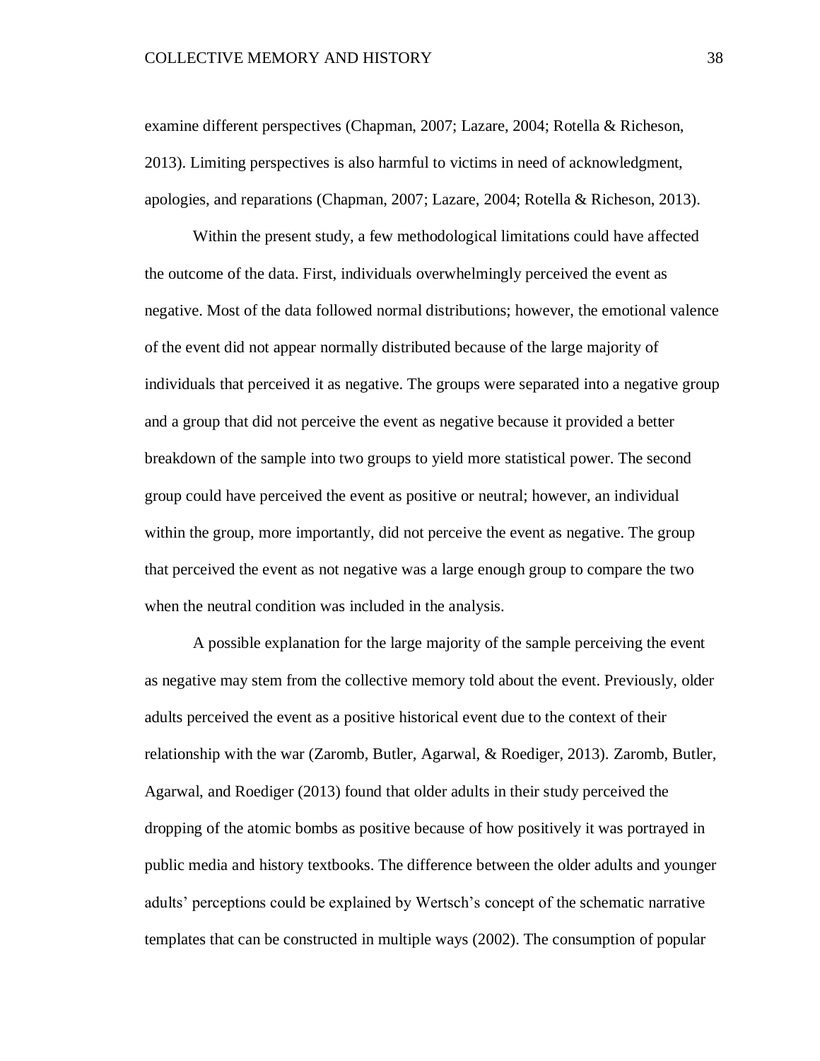examine different perspectives (Chapman, 2007; Lazare, 2004; Rotella & Richeson, 2013). Limiting perspectives is also harmful to victims in need of acknowledgment, apologies, and reparations (Chapman, 2007; Lazare, 2004; Rotella & Richeson, 2013).

Within the present study, a few methodological limitations could have affected the outcome of the data. First, individuals overwhelmingly perceived the event as negative. Most of the data followed normal distributions; however, the emotional valence of the event did not appear normally distributed because of the large majority of individuals that perceived it as negative. The groups were separated into a negative group and a group that did not perceive the event as negative because it provided a better breakdown of the sample into two groups to yield more statistical power. The second group could have perceived the event as positive or neutral; however, an individual within the group, more importantly, did not perceive the event as negative. The group that perceived the event as not negative was a large enough group to compare the two when the neutral condition was included in the analysis.

A possible explanation for the large majority of the sample perceiving the event as negative may stem from the collective memory told about the event. Previously, older adults perceived the event as a positive historical event due to the context of their relationship with the war (Zaromb, Butler, Agarwal, & Roediger, 2013). Zaromb, Butler, Agarwal, and Roediger (2013) found that older adults in their study perceived the dropping of the atomic bombs as positive because of how positively it was portrayed in public media and history textbooks. The difference between the older adults and younger adults' perceptions could be explained by Wertsch's concept of the schematic narrative templates that can be constructed in multiple ways (2002). The consumption of popular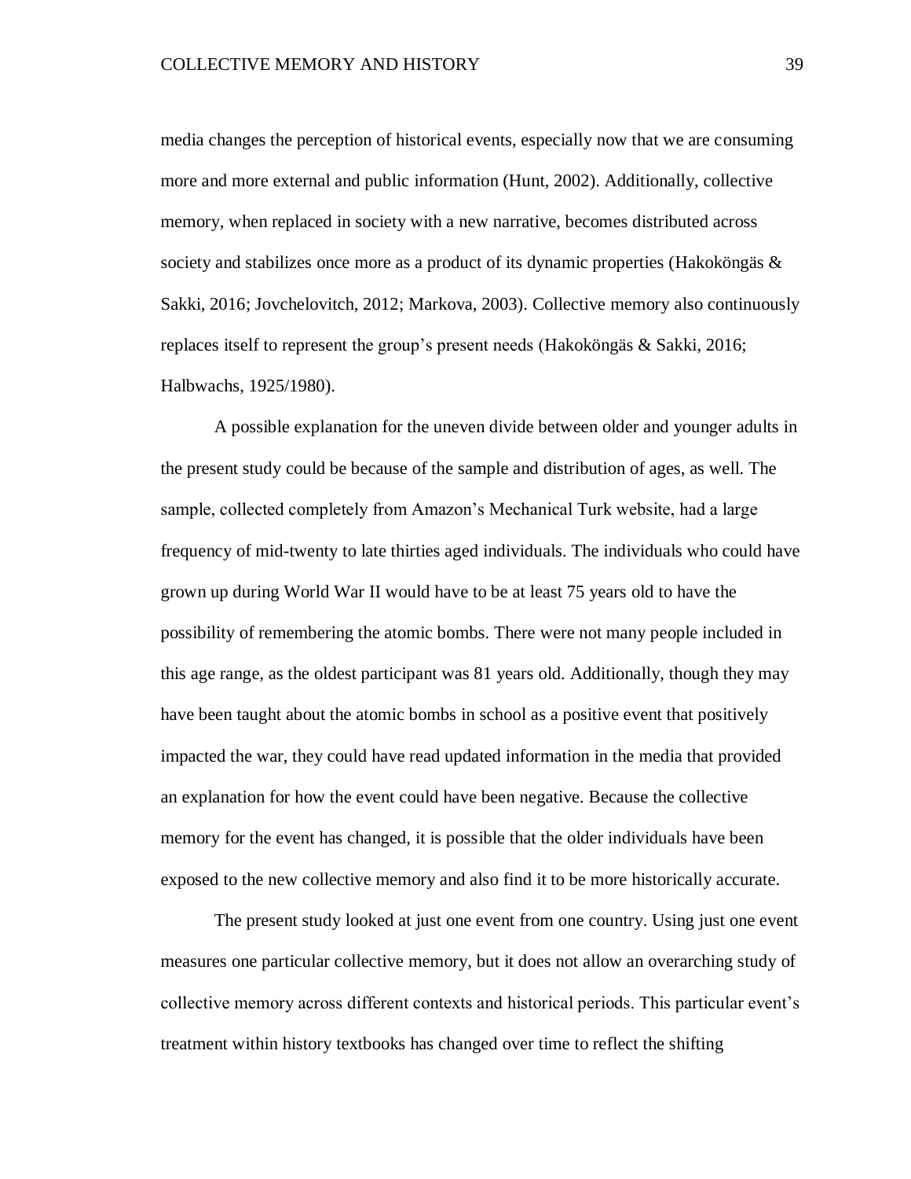media changes the perception of historical events, especially now that we are consuming more and more external and public information (Hunt, 2002). Additionally, collective memory, when replaced in society with a new narrative, becomes distributed across society and stabilizes once more as a product of its dynamic properties (Hakoköngäs & Sakki, 2016; Jovchelovitch, 2012; Markova, 2003). Collective memory also continuously replaces itself to represent the group's present needs (Hakoköngäs & Sakki, 2016; Halbwachs, 1925/1980).

A possible explanation for the uneven divide between older and younger adults in the present study could be because of the sample and distribution of ages, as well. The sample, collected completely from Amazon's Mechanical Turk website, had a large frequency of mid-twenty to late thirties aged individuals. The individuals who could have grown up during World War II would have to be at least 75 years old to have the possibility of remembering the atomic bombs. There were not many people included in this age range, as the oldest participant was 81 years old. Additionally, though they may have been taught about the atomic bombs in school as a positive event that positively impacted the war, they could have read updated information in the media that provided an explanation for how the event could have been negative. Because the collective memory for the event has changed, it is possible that the older individuals have been exposed to the new collective memory and also find it to be more historically accurate.

The present study looked at just one event from one country. Using just one event measures one particular collective memory, but it does not allow an overarching study of collective memory across different contexts and historical periods. This particular event's treatment within history textbooks has changed over time to reflect the shifting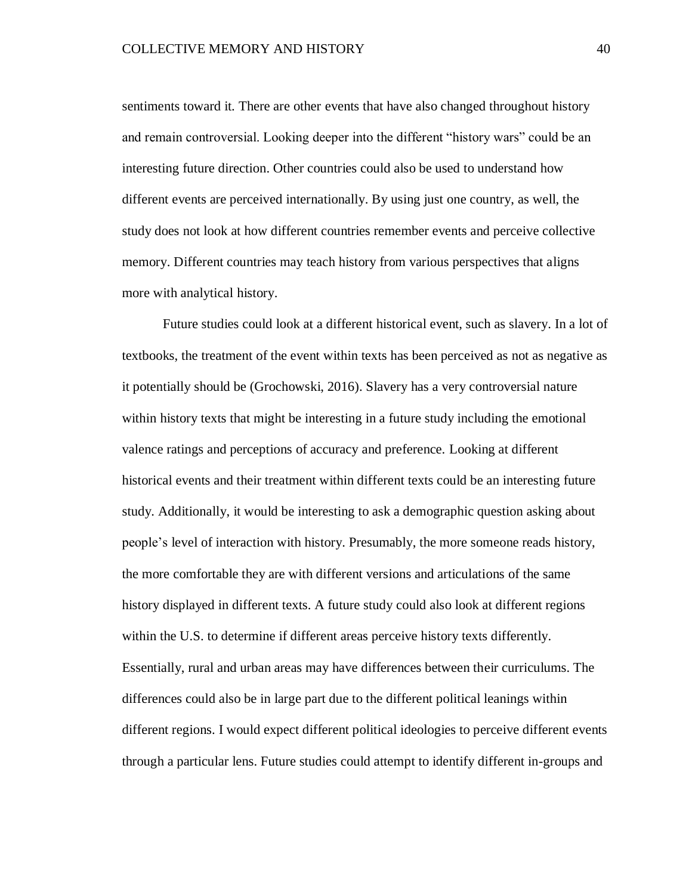sentiments toward it. There are other events that have also changed throughout history and remain controversial. Looking deeper into the different "history wars" could be an interesting future direction. Other countries could also be used to understand how different events are perceived internationally. By using just one country, as well, the study does not look at how different countries remember events and perceive collective memory. Different countries may teach history from various perspectives that aligns more with analytical history.

Future studies could look at a different historical event, such as slavery. In a lot of textbooks, the treatment of the event within texts has been perceived as not as negative as it potentially should be (Grochowski, 2016). Slavery has a very controversial nature within history texts that might be interesting in a future study including the emotional valence ratings and perceptions of accuracy and preference. Looking at different historical events and their treatment within different texts could be an interesting future study. Additionally, it would be interesting to ask a demographic question asking about people's level of interaction with history. Presumably, the more someone reads history, the more comfortable they are with different versions and articulations of the same history displayed in different texts. A future study could also look at different regions within the U.S. to determine if different areas perceive history texts differently. Essentially, rural and urban areas may have differences between their curriculums. The differences could also be in large part due to the different political leanings within different regions. I would expect different political ideologies to perceive different events through a particular lens. Future studies could attempt to identify different in-groups and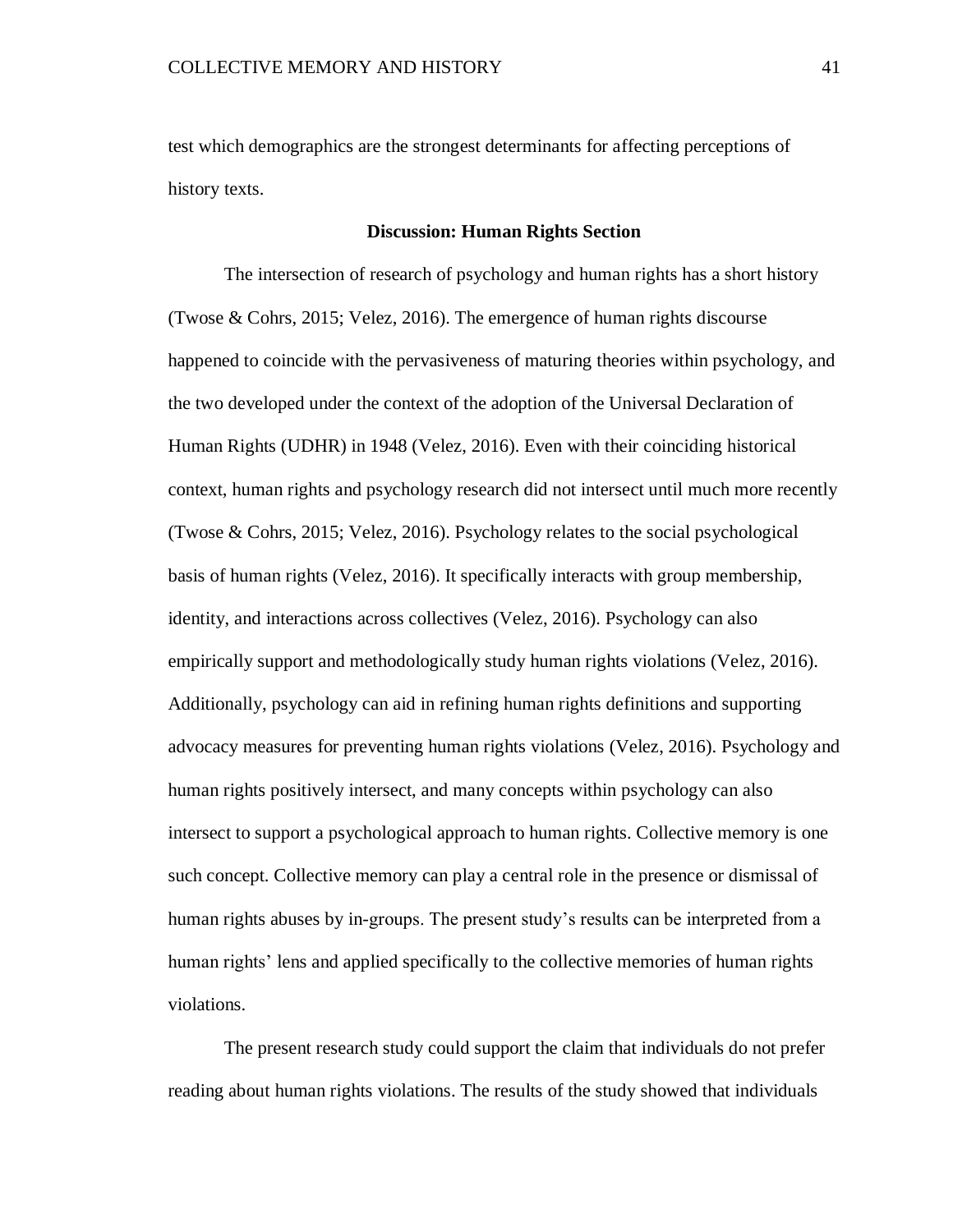test which demographics are the strongest determinants for affecting perceptions of history texts.

## Discussion: Human Rights Section

The intersection of research of psychology and human rights has a short history (Twose & Cohrs, 2015; Velez, 2016). The emergence of human rights discourse happened to coincide with the pervasiveness of maturing theories within psychology, and the two developed under the context of the adoption of the Universal Declaration of Human Rights (UDHR) in 1948 (Velez, 2016). Even with their coinciding historical context, human rights and psychology research did not intersect until much more recently (Twose & Cohrs, 2015; Velez, 2016). Psychology relates to the social psychological basis of human rights (Velez, 2016). It specifically interacts with group membership, identity, and interactions across collectives (Velez, 2016). Psychology can also empirically support and methodologically study human rights violations (Velez, 2016). Additionally, psychology can aid in refining human rights definitions and supporting advocacy measures for preventing human rights violations (Velez, 2016). Psychology and human rights positively intersect, and many concepts within psychology can also intersect to support a psychological approach to human rights. Collective memory is one such concept. Collective memory can play a central role in the presence or dismissal of human rights abuses by in-groups. The present study's results can be interpreted from a human rights' lens and applied specifically to the collective memories of human rights violations.

The present research study could support the claim that individuals do not prefer reading about human rights violations. The results of the study showed that individuals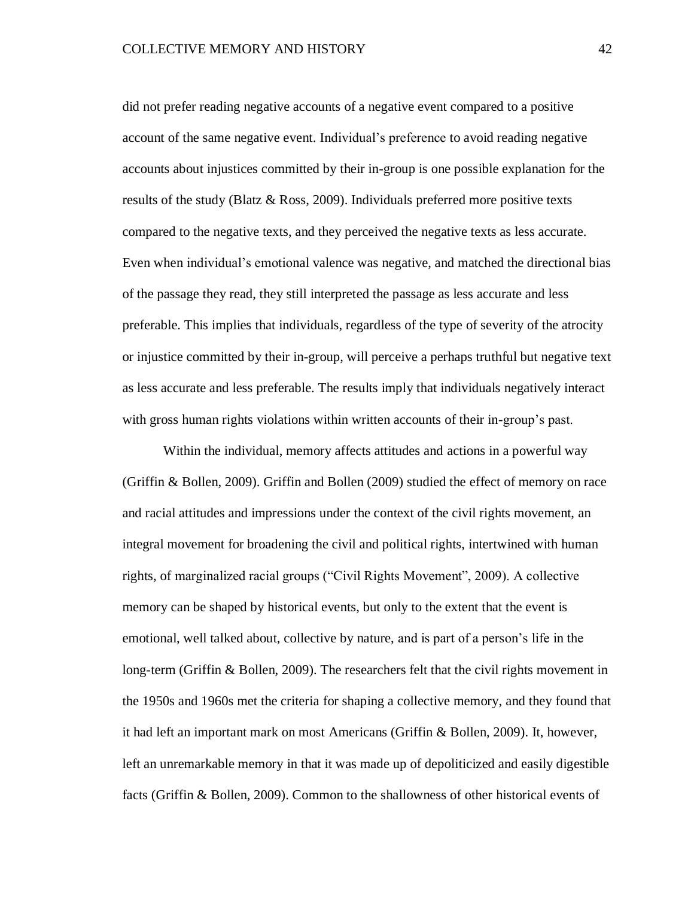did not prefer reading negative accounts of a negative event compared to a positive account of the same negative event. Individual's preference to avoid reading negative accounts about injustices committed by their in-group is one possible explanation for the results of the study (Blatz & Ross, 2009). Individuals preferred more positive texts compared to the negative texts, and they perceived the negative texts as less accurate. Even when individual's emotional valence was negative, and matched the directional bias of the passage they read, they still interpreted the passage as less accurate and less preferable. This implies that individuals, regardless of the type of severity of the atrocity or injustice committed by their in-group, will perceive a perhaps truthful but negative text as less accurate and less preferable. The results imply that individuals negatively interact with gross human rights violations within written accounts of their in-group's past.

Within the individual, memory affects attitudes and actions in a powerful way (Griffin & Bollen, 2009). Griffin and Bollen (2009) studied the effect of memory on race and racial attitudes and impressions under the context of the civil rights movement, an integral movement for broadening the civil and political rights, intertwined with human rights, of marginalized racial groups ("Civil Rights Movement", 2009). A collective memory can be shaped by historical events, but only to the extent that the event is emotional, well talked about, collective by nature, and is part of a person's life in the long-term (Griffin & Bollen, 2009). The researchers felt that the civil rights movement in the 1950s and 1960s met the criteria for shaping a collective memory, and they found that it had left an important mark on most Americans (Griffin & Bollen, 2009). It, however, left an unremarkable memory in that it was made up of depoliticized and easily digestible facts (Griffin & Bollen, 2009). Common to the shallowness of other historical events of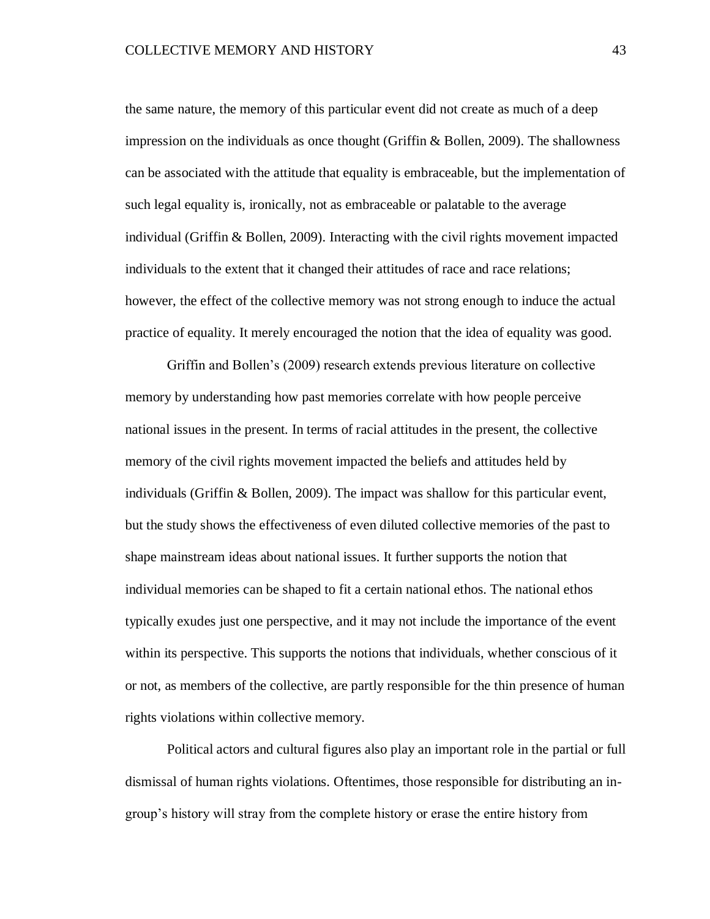the same nature, the memory of this particular event did not create as much of a deep impression on the individuals as once thought (Griffin & Bollen, 2009). The shallowness can be associated with the attitude that equality is embraceable, but the implementation of such legal equality is, ironically, not as embraceable or palatable to the average individual (Griffin & Bollen, 2009). Interacting with the civil rights movement impacted individuals to the extent that it changed their attitudes of race and race relations; however, the effect of the collective memory was not strong enough to induce the actual practice of equality. It merely encouraged the notion that the idea of equality was good.

Griffin and Bollen's (2009) research extends previous literature on collective memory by understanding how past memories correlate with how people perceive national issues in the present. In terms of racial attitudes in the present, the collective memory of the civil rights movement impacted the beliefs and attitudes held by individuals (Griffin & Bollen, 2009). The impact was shallow for this particular event, but the study shows the effectiveness of even diluted collective memories of the past to shape mainstream ideas about national issues. It further supports the notion that individual memories can be shaped to fit a certain national ethos. The national ethos typically exudes just one perspective, and it may not include the importance of the event within its perspective. This supports the notions that individuals, whether conscious of it or not, as members of the collective, are partly responsible for the thin presence of human rights violations within collective memory.

Political actors and cultural figures also play an important role in the partial or full dismissal of human rights violations. Oftentimes, those responsible for distributing an in-group's history will stray from the complete history or erase the entire history from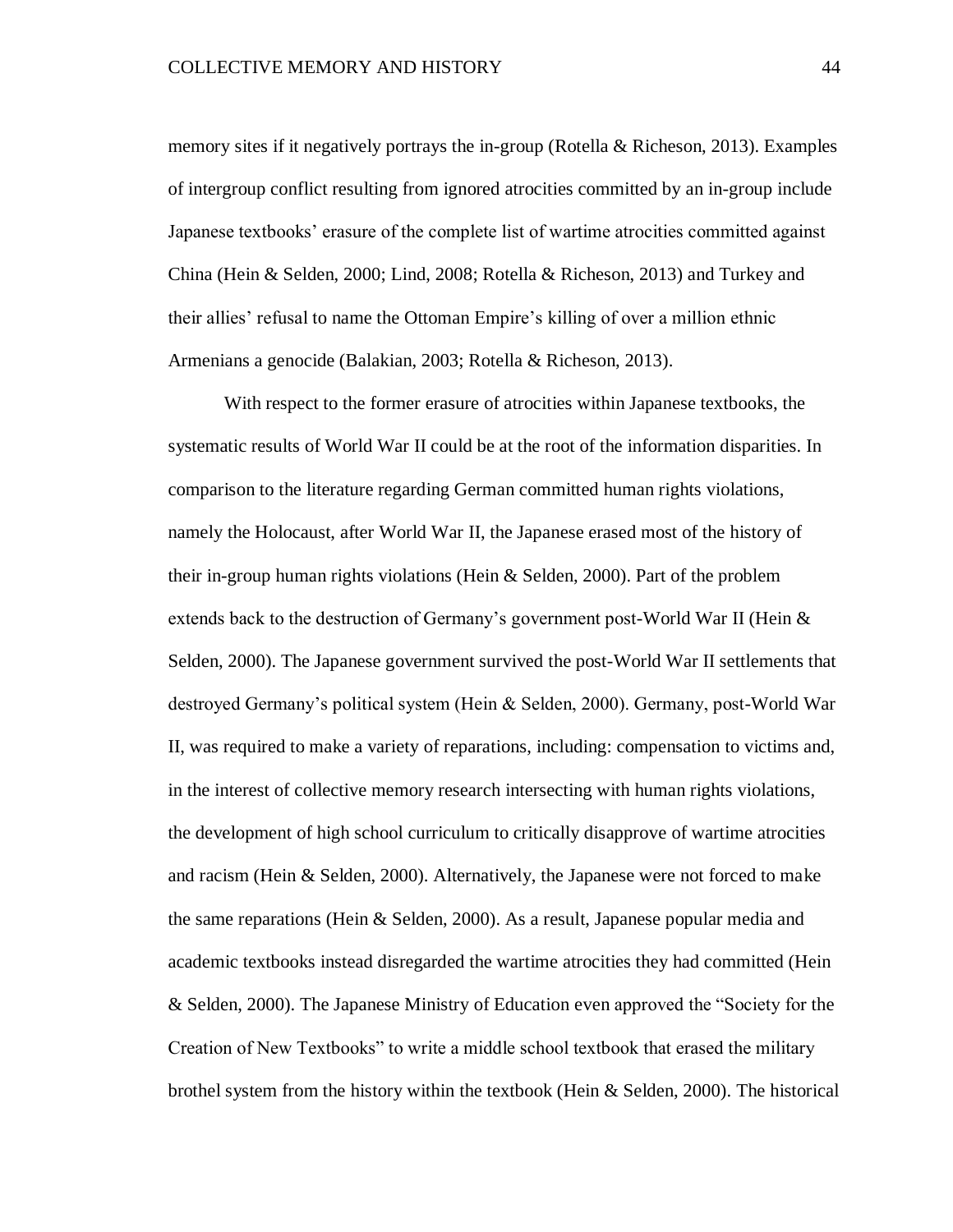memory sites if it negatively portrays the in-group (Rotella & Richeson, 2013). Examples of intergroup conflict resulting from ignored atrocities committed by an in-group include Japanese textbooks' erasure of the complete list of wartime atrocities committed against China (Hein & Selden, 2000; Lind, 2008; Rotella & Richeson, 2013) and Turkey and their allies' refusal to name the Ottoman Empire's killing of over a million ethnic Armenians a genocide (Balakian, 2003; Rotella & Richeson, 2013).

With respect to the former erasure of atrocities within Japanese textbooks, the systematic results of World War II could be at the root of the information disparities. In comparison to the literature regarding German committed human rights violations, namely the Holocaust, after World War II, the Japanese erased most of the history of their in-group human rights violations (Hein & Selden, 2000). Part of the problem extends back to the destruction of Germany's government post-World War II (Hein & Selden, 2000). The Japanese government survived the post-World War II settlements that destroyed Germany's political system (Hein & Selden, 2000). Germany, post-World War II, was required to make a variety of reparations, including: compensation to victims and, in the interest of collective memory research intersecting with human rights violations, the development of high school curriculum to critically disapprove of wartime atrocities and racism (Hein & Selden, 2000). Alternatively, the Japanese were not forced to make the same reparations (Hein & Selden, 2000). As a result, Japanese popular media and academic textbooks instead disregarded the wartime atrocities they had committed (Hein & Selden, 2000). The Japanese Ministry of Education even approved the "Society for the Creation of New Textbooks" to write a middle school textbook that erased the military brothel system from the history within the textbook (Hein & Selden, 2000). The historical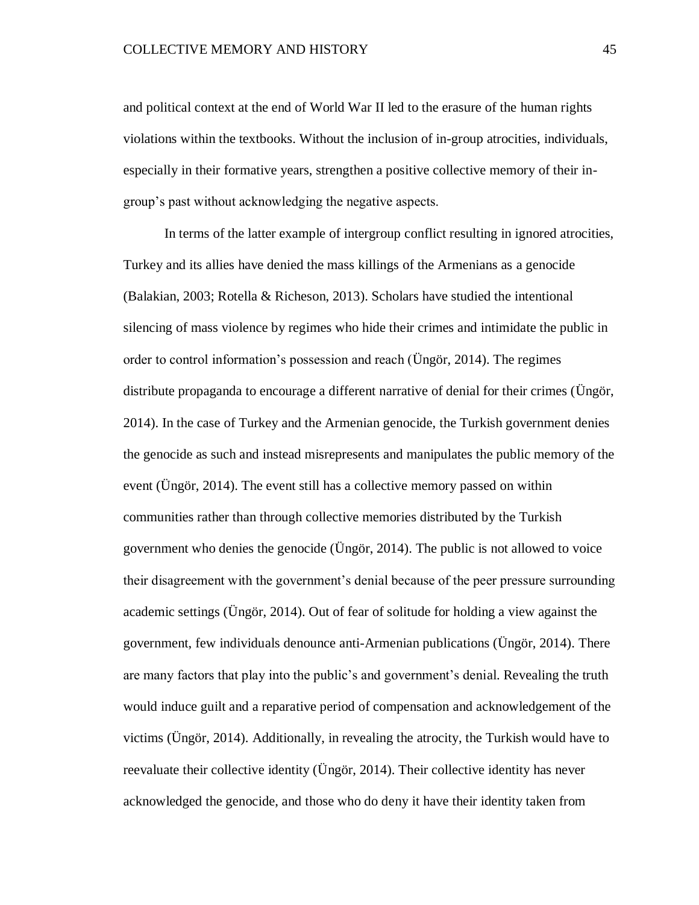and political context at the end of World War II led to the erasure of the human rights violations within the textbooks. Without the inclusion of in-group atrocities, individuals, especially in their formative years, strengthen a positive collective memory of their in-group's past without acknowledging the negative aspects.

In terms of the latter example of intergroup conflict resulting in ignored atrocities, Turkey and its allies have denied the mass killings of the Armenians as a genocide (Balakian, 2003; Rotella & Richeson, 2013). Scholars have studied the intentional silencing of mass violence by regimes who hide their crimes and intimidate the public in order to control information's possession and reach (Üngör, 2014). The regimes distribute propaganda to encourage a different narrative of denial for their crimes (Üngör, 2014). In the case of Turkey and the Armenian genocide, the Turkish government denies the genocide as such and instead misrepresents and manipulates the public memory of the event (Üngör, 2014). The event still has a collective memory passed on within communities rather than through collective memories distributed by the Turkish government who denies the genocide (Üngör, 2014). The public is not allowed to voice their disagreement with the government's denial because of the peer pressure surrounding academic settings (Üngör, 2014). Out of fear of solitude for holding a view against the government, few individuals denounce anti-Armenian publications (Üngör, 2014). There are many factors that play into the public's and government's denial. Revealing the truth would induce guilt and a reparative period of compensation and acknowledgement of the victims (Üngör, 2014). Additionally, in revealing the atrocity, the Turkish would have to reevaluate their collective identity (Üngör, 2014). Their collective identity has never acknowledged the genocide, and those who do deny it have their identity taken from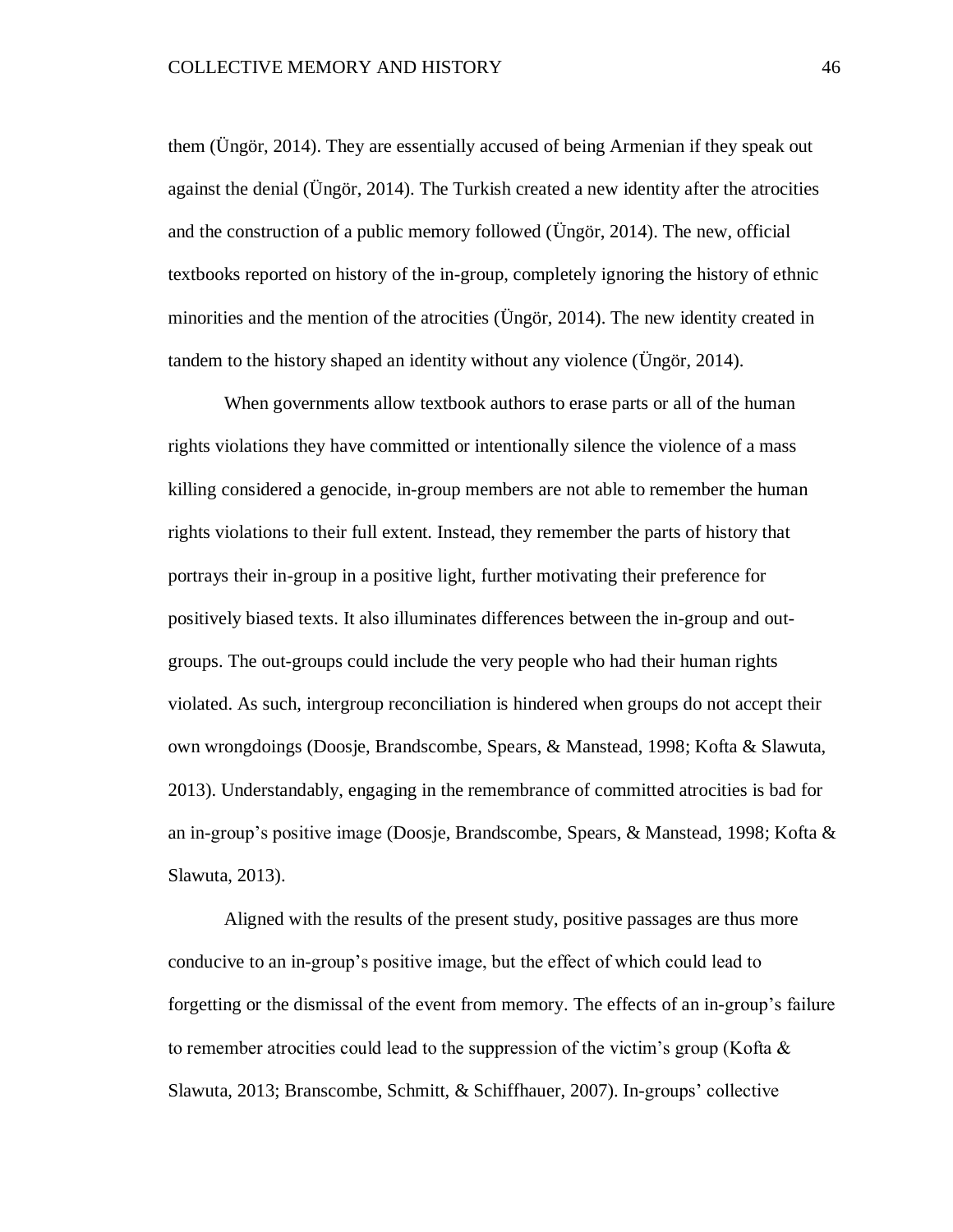them (Üngör, 2014). They are essentially accused of being Armenian if they speak out against the denial (Üngör, 2014). The Turkish created a new identity after the atrocities and the construction of a public memory followed (Üngör, 2014). The new, official textbooks reported on history of the in-group, completely ignoring the history of ethnic minorities and the mention of the atrocities (Üngör, 2014). The new identity created in tandem to the history shaped an identity without any violence (Üngör, 2014).

When governments allow textbook authors to erase parts or all of the human rights violations they have committed or intentionally silence the violence of a mass killing considered a genocide, in-group members are not able to remember the human rights violations to their full extent. Instead, they remember the parts of history that portrays their in-group in a positive light, further motivating their preference for positively biased texts. It also illuminates differences between the in-group and out-groups. The out-groups could include the very people who had their human rights violated. As such, intergroup reconciliation is hindered when groups do not accept their own wrongdoings (Doosje, Brandscombe, Spears, & Manstead, 1998; Kofta & Slawuta, 2013). Understandably, engaging in the remembrance of committed atrocities is bad for an in-group's positive image (Doosje, Brandscombe, Spears, & Manstead, 1998; Kofta & Slawuta, 2013).

Aligned with the results of the present study, positive passages are thus more conducive to an in-group's positive image, but the effect of which could lead to forgetting or the dismissal of the event from memory. The effects of an in-group's failure to remember atrocities could lead to the suppression of the victim's group (Kofta & Slawuta, 2013; Branscombe, Schmitt, & Schiffhauer, 2007). In-groups' collective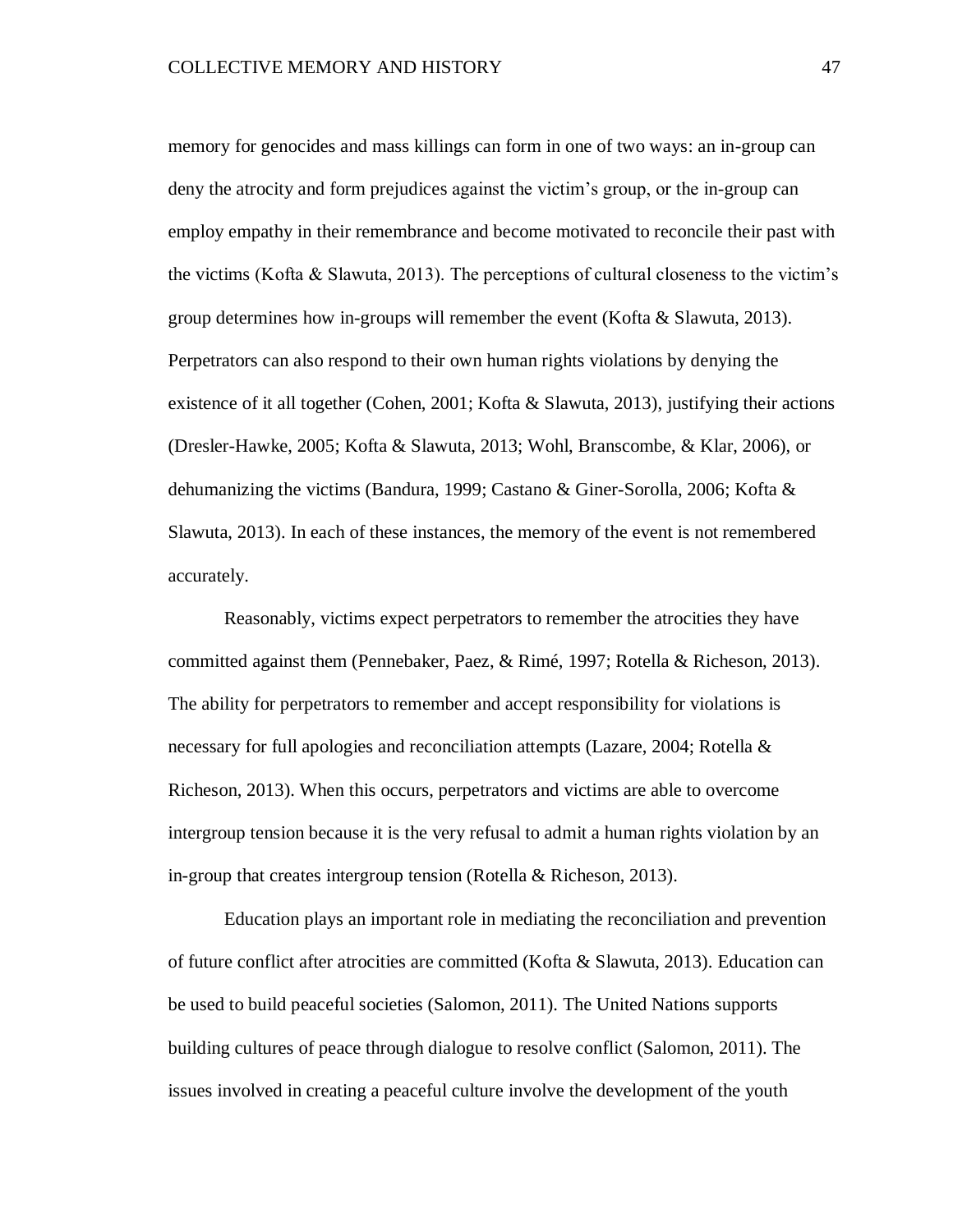memory for genocides and mass killings can form in one of two ways: an in-group can deny the atrocity and form prejudices against the victim's group, or the in-group can employ empathy in their remembrance and become motivated to reconcile their past with the victims (Kofta & Slawuta, 2013). The perceptions of cultural closeness to the victim's group determines how in-groups will remember the event (Kofta & Slawuta, 2013). Perpetrators can also respond to their own human rights violations by denying the existence of it all together (Cohen, 2001; Kofta & Slawuta, 2013), justifying their actions (Dresler-Hawke, 2005; Kofta & Slawuta, 2013; Wohl, Branscombe, & Klar, 2006), or dehumanizing the victims (Bandura, 1999; Castano & Giner-Sorolla, 2006; Kofta & Slawuta, 2013). In each of these instances, the memory of the event is not remembered accurately.

Reasonably, victims expect perpetrators to remember the atrocities they have committed against them (Pennebaker, Paez, & Rimé, 1997; Rotella & Richeson, 2013). The ability for perpetrators to remember and accept responsibility for violations is necessary for full apologies and reconciliation attempts (Lazare, 2004; Rotella & Richeson, 2013). When this occurs, perpetrators and victims are able to overcome intergroup tension because it is the very refusal to admit a human rights violation by an in-group that creates intergroup tension (Rotella & Richeson, 2013).

Education plays an important role in mediating the reconciliation and prevention of future conflict after atrocities are committed (Kofta & Slawuta, 2013). Education can be used to build peaceful societies (Salomon, 2011). The United Nations supports building cultures of peace through dialogue to resolve conflict (Salomon, 2011). The issues involved in creating a peaceful culture involve the development of the youth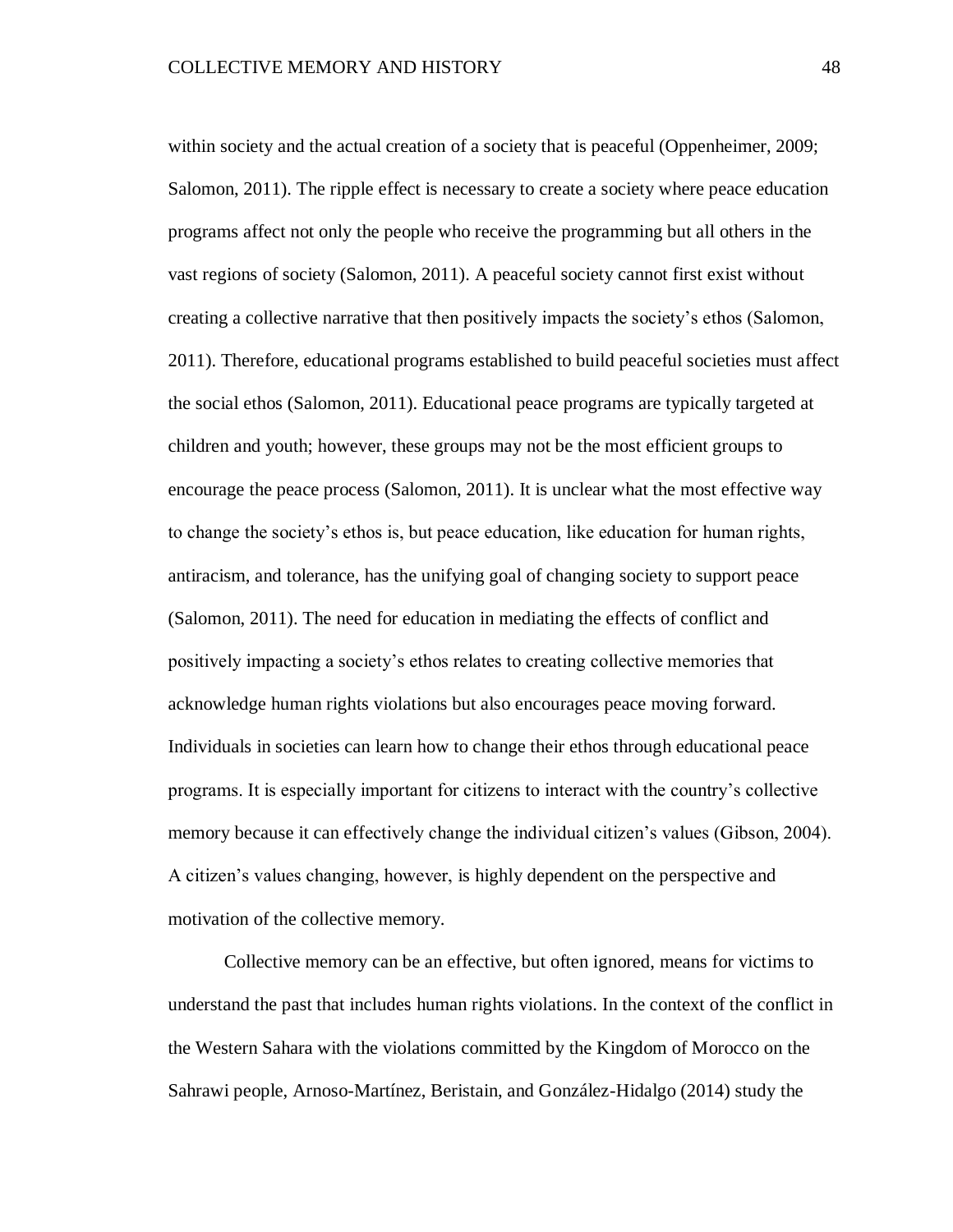within society and the actual creation of a society that is peaceful (Oppenheimer, 2009; Salomon, 2011). The ripple effect is necessary to create a society where peace education programs affect not only the people who receive the programming but all others in the vast regions of society (Salomon, 2011). A peaceful society cannot first exist without creating a collective narrative that then positively impacts the society's ethos (Salomon, 2011). Therefore, educational programs established to build peaceful societies must affect the social ethos (Salomon, 2011). Educational peace programs are typically targeted at children and youth; however, these groups may not be the most efficient groups to encourage the peace process (Salomon, 2011). It is unclear what the most effective way to change the society's ethos is, but peace education, like education for human rights, antiracism, and tolerance, has the unifying goal of changing society to support peace (Salomon, 2011). The need for education in mediating the effects of conflict and positively impacting a society's ethos relates to creating collective memories that acknowledge human rights violations but also encourages peace moving forward. Individuals in societies can learn how to change their ethos through educational peace programs. It is especially important for citizens to interact with the country's collective memory because it can effectively change the individual citizen's values (Gibson, 2004). A citizen's values changing, however, is highly dependent on the perspective and motivation of the collective memory.

Collective memory can be an effective, but often ignored, means for victims to understand the past that includes human rights violations. In the context of the conflict in the Western Sahara with the violations committed by the Kingdom of Morocco on the Sahrawi people, Arnoso-Martínez, Beristain, and González-Hidalgo (2014) study the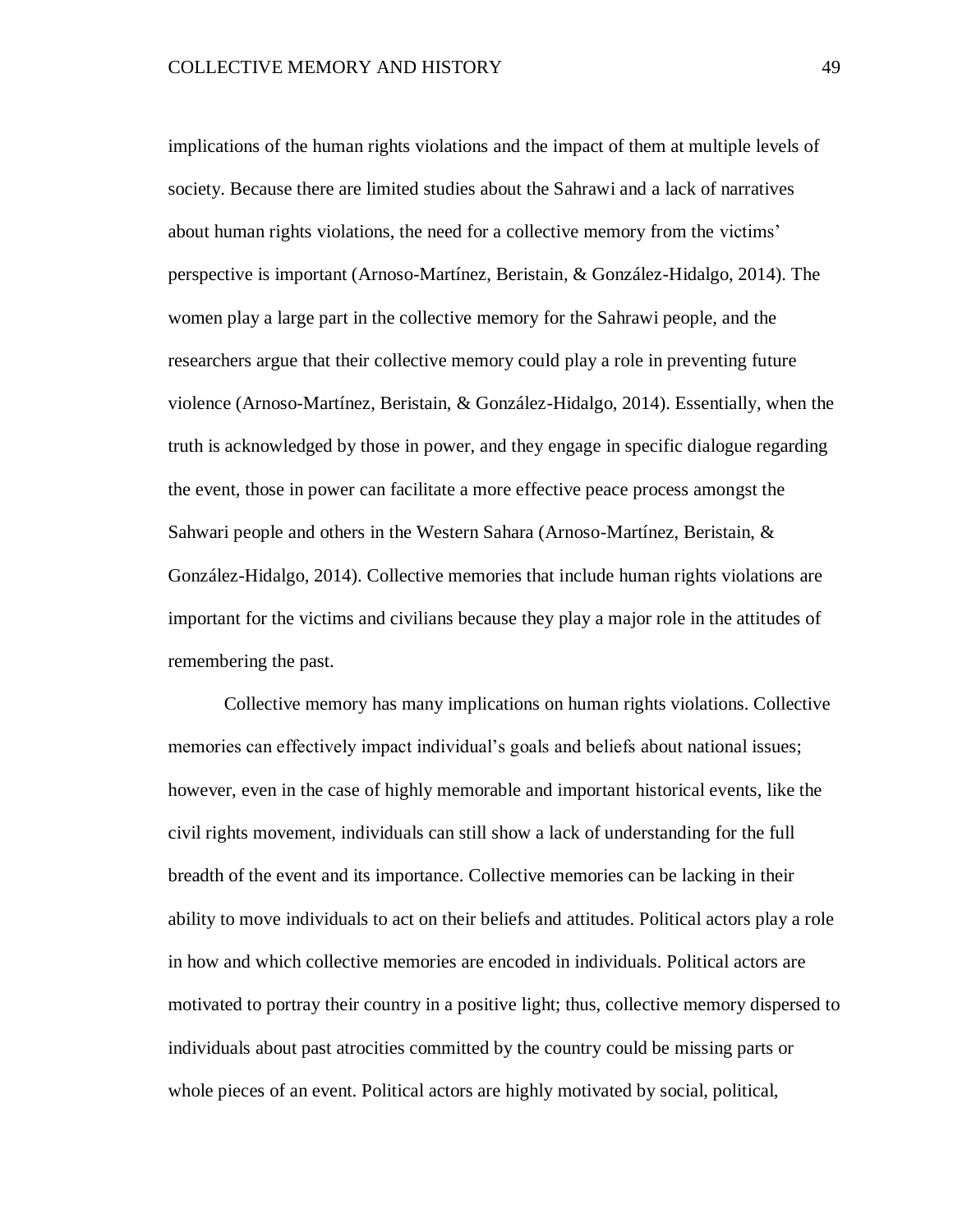implications of the human rights violations and the impact of them at multiple levels of society. Because there are limited studies about the Sahrawi and a lack of narratives about human rights violations, the need for a collective memory from the victims' perspective is important (Arnoso-Martínez, Beristain, & González-Hidalgo, 2014). The women play a large part in the collective memory for the Sahrawi people, and the researchers argue that their collective memory could play a role in preventing future violence (Arnoso-Martínez, Beristain, & González-Hidalgo, 2014). Essentially, when the truth is acknowledged by those in power, and they engage in specific dialogue regarding the event, those in power can facilitate a more effective peace process amongst the Sahwari people and others in the Western Sahara (Arnoso-Martínez, Beristain, & González-Hidalgo, 2014). Collective memories that include human rights violations are important for the victims and civilians because they play a major role in the attitudes of remembering the past.

Collective memory has many implications on human rights violations. Collective memories can effectively impact individual's goals and beliefs about national issues; however, even in the case of highly memorable and important historical events, like the civil rights movement, individuals can still show a lack of understanding for the full breadth of the event and its importance. Collective memories can be lacking in their ability to move individuals to act on their beliefs and attitudes. Political actors play a role in how and which collective memories are encoded in individuals. Political actors are motivated to portray their country in a positive light; thus, collective memory dispersed to individuals about past atrocities committed by the country could be missing parts or whole pieces of an event. Political actors are highly motivated by social, political,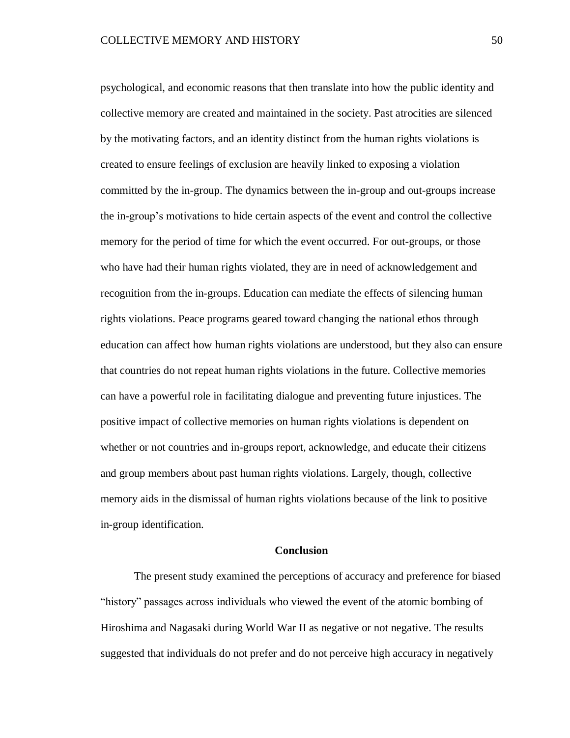psychological, and economic reasons that then translate into how the public identity and collective memory are created and maintained in the society. Past atrocities are silenced by the motivating factors, and an identity distinct from the human rights violations is created to ensure feelings of exclusion are heavily linked to exposing a violation committed by the in-group. The dynamics between the in-group and out-groups increase the in-group's motivations to hide certain aspects of the event and control the collective memory for the period of time for which the event occurred. For out-groups, or those who have had their human rights violated, they are in need of acknowledgement and recognition from the in-groups. Education can mediate the effects of silencing human rights violations. Peace programs geared toward changing the national ethos through education can affect how human rights violations are understood, but they also can ensure that countries do not repeat human rights violations in the future. Collective memories can have a powerful role in facilitating dialogue and preventing future injustices. The positive impact of collective memories on human rights violations is dependent on whether or not countries and in-groups report, acknowledge, and educate their citizens and group members about past human rights violations. Largely, though, collective memory aids in the dismissal of human rights violations because of the link to positive in-group identification.

## Conclusion

The present study examined the perceptions of accuracy and preference for biased "history" passages across individuals who viewed the event of the atomic bombing of Hiroshima and Nagasaki during World War II as negative or not negative. The results suggested that individuals do not prefer and do not perceive high accuracy in negatively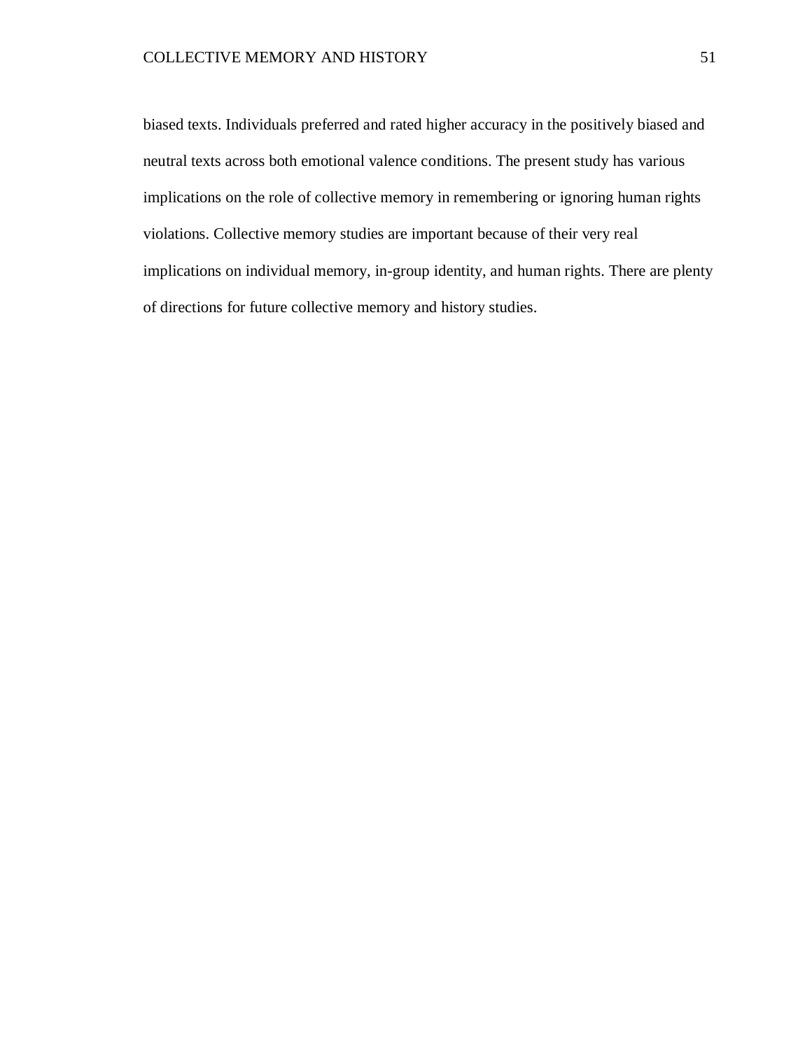biased texts. Individuals preferred and rated higher accuracy in the positively biased and neutral texts across both emotional valence conditions. The present study has various implications on the role of collective memory in remembering or ignoring human rights violations. Collective memory studies are important because of their very real implications on individual memory, in-group identity, and human rights. There are plenty of directions for future collective memory and history studies.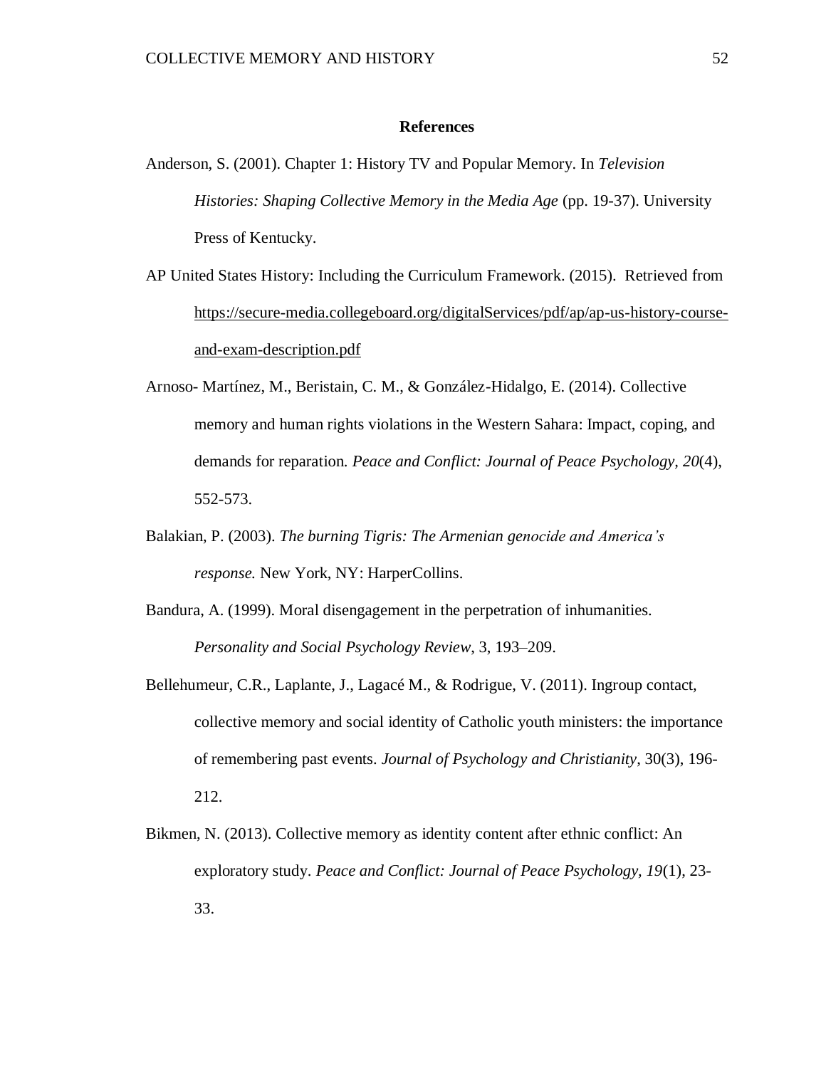# References

Anderson, S. (2001). Chapter 1: History TV and Popular Memory. In *Television Histories: Shaping Collective Memory in the Media Age* (pp. 19-37). University Press of Kentucky.

AP United States History: Including the Curriculum Framework. (2015). Retrieved from https://secure-media.collegeboard.org/digitalServices/pdf/ap/ap-us-history-course-and-exam-description.pdf

Arnoso- Martínez, M., Beristain, C. M., & González-Hidalgo, E. (2014). Collective memory and human rights violations in the Western Sahara: Impact, coping, and demands for reparation. *Peace and Conflict: Journal of Peace Psychology, 20*(4), 552-573.

Balakian, P. (2003). *The burning Tigris: The Armenian genocide and America's response.* New York, NY: HarperCollins.

Bandura, A. (1999). Moral disengagement in the perpetration of inhumanities. *Personality and Social Psychology Review*, 3, 193–209.

Bellehumeur, C.R., Laplante, J., Lagacé M., & Rodrigue, V. (2011). Ingroup contact, collective memory and social identity of Catholic youth ministers: the importance of remembering past events. *Journal of Psychology and Christianity*, 30(3), 196-212.

Bikmen, N. (2013). Collective memory as identity content after ethnic conflict: An exploratory study. *Peace and Conflict: Journal of Peace Psychology, 19*(1), 23-33.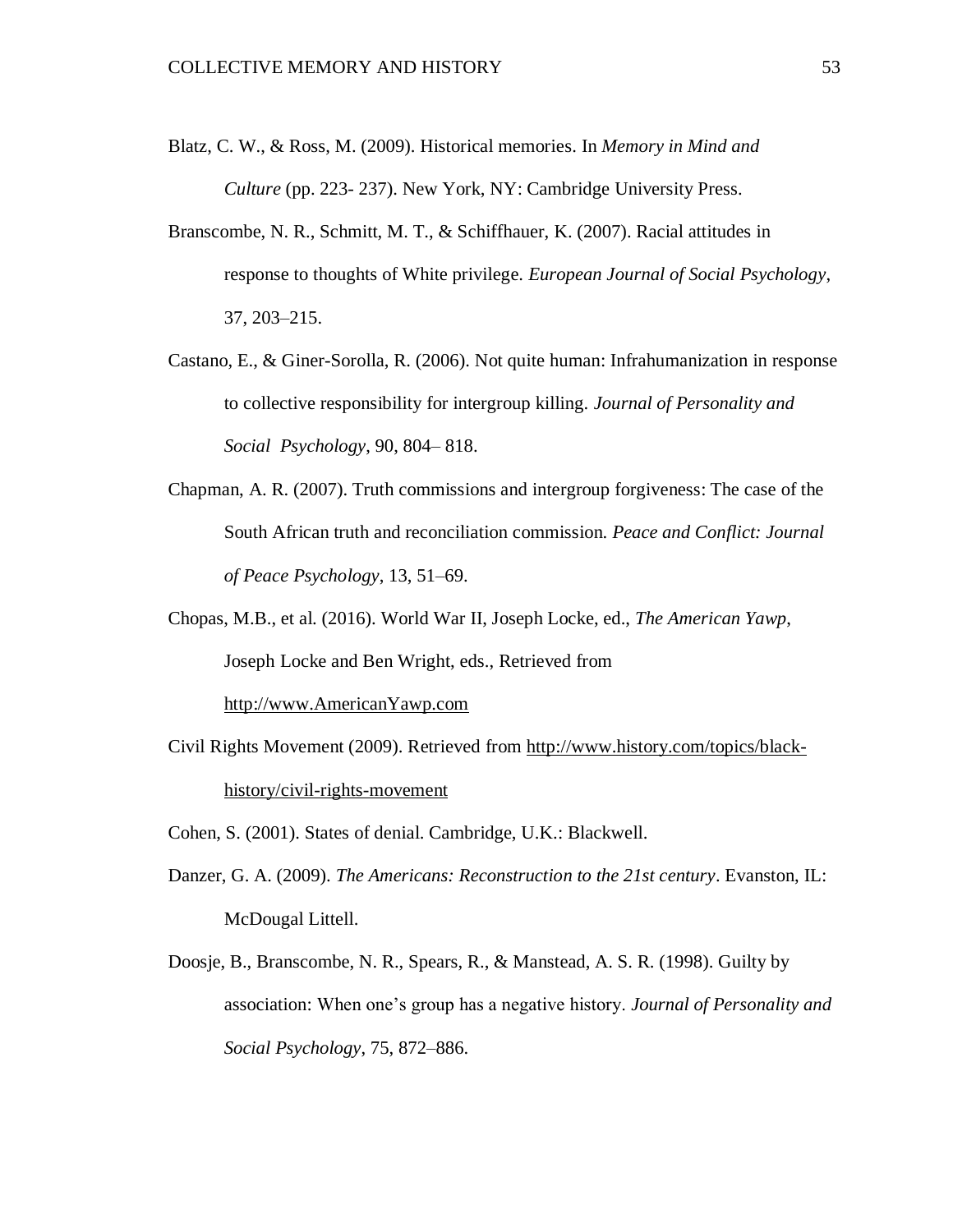Blatz, C. W., & Ross, M. (2009). Historical memories. In *Memory in Mind and Culture* (pp. 223- 237). New York, NY: Cambridge University Press.

Branscombe, N. R., Schmitt, M. T., & Schiffhauer, K. (2007). Racial attitudes in response to thoughts of White privilege. *European Journal of Social Psychology*, 37, 203–215.

Castano, E., & Giner-Sorolla, R. (2006). Not quite human: Infrahumanization in response to collective responsibility for intergroup killing. *Journal of Personality and Social Psychology*, 90, 804– 818.

Chapman, A. R. (2007). Truth commissions and intergroup forgiveness: The case of the South African truth and reconciliation commission. *Peace and Conflict: Journal of Peace Psychology*, 13, 51–69.

Chopas, M.B., et al. (2016). World War II, Joseph Locke, ed., *The American Yawp*, Joseph Locke and Ben Wright, eds., Retrieved from http://www.AmericanYawp.com

Civil Rights Movement (2009). Retrieved from http://www.history.com/topics/black-history/civil-rights-movement

Cohen, S. (2001). States of denial. Cambridge, U.K.: Blackwell.

Danzer, G. A. (2009). *The Americans: Reconstruction to the 21st century*. Evanston, IL: McDougal Littell.

Doosje, B., Branscombe, N. R., Spears, R., & Manstead, A. S. R. (1998). Guilty by association: When one's group has a negative history. *Journal of Personality and Social Psychology*, 75, 872–886.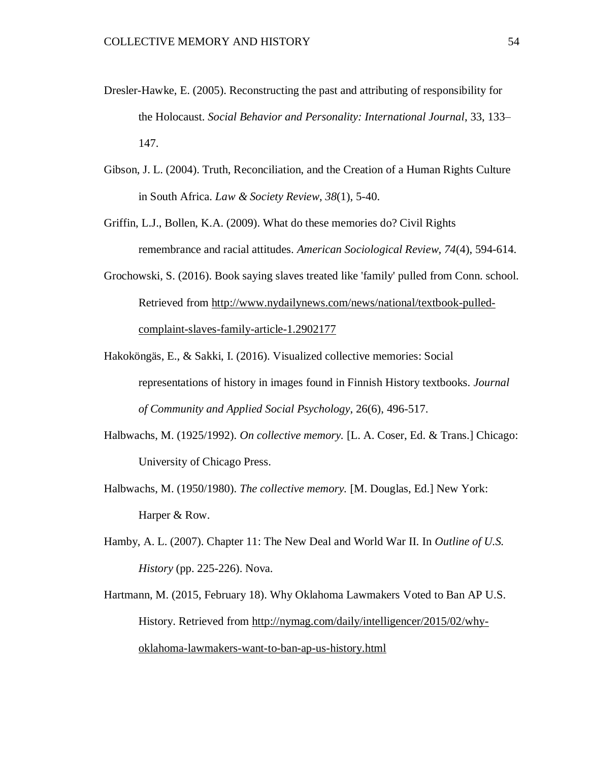Dresler-Hawke, E. (2005). Reconstructing the past and attributing of responsibility for the Holocaust. *Social Behavior and Personality: International Journal*, 33, 133–147.

Gibson, J. L. (2004). Truth, Reconciliation, and the Creation of a Human Rights Culture in South Africa. *Law & Society Review*, *38*(1), 5-40.

Griffin, L.J., Bollen, K.A. (2009). What do these memories do? Civil Rights remembrance and racial attitudes. *American Sociological Review*, *74*(4), 594-614.

Grochowski, S. (2016). Book saying slaves treated like 'family' pulled from Conn. school. Retrieved from http://www.nydailynews.com/news/national/textbook-pulled-complaint-slaves-family-article-1.2902177

Hakoköngäs, E., & Sakki, I. (2016). Visualized collective memories: Social representations of history in images found in Finnish History textbooks. *Journal of Community and Applied Social Psychology*, 26(6), 496-517.

Halbwachs, M. (1925/1992). *On collective memory.* [L. A. Coser, Ed. & Trans.] Chicago: University of Chicago Press.

Halbwachs, M. (1950/1980). *The collective memory.* [M. Douglas, Ed.] New York: Harper & Row.

Hamby, A. L. (2007). Chapter 11: The New Deal and World War II. In *Outline of U.S. History* (pp. 225-226). Nova.

Hartmann, M. (2015, February 18). Why Oklahoma Lawmakers Voted to Ban AP U.S. History. Retrieved from http://nymag.com/daily/intelligencer/2015/02/why-oklahoma-lawmakers-want-to-ban-ap-us-history.html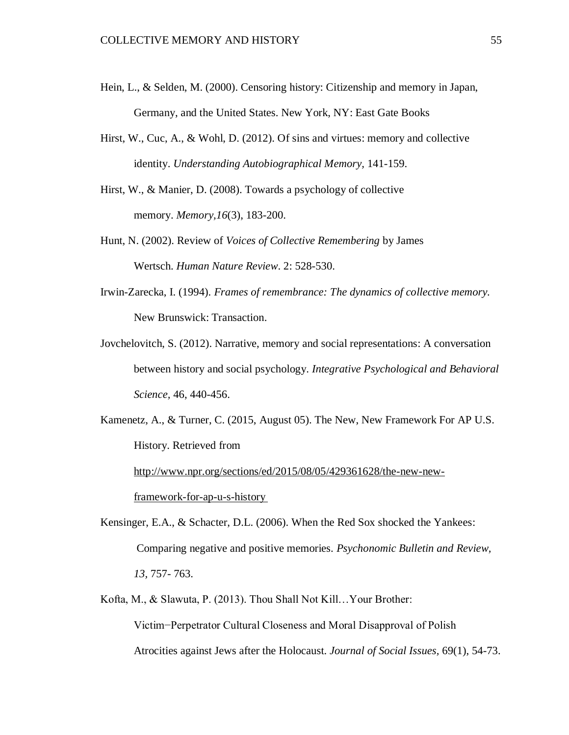Hein, L., & Selden, M. (2000). Censoring history: Citizenship and memory in Japan, Germany, and the United States. New York, NY: East Gate Books

Hirst, W., Cuc, A., & Wohl, D. (2012). Of sins and virtues: memory and collective identity. *Understanding Autobiographical Memory,* 141-159.

Hirst, W., & Manier, D. (2008). Towards a psychology of collective memory. *Memory,16*(3), 183-200.

Hunt, N. (2002). Review of *Voices of Collective Remembering* by James Wertsch. *Human Nature Review*. 2: 528-530.

Irwin-Zarecka, I. (1994). *Frames of remembrance: The dynamics of collective memory.* New Brunswick: Transaction.

Jovchelovitch, S. (2012). Narrative, memory and social representations: A conversation between history and social psychology. *Integrative Psychological and Behavioral Science,* 46, 440-456.

Kamenetz, A., & Turner, C. (2015, August 05). The New, New Framework For AP U.S. History. Retrieved from http://www.npr.org/sections/ed/2015/08/05/429361628/the-new-new-framework-for-ap-u-s-history

Kensinger, E.A., & Schacter, D.L. (2006). When the Red Sox shocked the Yankees: Comparing negative and positive memories. *Psychonomic Bulletin and Review, 13,* 757- 763.

Kofta, M., & Slawuta, P. (2013). Thou Shall Not Kill…Your Brother: Victim−Perpetrator Cultural Closeness and Moral Disapproval of Polish Atrocities against Jews after the Holocaust. *Journal of Social Issues,* 69(1), 54-73.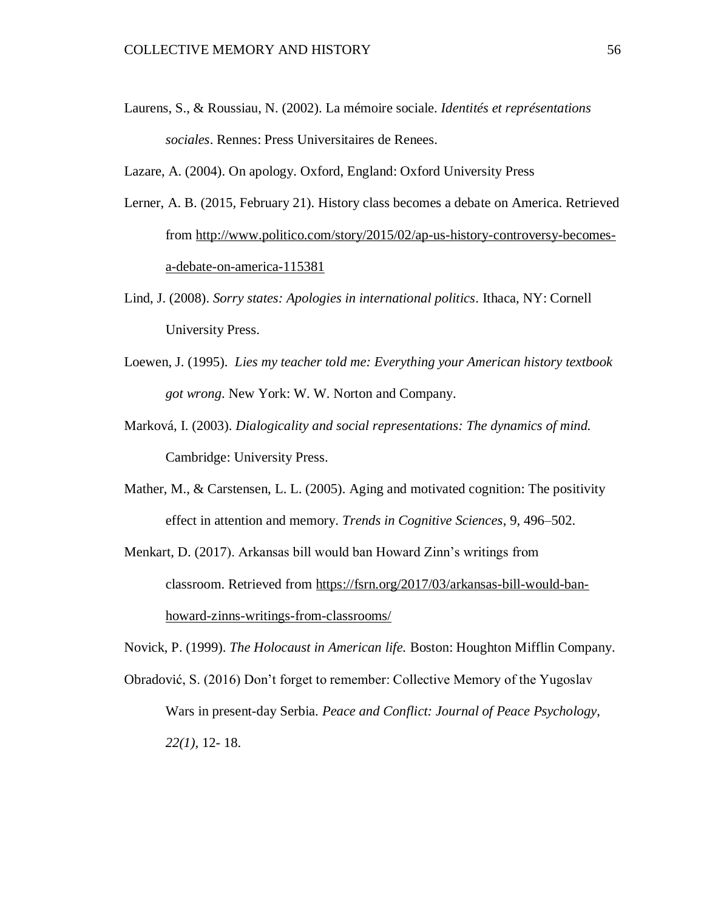Laurens, S., & Roussiau, N. (2002). La mémoire sociale. *Identités et représentations sociales*. Rennes: Press Universitaires de Renees.

Lazare, A. (2004). On apology. Oxford, England: Oxford University Press

Lerner, A. B. (2015, February 21). History class becomes a debate on America. Retrieved from http://www.politico.com/story/2015/02/ap-us-history-controversy-becomes-a-debate-on-america-115381

Lind, J. (2008). *Sorry states: Apologies in international politics*. Ithaca, NY: Cornell University Press.

Loewen, J. (1995). *Lies my teacher told me: Everything your American history textbook got wrong*. New York: W. W. Norton and Company.

Marková, I. (2003). *Dialogicality and social representations: The dynamics of mind.* Cambridge: University Press.

Mather, M., & Carstensen, L. L. (2005). Aging and motivated cognition: The positivity effect in attention and memory. *Trends in Cognitive Sciences*, 9, 496–502.

Menkart, D. (2017). Arkansas bill would ban Howard Zinn's writings from classroom. Retrieved from https://fsrn.org/2017/03/arkansas-bill-would-ban-howard-zinns-writings-from-classrooms/

Novick, P. (1999). *The Holocaust in American life.* Boston: Houghton Mifflin Company.

Obradović, S. (2016) Don't forget to remember: Collective Memory of the Yugoslav Wars in present-day Serbia. *Peace and Conflict: Journal of Peace Psychology, 22(1)*, 12- 18.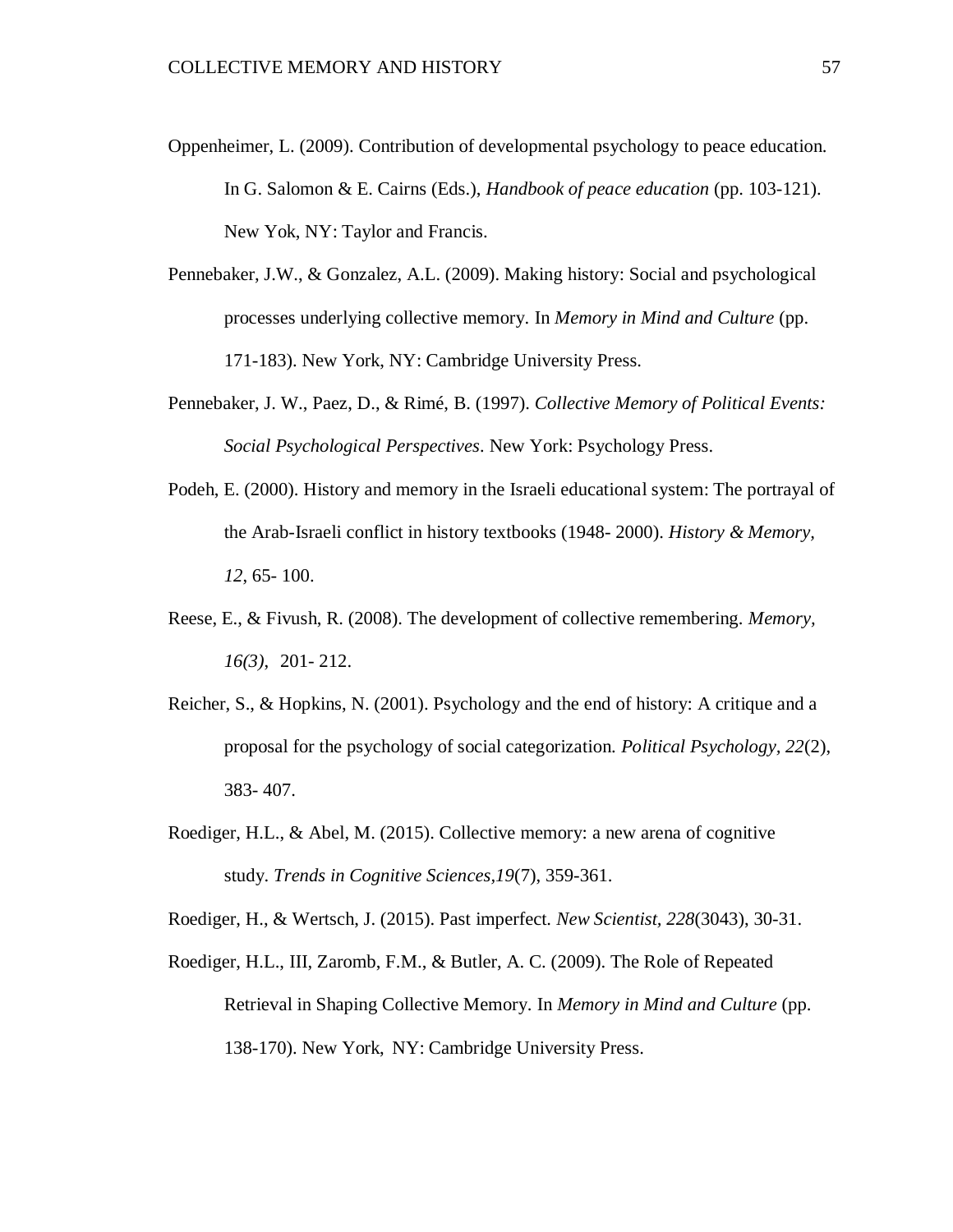Oppenheimer, L. (2009). Contribution of developmental psychology to peace education. In G. Salomon & E. Cairns (Eds.), *Handbook of peace education* (pp. 103-121). New Yok, NY: Taylor and Francis.

Pennebaker, J.W., & Gonzalez, A.L. (2009). Making history: Social and psychological processes underlying collective memory. In *Memory in Mind and Culture* (pp. 171-183). New York, NY: Cambridge University Press.

Pennebaker, J. W., Paez, D., & Rimé, B. (1997). *Collective Memory of Political Events: Social Psychological Perspectives*. New York: Psychology Press.

Podeh, E. (2000). History and memory in the Israeli educational system: The portrayal of the Arab-Israeli conflict in history textbooks (1948- 2000). *History & Memory, 12*, 65- 100.

Reese, E., & Fivush, R. (2008). The development of collective remembering. *Memory, 16(3)*, 201- 212.

Reicher, S., & Hopkins, N. (2001). Psychology and the end of history: A critique and a proposal for the psychology of social categorization. *Political Psychology, 22*(2), 383- 407.

Roediger, H.L., & Abel, M. (2015). Collective memory: a new arena of cognitive study. *Trends in Cognitive Sciences,19*(7), 359-361.

Roediger, H., & Wertsch, J. (2015). Past imperfect. *New Scientist, 228*(3043), 30-31.

Roediger, H.L., III, Zaromb, F.M., & Butler, A. C. (2009). The Role of Repeated Retrieval in Shaping Collective Memory. In *Memory in Mind and Culture* (pp. 138-170). New York, NY: Cambridge University Press.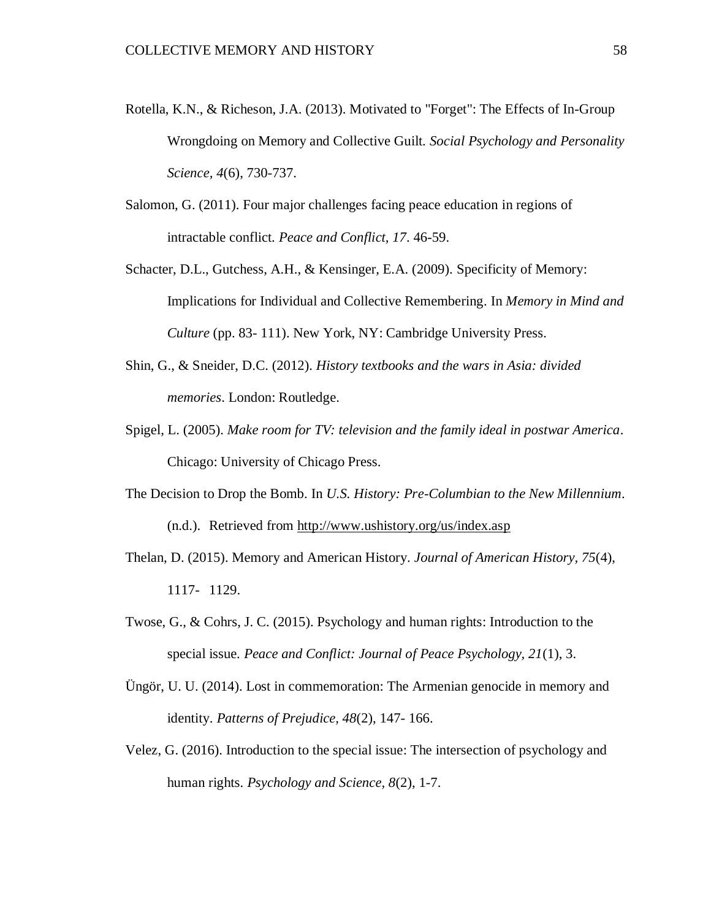Rotella, K.N., & Richeson, J.A. (2013). Motivated to "Forget": The Effects of In-Group Wrongdoing on Memory and Collective Guilt. *Social Psychology and Personality Science, 4*(6), 730-737.

Salomon, G. (2011). Four major challenges facing peace education in regions of intractable conflict. *Peace and Conflict, 17*. 46-59.

Schacter, D.L., Gutchess, A.H., & Kensinger, E.A. (2009). Specificity of Memory: Implications for Individual and Collective Remembering. In *Memory in Mind and Culture* (pp. 83- 111). New York, NY: Cambridge University Press.

Shin, G., & Sneider, D.C. (2012). *History textbooks and the wars in Asia: divided memories*. London: Routledge.

Spigel, L. (2005). *Make room for TV: television and the family ideal in postwar America*. Chicago: University of Chicago Press.

The Decision to Drop the Bomb. In *U.S. History: Pre-Columbian to the New Millennium*. (n.d.). Retrieved from http://www.ushistory.org/us/index.asp

Thelan, D. (2015). Memory and American History. *Journal of American History, 75*(4), 1117- 1129.

Twose, G., & Cohrs, J. C. (2015). Psychology and human rights: Introduction to the special issue. *Peace and Conflict: Journal of Peace Psychology, 21*(1), 3.

Üngör, U. U. (2014). Lost in commemoration: The Armenian genocide in memory and identity. *Patterns of Prejudice, 48*(2), 147- 166.

Velez, G. (2016). Introduction to the special issue: The intersection of psychology and human rights. *Psychology and Science, 8*(2), 1-7.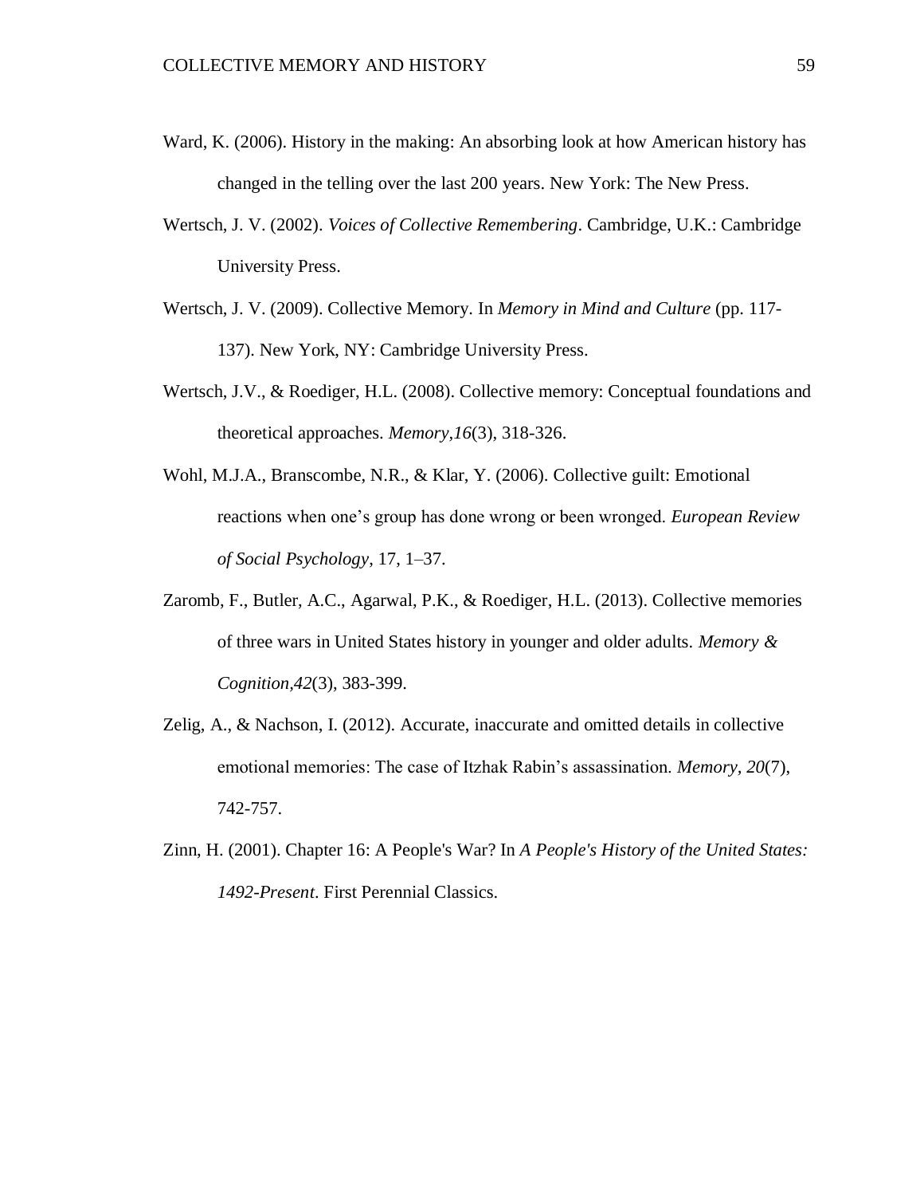Ward, K. (2006). History in the making: An absorbing look at how American history has changed in the telling over the last 200 years. New York: The New Press.

Wertsch, J. V. (2002). *Voices of Collective Remembering*. Cambridge, U.K.: Cambridge University Press.

Wertsch, J. V. (2009). Collective Memory. In *Memory in Mind and Culture* (pp. 117-137). New York, NY: Cambridge University Press.

Wertsch, J.V., & Roediger, H.L. (2008). Collective memory: Conceptual foundations and theoretical approaches. *Memory,16*(3), 318-326.

Wohl, M.J.A., Branscombe, N.R., & Klar, Y. (2006). Collective guilt: Emotional reactions when one's group has done wrong or been wronged. *European Review of Social Psychology*, 17, 1–37.

Zaromb, F., Butler, A.C., Agarwal, P.K., & Roediger, H.L. (2013). Collective memories of three wars in United States history in younger and older adults. *Memory & Cognition,42*(3), 383-399.

Zelig, A., & Nachson, I. (2012). Accurate, inaccurate and omitted details in collective emotional memories: The case of Itzhak Rabin's assassination. *Memory, 20*(7), 742-757.

Zinn, H. (2001). Chapter 16: A People's War? In *A People's History of the United States: 1492-Present*. First Perennial Classics.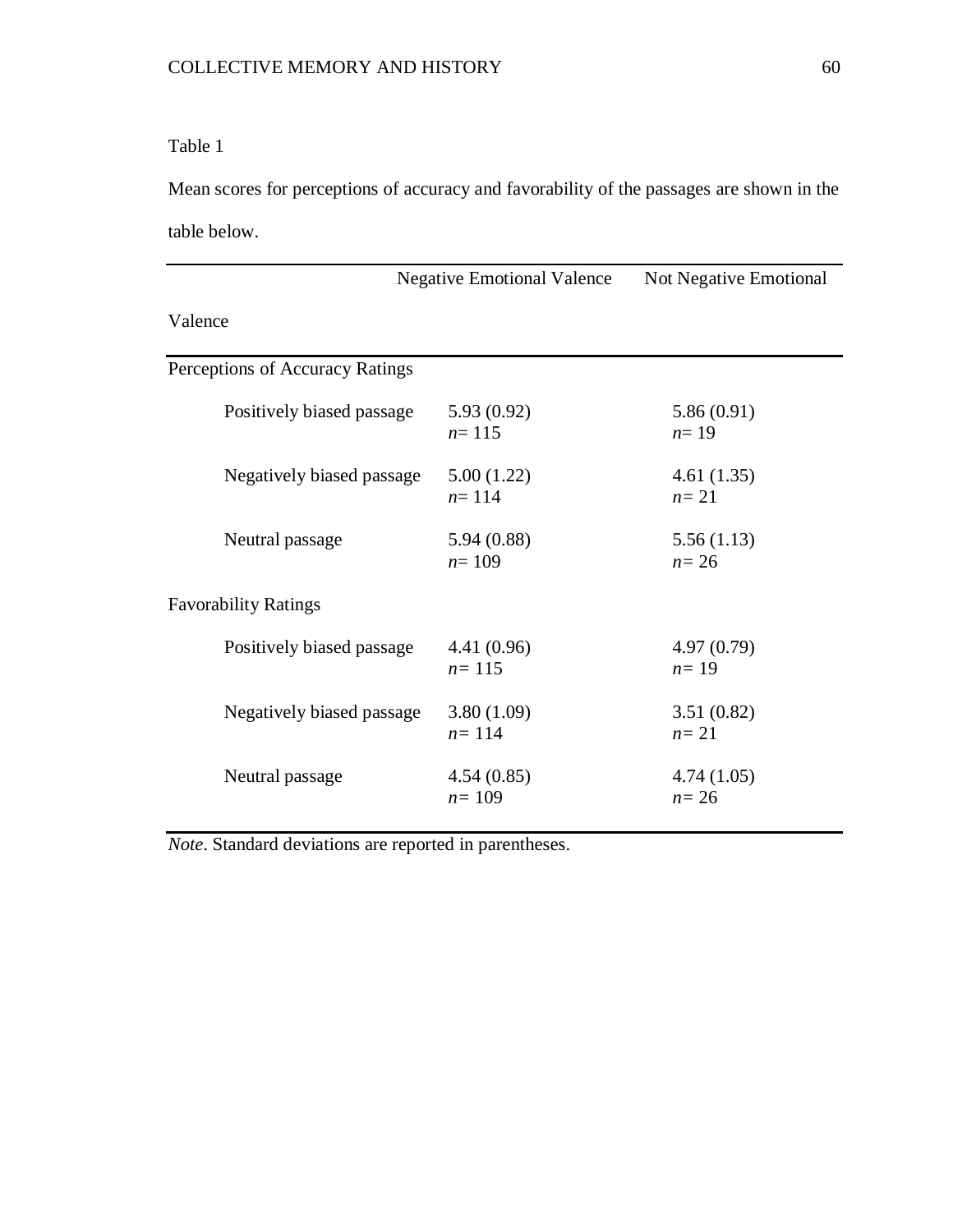Table 1

Mean scores for perceptions of accuracy and favorability of the passages are shown in the table below.

| | Negative Emotional Valence | Not Negative Emotional Valence |
|---|---|---|
| Perceptions of Accuracy Ratings | | |
| Positively biased passage | 5.93 (0.92) *n*= 115 | 5.86 (0.91) *n*= 19 |
| Negatively biased passage | 5.00 (1.22) *n*= 114 | 4.61 (1.35) *n*= 21 |
| Neutral passage | 5.94 (0.88) *n*= 109 | 5.56 (1.13) *n*= 26 |
| Favorability Ratings | | |
| Positively biased passage | 4.41 (0.96) *n*= 115 | 4.97 (0.79) *n*= 19 |
| Negatively biased passage | 3.80 (1.09) *n*= 114 | 3.51 (0.82) *n*= 21 |
| Neutral passage | 4.54 (0.85) *n*= 109 | 4.74 (1.05) *n*= 26 |

*Note*. Standard deviations are reported in parentheses.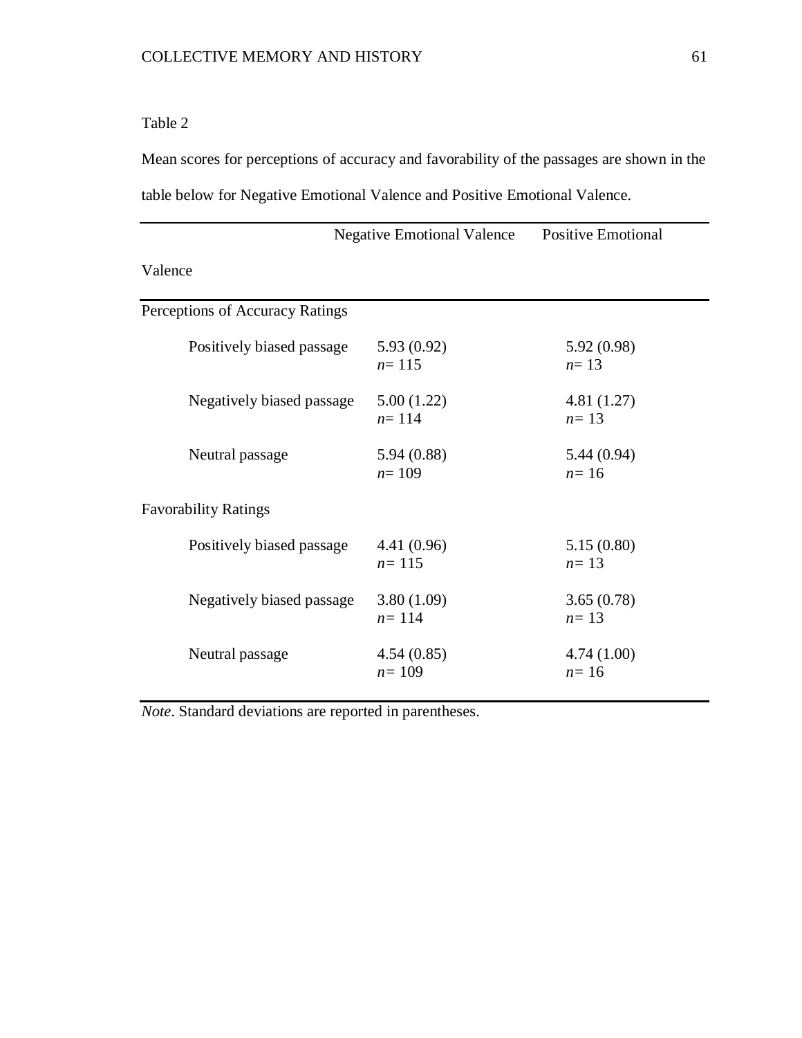Table 2

Mean scores for perceptions of accuracy and favorability of the passages are shown in the table below for Negative Emotional Valence and Positive Emotional Valence.

| | Negative Emotional Valence | Positive Emotional Valence |
|---|---|---|
| Perceptions of Accuracy Ratings | | |
| Positively biased passage | 5.93 (0.92) *n*= 115 | 5.92 (0.98) *n*= 13 |
| Negatively biased passage | 5.00 (1.22) *n*= 114 | 4.81 (1.27) *n*= 13 |
| Neutral passage | 5.94 (0.88) *n*= 109 | 5.44 (0.94) *n*= 16 |
| Favorability Ratings | | |
| Positively biased passage | 4.41 (0.96) *n*= 115 | 5.15 (0.80) *n*= 13 |
| Negatively biased passage | 3.80 (1.09) *n*= 114 | 3.65 (0.78) *n*= 13 |
| Neutral passage | 4.54 (0.85) *n*= 109 | 4.74 (1.00) *n*= 16 |

*Note*. Standard deviations are reported in parentheses.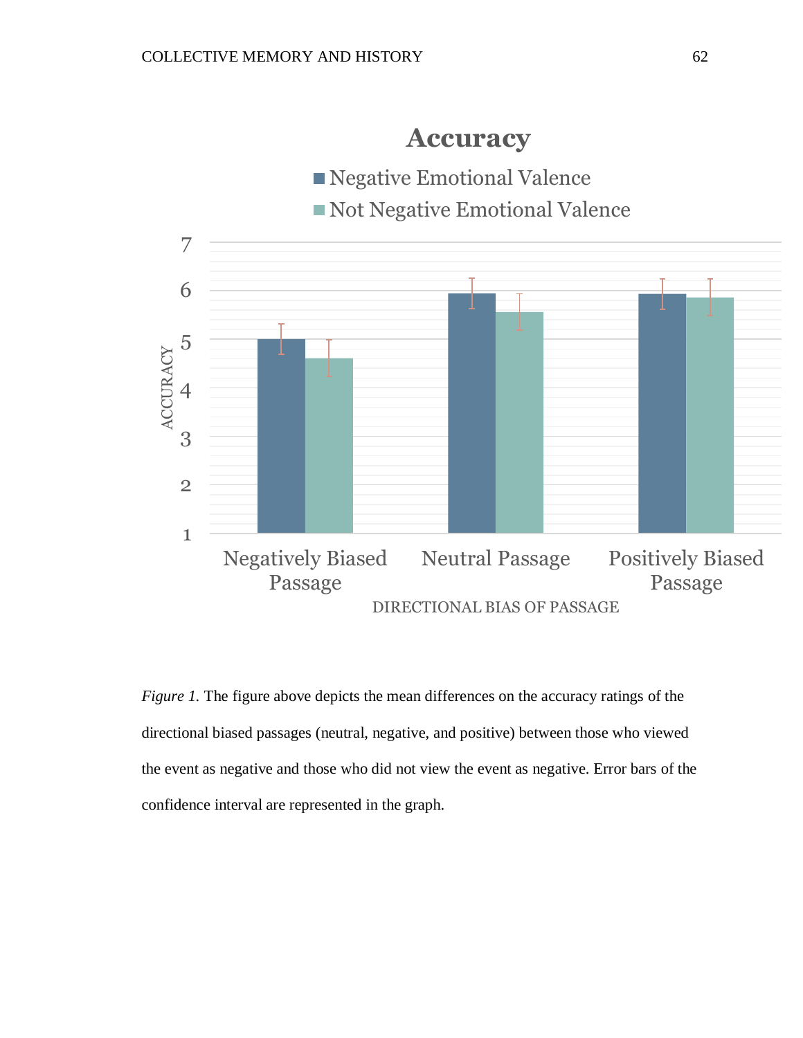*Figure 1.* The figure above depicts the mean differences on the accuracy ratings of the directional biased passages (neutral, negative, and positive) between those who viewed the event as negative and those who did not view the event as negative. Error bars of the confidence interval are represented in the graph.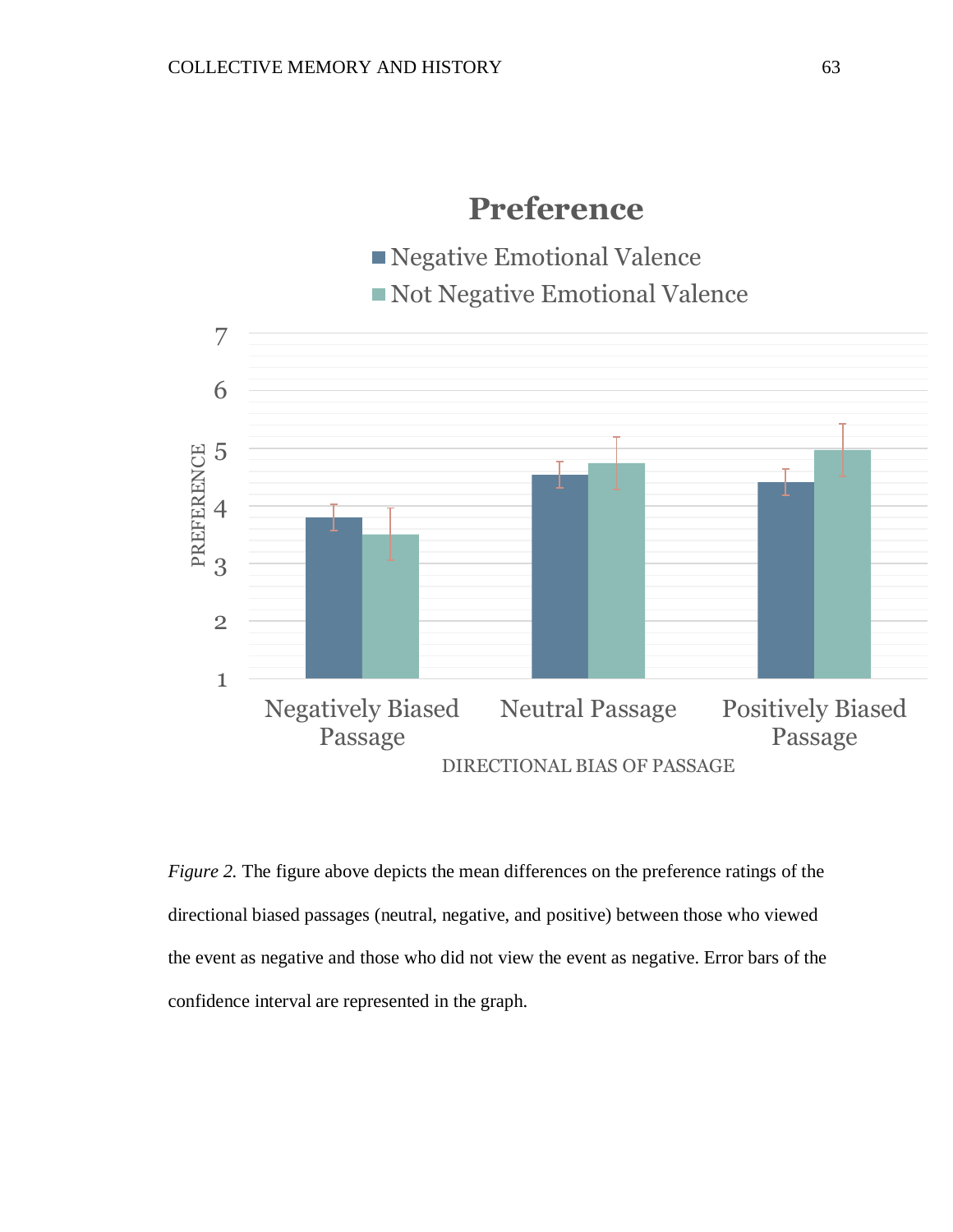Preference

Negative Emotional Valence

Not Negative Emotional Valence

PREFERENCE

DIRECTIONAL BIAS OF PASSAGE

Negatively Biased Passage | Neutral Passage | Positively Biased Passage

*Figure 2.* The figure above depicts the mean differences on the preference ratings of the directional biased passages (neutral, negative, and positive) between those who viewed the event as negative and those who did not view the event as negative. Error bars of the confidence interval are represented in the graph.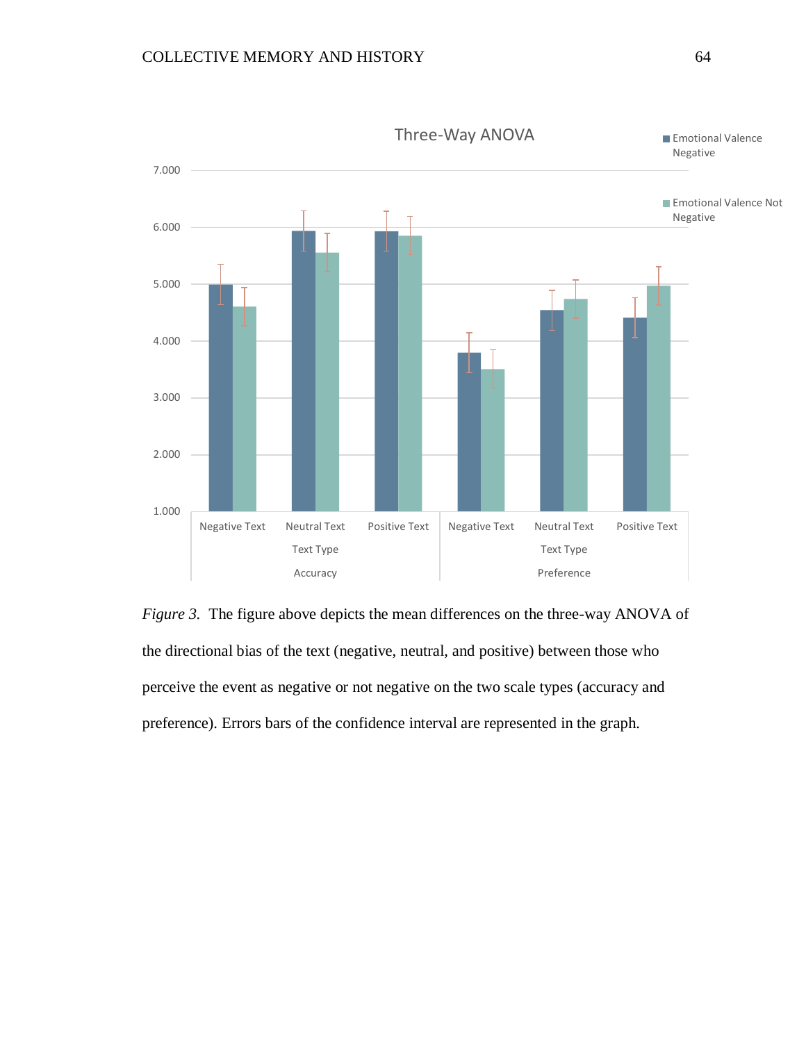*Figure 3.* The figure above depicts the mean differences on the three-way ANOVA of the directional bias of the text (negative, neutral, and positive) between those who perceive the event as negative or not negative on the two scale types (accuracy and preference). Errors bars of the confidence interval are represented in the graph.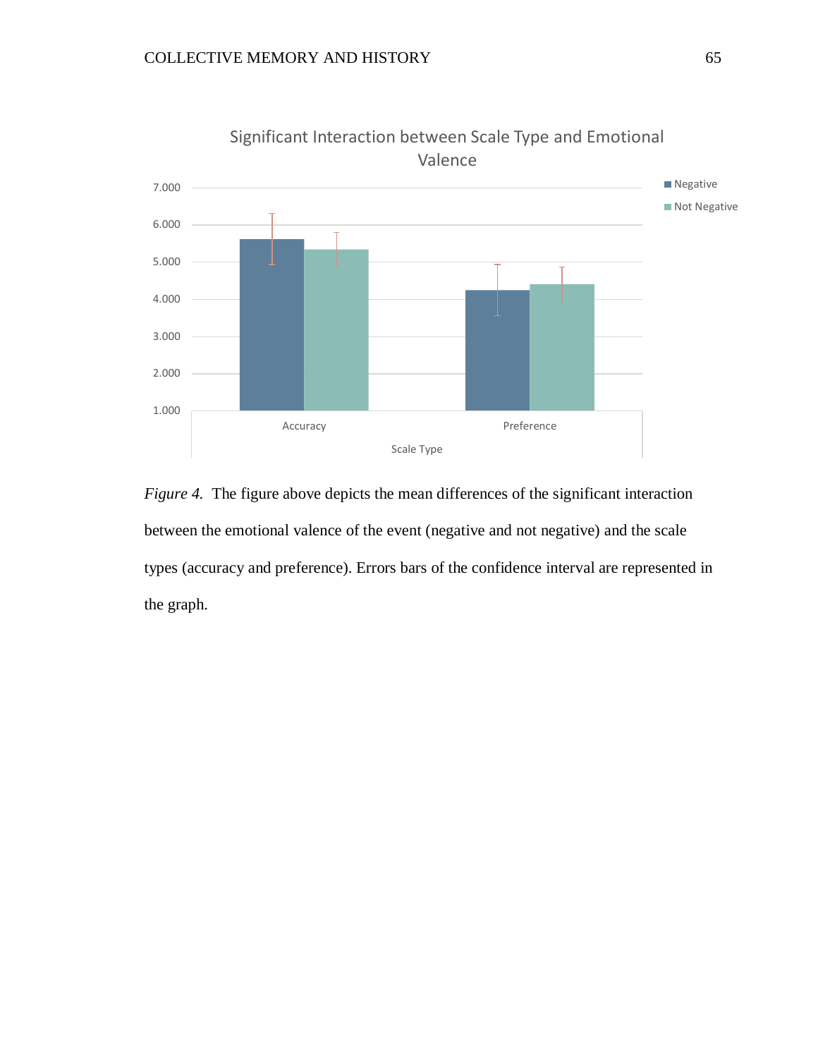*Figure 4.* The figure above depicts the mean differences of the significant interaction between the emotional valence of the event (negative and not negative) and the scale types (accuracy and preference). Errors bars of the confidence interval are represented in the graph.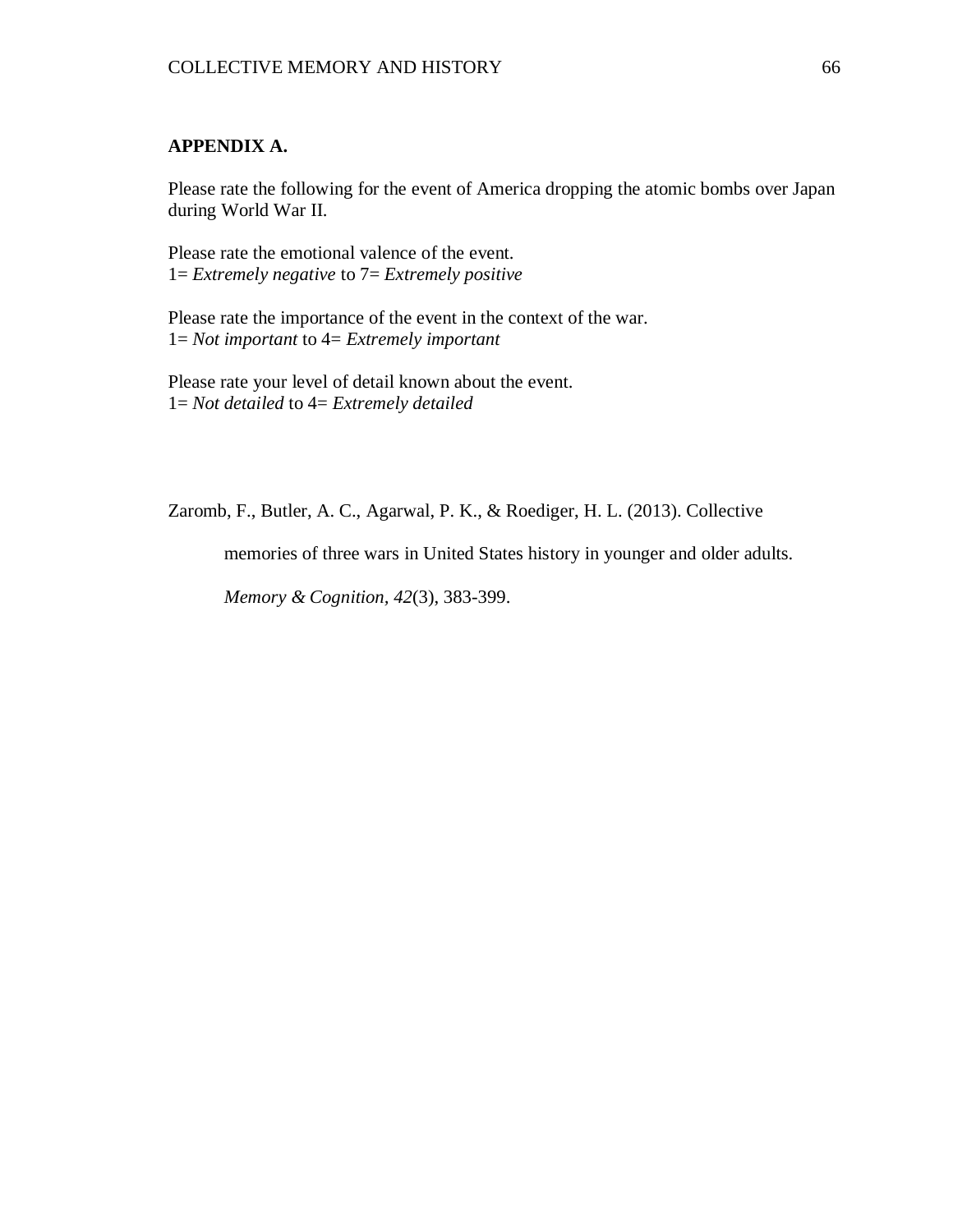**APPENDIX A.**

Please rate the following for the event of America dropping the atomic bombs over Japan during World War II.

Please rate the emotional valence of the event.
1= *Extremely negative* to 7= *Extremely positive*

Please rate the importance of the event in the context of the war.
1= *Not important* to 4= *Extremely important*

Please rate your level of detail known about the event.
1= *Not detailed* to 4= *Extremely detailed*

Zaromb, F., Butler, A. C., Agarwal, P. K., & Roediger, H. L. (2013). Collective memories of three wars in United States history in younger and older adults. *Memory & Cognition*, *42*(3), 383-399.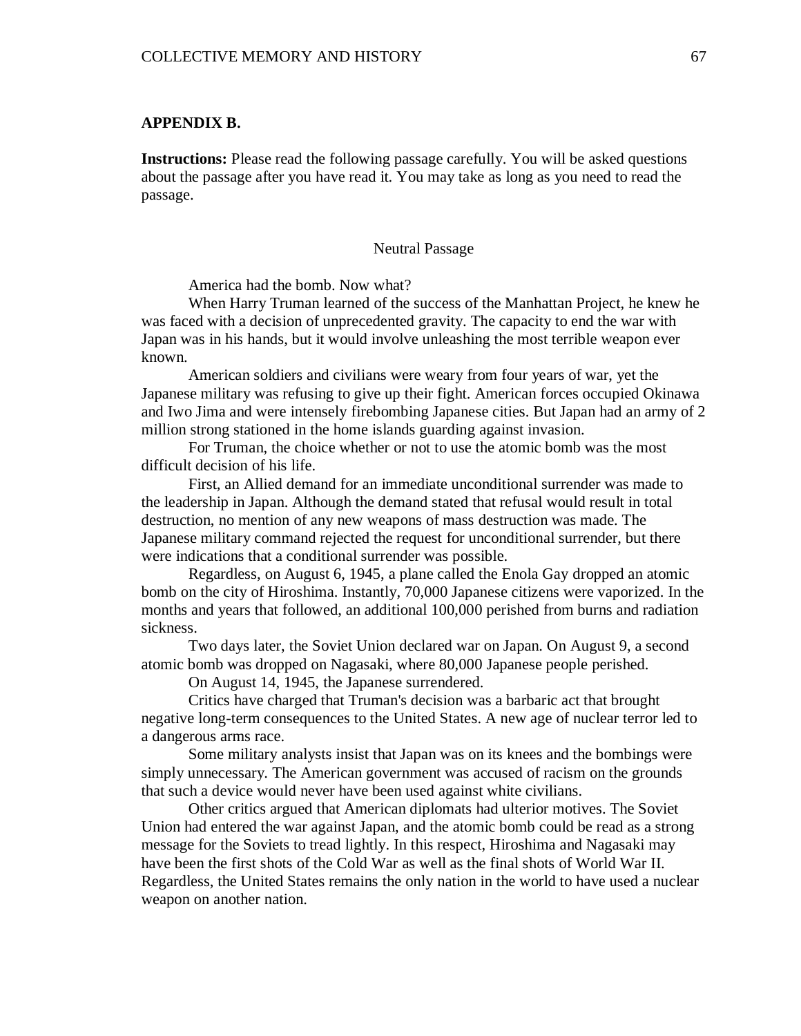**APPENDIX B.**

**Instructions:** Please read the following passage carefully. You will be asked questions about the passage after you have read it. You may take as long as you need to read the passage.

Neutral Passage

America had the bomb. Now what?

When Harry Truman learned of the success of the Manhattan Project, he knew he was faced with a decision of unprecedented gravity. The capacity to end the war with Japan was in his hands, but it would involve unleashing the most terrible weapon ever known.

American soldiers and civilians were weary from four years of war, yet the Japanese military was refusing to give up their fight. American forces occupied Okinawa and Iwo Jima and were intensely firebombing Japanese cities. But Japan had an army of 2 million strong stationed in the home islands guarding against invasion.

For Truman, the choice whether or not to use the atomic bomb was the most difficult decision of his life.

First, an Allied demand for an immediate unconditional surrender was made to the leadership in Japan. Although the demand stated that refusal would result in total destruction, no mention of any new weapons of mass destruction was made. The Japanese military command rejected the request for unconditional surrender, but there were indications that a conditional surrender was possible.

Regardless, on August 6, 1945, a plane called the Enola Gay dropped an atomic bomb on the city of Hiroshima. Instantly, 70,000 Japanese citizens were vaporized. In the months and years that followed, an additional 100,000 perished from burns and radiation sickness.

Two days later, the Soviet Union declared war on Japan. On August 9, a second atomic bomb was dropped on Nagasaki, where 80,000 Japanese people perished.

On August 14, 1945, the Japanese surrendered.

Critics have charged that Truman's decision was a barbaric act that brought negative long-term consequences to the United States. A new age of nuclear terror led to a dangerous arms race.

Some military analysts insist that Japan was on its knees and the bombings were simply unnecessary. The American government was accused of racism on the grounds that such a device would never have been used against white civilians.

Other critics argued that American diplomats had ulterior motives. The Soviet Union had entered the war against Japan, and the atomic bomb could be read as a strong message for the Soviets to tread lightly. In this respect, Hiroshima and Nagasaki may have been the first shots of the Cold War as well as the final shots of World War II. Regardless, the United States remains the only nation in the world to have used a nuclear weapon on another nation.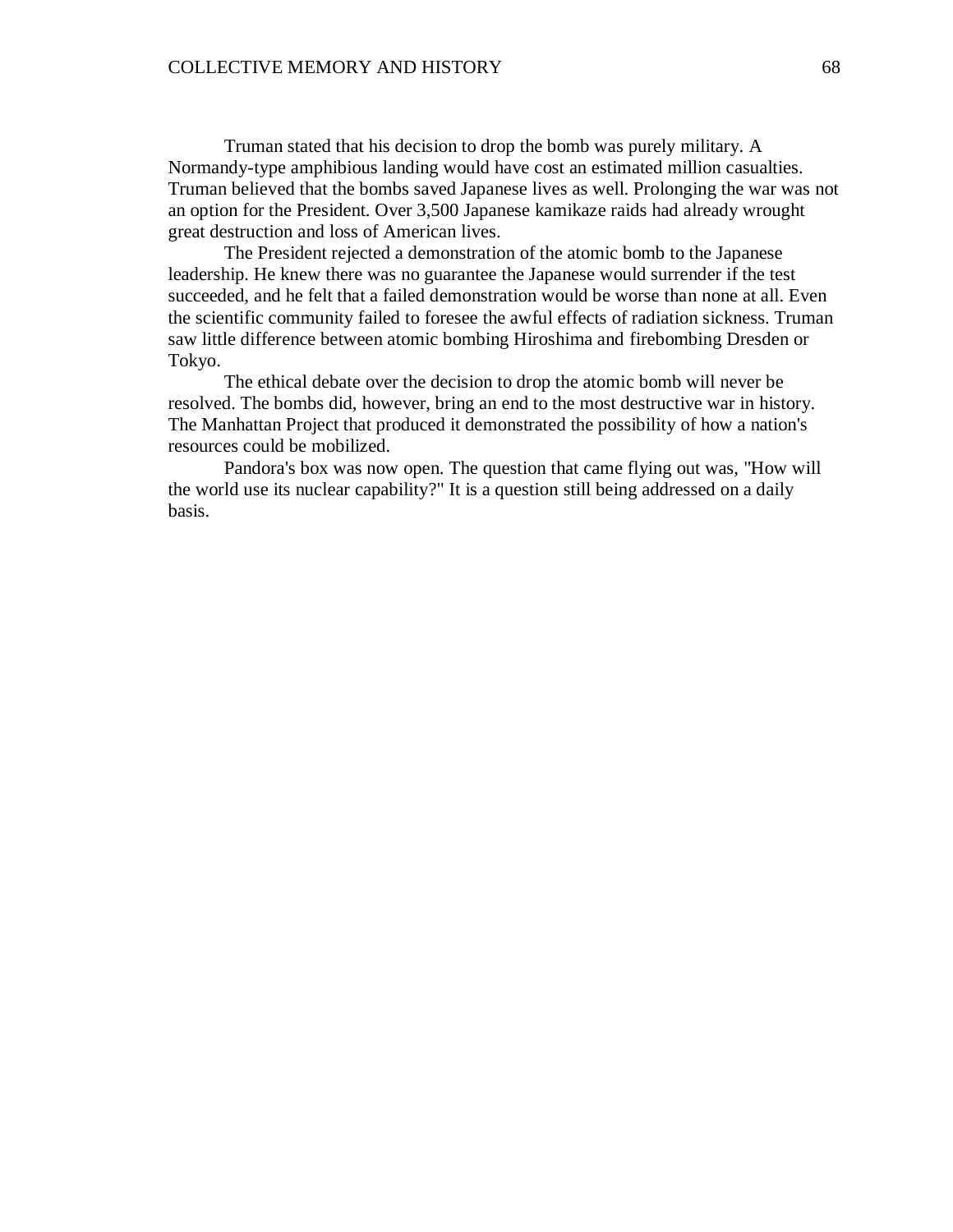Truman stated that his decision to drop the bomb was purely military. A Normandy-type amphibious landing would have cost an estimated million casualties. Truman believed that the bombs saved Japanese lives as well. Prolonging the war was not an option for the President. Over 3,500 Japanese kamikaze raids had already wrought great destruction and loss of American lives.

The President rejected a demonstration of the atomic bomb to the Japanese leadership. He knew there was no guarantee the Japanese would surrender if the test succeeded, and he felt that a failed demonstration would be worse than none at all. Even the scientific community failed to foresee the awful effects of radiation sickness. Truman saw little difference between atomic bombing Hiroshima and firebombing Dresden or Tokyo.

The ethical debate over the decision to drop the atomic bomb will never be resolved. The bombs did, however, bring an end to the most destructive war in history. The Manhattan Project that produced it demonstrated the possibility of how a nation's resources could be mobilized.

Pandora's box was now open. The question that came flying out was, "How will the world use its nuclear capability?" It is a question still being addressed on a daily basis.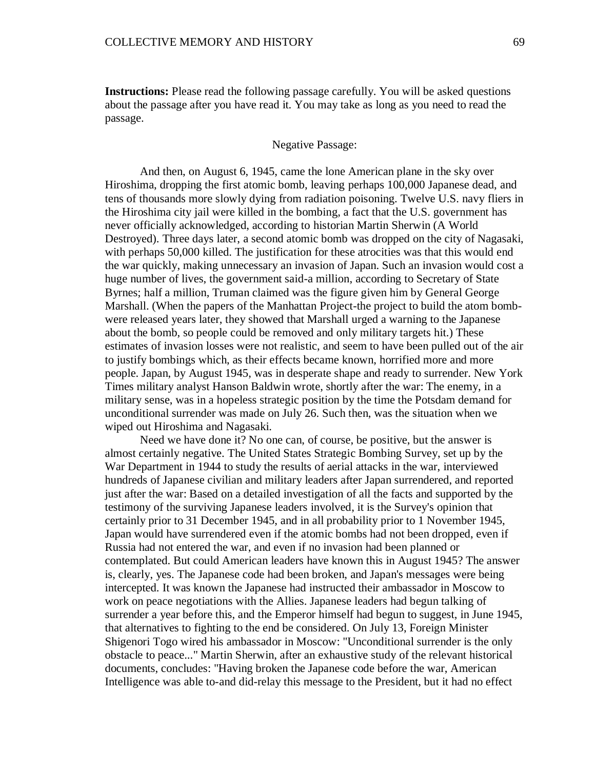**Instructions:** Please read the following passage carefully. You will be asked questions about the passage after you have read it. You may take as long as you need to read the passage.

Negative Passage:

And then, on August 6, 1945, came the lone American plane in the sky over Hiroshima, dropping the first atomic bomb, leaving perhaps 100,000 Japanese dead, and tens of thousands more slowly dying from radiation poisoning. Twelve U.S. navy fliers in the Hiroshima city jail were killed in the bombing, a fact that the U.S. government has never officially acknowledged, according to historian Martin Sherwin (A World Destroyed). Three days later, a second atomic bomb was dropped on the city of Nagasaki, with perhaps 50,000 killed. The justification for these atrocities was that this would end the war quickly, making unnecessary an invasion of Japan. Such an invasion would cost a huge number of lives, the government said-a million, according to Secretary of State Byrnes; half a million, Truman claimed was the figure given him by General George Marshall. (When the papers of the Manhattan Project-the project to build the atom bomb-were released years later, they showed that Marshall urged a warning to the Japanese about the bomb, so people could be removed and only military targets hit.) These estimates of invasion losses were not realistic, and seem to have been pulled out of the air to justify bombings which, as their effects became known, horrified more and more people. Japan, by August 1945, was in desperate shape and ready to surrender. New York Times military analyst Hanson Baldwin wrote, shortly after the war: The enemy, in a military sense, was in a hopeless strategic position by the time the Potsdam demand for unconditional surrender was made on July 26. Such then, was the situation when we wiped out Hiroshima and Nagasaki.

Need we have done it? No one can, of course, be positive, but the answer is almost certainly negative. The United States Strategic Bombing Survey, set up by the War Department in 1944 to study the results of aerial attacks in the war, interviewed hundreds of Japanese civilian and military leaders after Japan surrendered, and reported just after the war: Based on a detailed investigation of all the facts and supported by the testimony of the surviving Japanese leaders involved, it is the Survey's opinion that certainly prior to 31 December 1945, and in all probability prior to 1 November 1945, Japan would have surrendered even if the atomic bombs had not been dropped, even if Russia had not entered the war, and even if no invasion had been planned or contemplated. But could American leaders have known this in August 1945? The answer is, clearly, yes. The Japanese code had been broken, and Japan's messages were being intercepted. It was known the Japanese had instructed their ambassador in Moscow to work on peace negotiations with the Allies. Japanese leaders had begun talking of surrender a year before this, and the Emperor himself had begun to suggest, in June 1945, that alternatives to fighting to the end be considered. On July 13, Foreign Minister Shigenori Togo wired his ambassador in Moscow: "Unconditional surrender is the only obstacle to peace..." Martin Sherwin, after an exhaustive study of the relevant historical documents, concludes: "Having broken the Japanese code before the war, American Intelligence was able to-and did-relay this message to the President, but it had no effect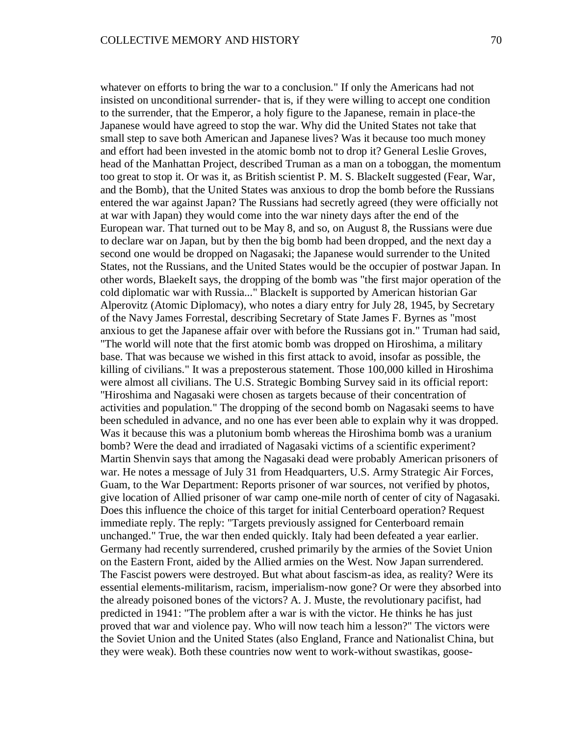whatever on efforts to bring the war to a conclusion." If only the Americans had not insisted on unconditional surrender- that is, if they were willing to accept one condition to the surrender, that the Emperor, a holy figure to the Japanese, remain in place-the Japanese would have agreed to stop the war. Why did the United States not take that small step to save both American and Japanese lives? Was it because too much money and effort had been invested in the atomic bomb not to drop it? General Leslie Groves, head of the Manhattan Project, described Truman as a man on a toboggan, the momentum too great to stop it. Or was it, as British scientist P. M. S. BlackeIt suggested (Fear, War, and the Bomb), that the United States was anxious to drop the bomb before the Russians entered the war against Japan? The Russians had secretly agreed (they were officially not at war with Japan) they would come into the war ninety days after the end of the European war. That turned out to be May 8, and so, on August 8, the Russians were due to declare war on Japan, but by then the big bomb had been dropped, and the next day a second one would be dropped on Nagasaki; the Japanese would surrender to the United States, not the Russians, and the United States would be the occupier of postwar Japan. In other words, BlaekeIt says, the dropping of the bomb was "the first major operation of the cold diplomatic war with Russia..." BlackeIt is supported by American historian Gar Alperovitz (Atomic Diplomacy), who notes a diary entry for July 28, 1945, by Secretary of the Navy James Forrestal, describing Secretary of State James F. Byrnes as "most anxious to get the Japanese affair over with before the Russians got in." Truman had said, "The world will note that the first atomic bomb was dropped on Hiroshima, a military base. That was because we wished in this first attack to avoid, insofar as possible, the killing of civilians." It was a preposterous statement. Those 100,000 killed in Hiroshima were almost all civilians. The U.S. Strategic Bombing Survey said in its official report: "Hiroshima and Nagasaki were chosen as targets because of their concentration of activities and population." The dropping of the second bomb on Nagasaki seems to have been scheduled in advance, and no one has ever been able to explain why it was dropped. Was it because this was a plutonium bomb whereas the Hiroshima bomb was a uranium bomb? Were the dead and irradiated of Nagasaki victims of a scientific experiment? Martin Shenvin says that among the Nagasaki dead were probably American prisoners of war. He notes a message of July 31 from Headquarters, U.S. Army Strategic Air Forces, Guam, to the War Department: Reports prisoner of war sources, not verified by photos, give location of Allied prisoner of war camp one-mile north of center of city of Nagasaki. Does this influence the choice of this target for initial Centerboard operation? Request immediate reply. The reply: "Targets previously assigned for Centerboard remain unchanged." True, the war then ended quickly. Italy had been defeated a year earlier. Germany had recently surrendered, crushed primarily by the armies of the Soviet Union on the Eastern Front, aided by the Allied armies on the West. Now Japan surrendered. The Fascist powers were destroyed. But what about fascism-as idea, as reality? Were its essential elements-militarism, racism, imperialism-now gone? Or were they absorbed into the already poisoned bones of the victors? A. J. Muste, the revolutionary pacifist, had predicted in 1941: "The problem after a war is with the victor. He thinks he has just proved that war and violence pay. Who will now teach him a lesson?" The victors were the Soviet Union and the United States (also England, France and Nationalist China, but they were weak). Both these countries now went to work-without swastikas, goose-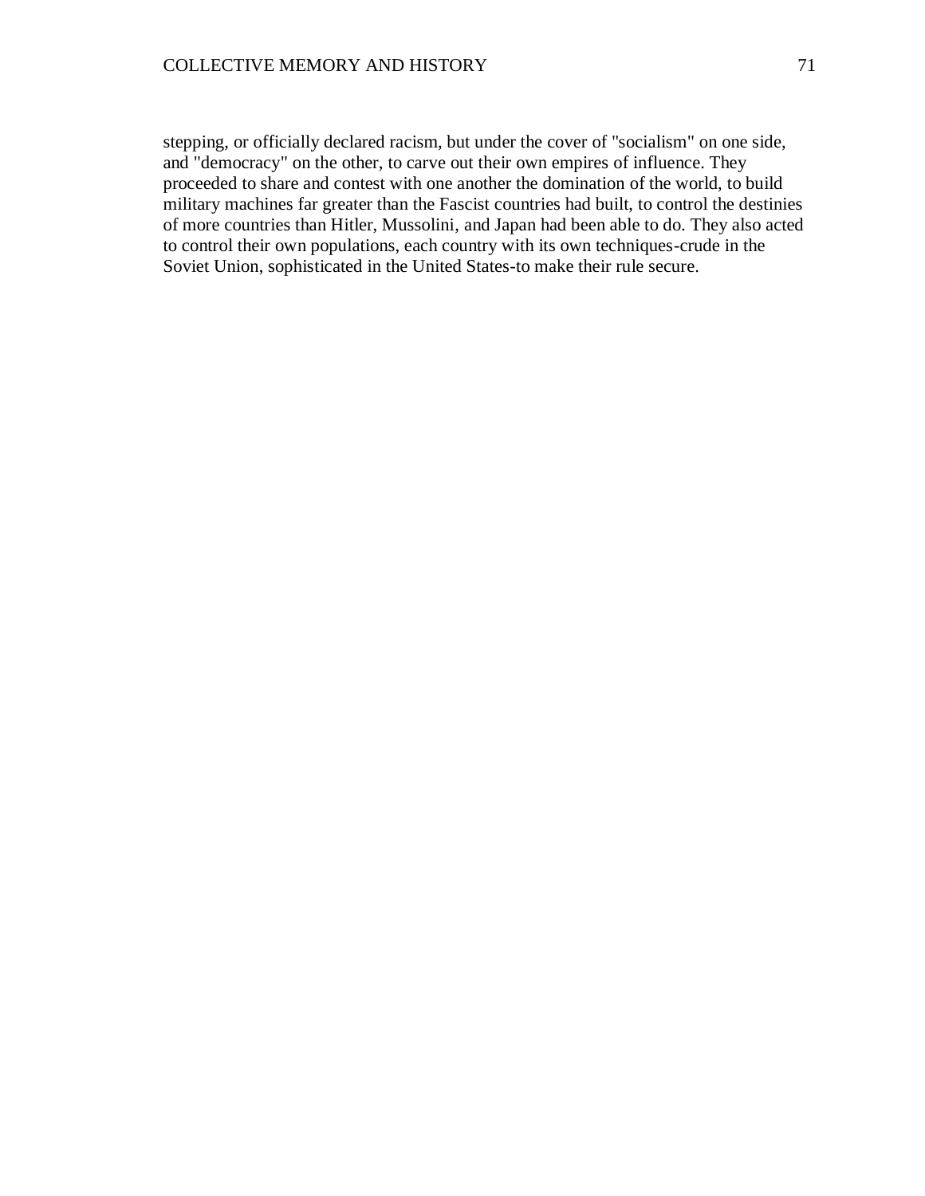stepping, or officially declared racism, but under the cover of "socialism" on one side, and "democracy" on the other, to carve out their own empires of influence. They proceeded to share and contest with one another the domination of the world, to build military machines far greater than the Fascist countries had built, to control the destinies of more countries than Hitler, Mussolini, and Japan had been able to do. They also acted to control their own populations, each country with its own techniques-crude in the Soviet Union, sophisticated in the United States-to make their rule secure.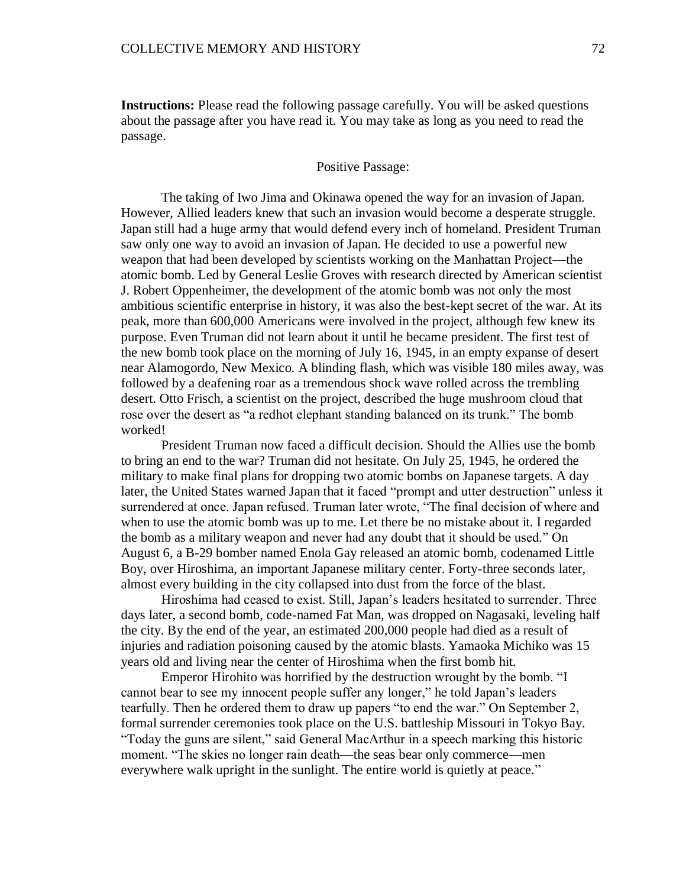**Instructions:** Please read the following passage carefully. You will be asked questions about the passage after you have read it. You may take as long as you need to read the passage.

Positive Passage:

The taking of Iwo Jima and Okinawa opened the way for an invasion of Japan. However, Allied leaders knew that such an invasion would become a desperate struggle. Japan still had a huge army that would defend every inch of homeland. President Truman saw only one way to avoid an invasion of Japan. He decided to use a powerful new weapon that had been developed by scientists working on the Manhattan Project—the atomic bomb. Led by General Leslie Groves with research directed by American scientist J. Robert Oppenheimer, the development of the atomic bomb was not only the most ambitious scientific enterprise in history, it was also the best-kept secret of the war. At its peak, more than 600,000 Americans were involved in the project, although few knew its purpose. Even Truman did not learn about it until he became president. The first test of the new bomb took place on the morning of July 16, 1945, in an empty expanse of desert near Alamogordo, New Mexico. A blinding flash, which was visible 180 miles away, was followed by a deafening roar as a tremendous shock wave rolled across the trembling desert. Otto Frisch, a scientist on the project, described the huge mushroom cloud that rose over the desert as "a redhot elephant standing balanced on its trunk." The bomb worked!

President Truman now faced a difficult decision. Should the Allies use the bomb to bring an end to the war? Truman did not hesitate. On July 25, 1945, he ordered the military to make final plans for dropping two atomic bombs on Japanese targets. A day later, the United States warned Japan that it faced "prompt and utter destruction" unless it surrendered at once. Japan refused. Truman later wrote, "The final decision of where and when to use the atomic bomb was up to me. Let there be no mistake about it. I regarded the bomb as a military weapon and never had any doubt that it should be used." On August 6, a B-29 bomber named Enola Gay released an atomic bomb, codenamed Little Boy, over Hiroshima, an important Japanese military center. Forty-three seconds later, almost every building in the city collapsed into dust from the force of the blast.

Hiroshima had ceased to exist. Still, Japan's leaders hesitated to surrender. Three days later, a second bomb, code-named Fat Man, was dropped on Nagasaki, leveling half the city. By the end of the year, an estimated 200,000 people had died as a result of injuries and radiation poisoning caused by the atomic blasts. Yamaoka Michiko was 15 years old and living near the center of Hiroshima when the first bomb hit.

Emperor Hirohito was horrified by the destruction wrought by the bomb. "I cannot bear to see my innocent people suffer any longer," he told Japan's leaders tearfully. Then he ordered them to draw up papers "to end the war." On September 2, formal surrender ceremonies took place on the U.S. battleship Missouri in Tokyo Bay. "Today the guns are silent," said General MacArthur in a speech marking this historic moment. "The skies no longer rain death—the seas bear only commerce—men everywhere walk upright in the sunlight. The entire world is quietly at peace."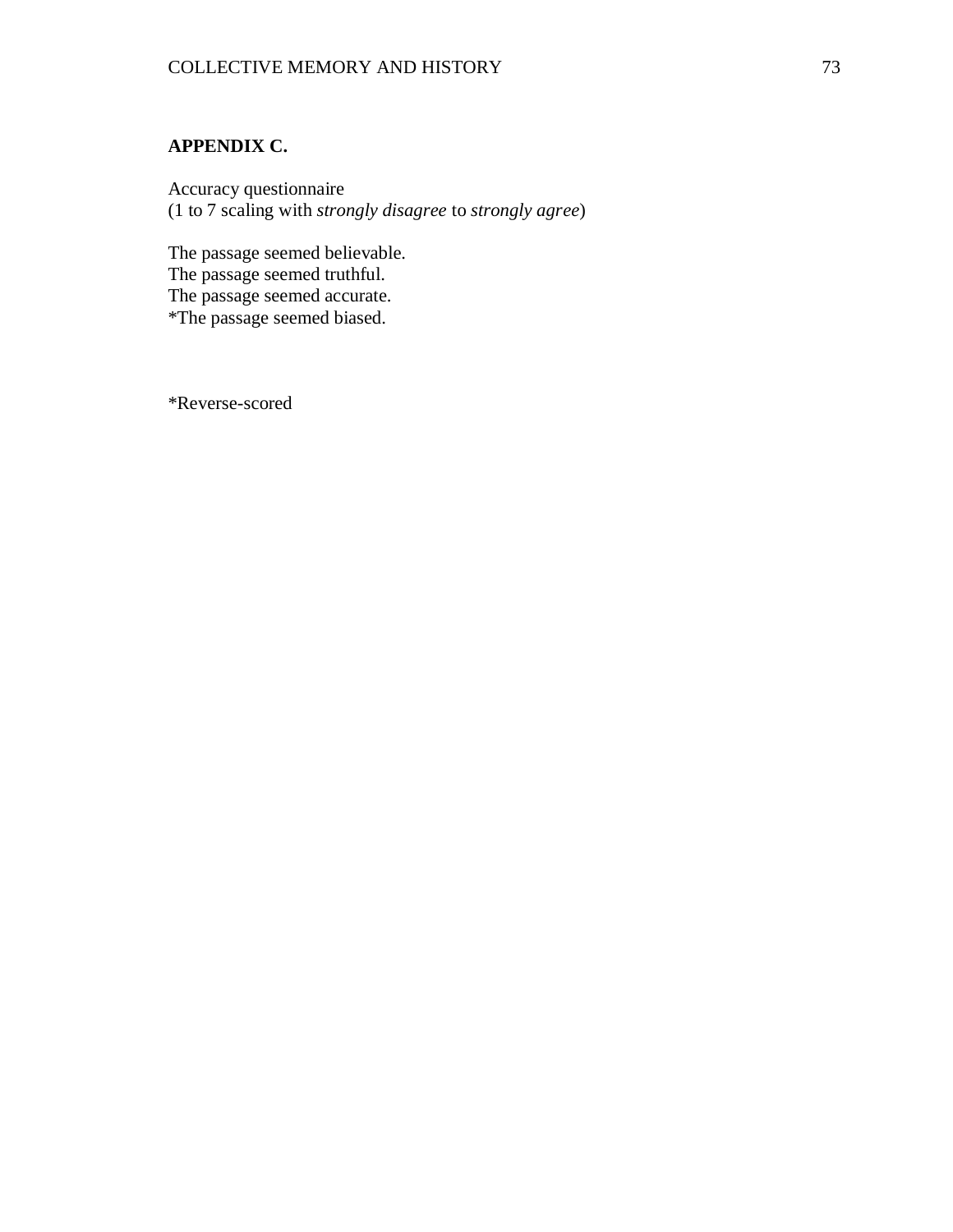## APPENDIX C.

Accuracy questionnaire
(1 to 7 scaling with *strongly disagree* to *strongly agree*)

The passage seemed believable.
The passage seemed truthful.
The passage seemed accurate.
*The passage seemed biased.

*Reverse-scored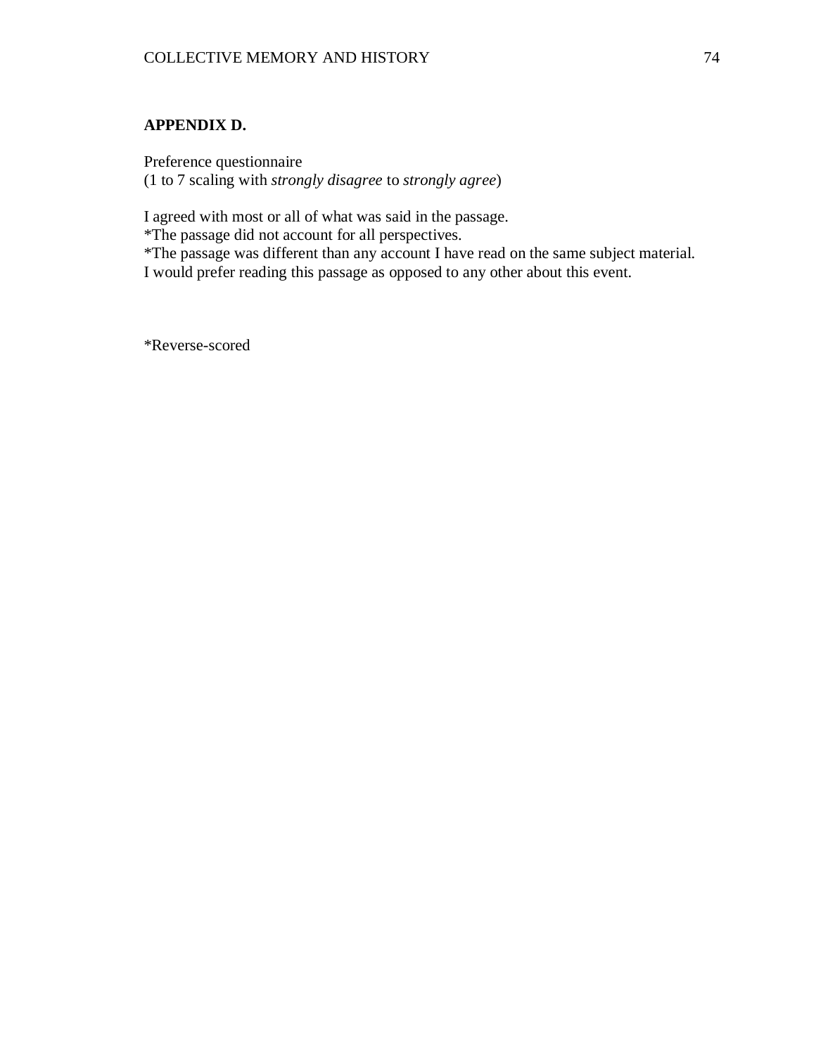**APPENDIX D.**

Preference questionnaire
(1 to 7 scaling with *strongly disagree* to *strongly agree*)

I agreed with most or all of what was said in the passage.
*The passage did not account for all perspectives.
*The passage was different than any account I have read on the same subject material.
I would prefer reading this passage as opposed to any other about this event.

*Reverse-scored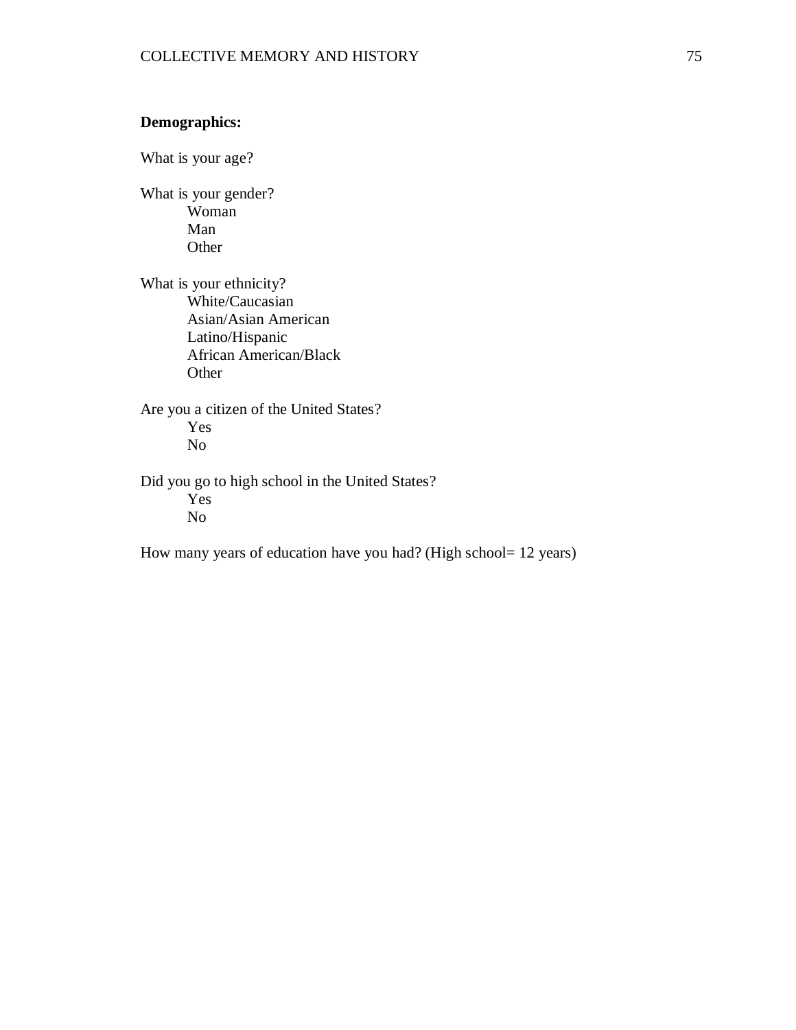**Demographics:**

What is your age?

What is your gender?
- Woman
- Man
- Other

What is your ethnicity?
- White/Caucasian
- Asian/Asian American
- Latino/Hispanic
- African American/Black
- Other

Are you a citizen of the United States?
- Yes
- No

Did you go to high school in the United States?
- Yes
- No

How many years of education have you had? (High school= 12 years)